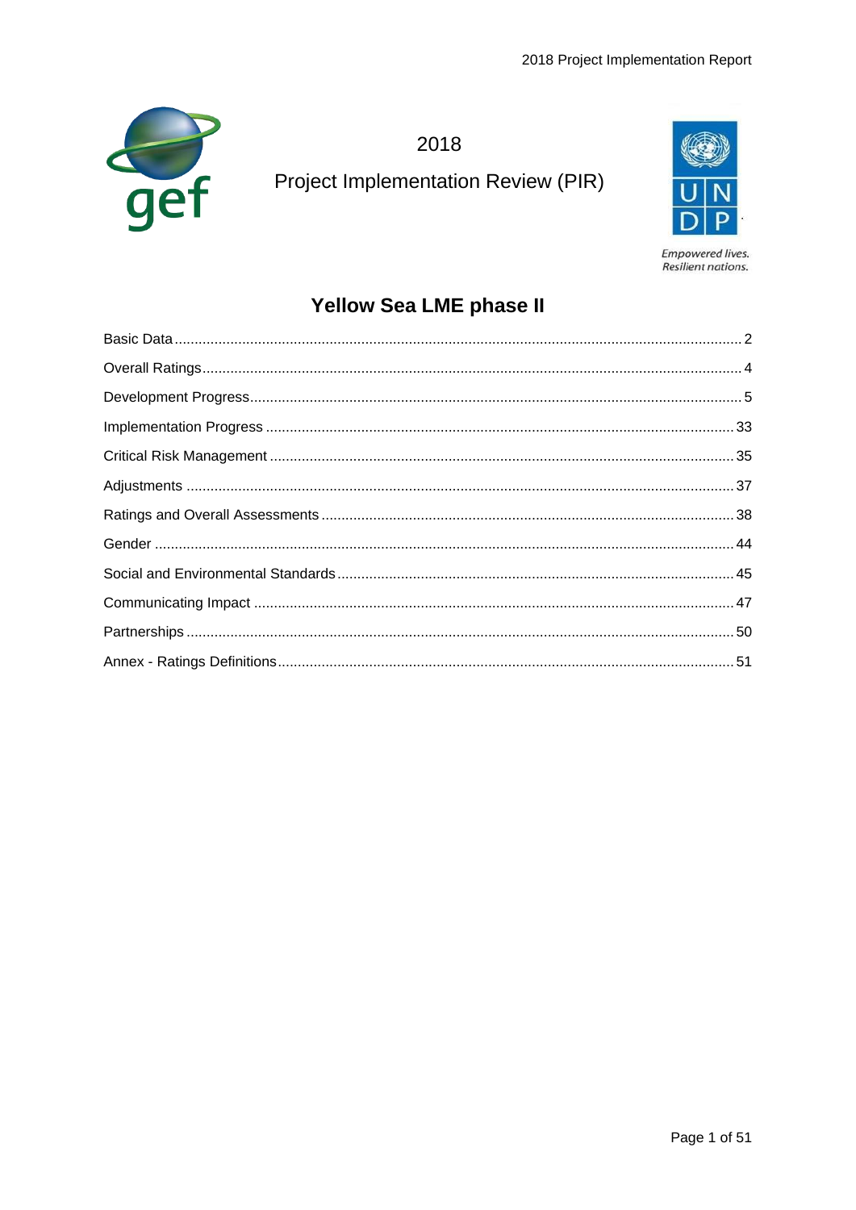2018

Project Implementation Review (PIR)

Empowered lives.
Resilient nations.

# Yellow Sea LME phase II

| | |
|---|---|
| Basic Data | 2 |
| Overall Ratings | 4 |
| Development Progress | 5 |
| Implementation Progress | 33 |
| Critical Risk Management | 35 |
| Adjustments | 37 |
| Ratings and Overall Assessments | 38 |
| Gender | 44 |
| Social and Environmental Standards | 45 |
| Communicating Impact | 47 |
| Partnerships | 50 |
| Annex - Ratings Definitions | 51 |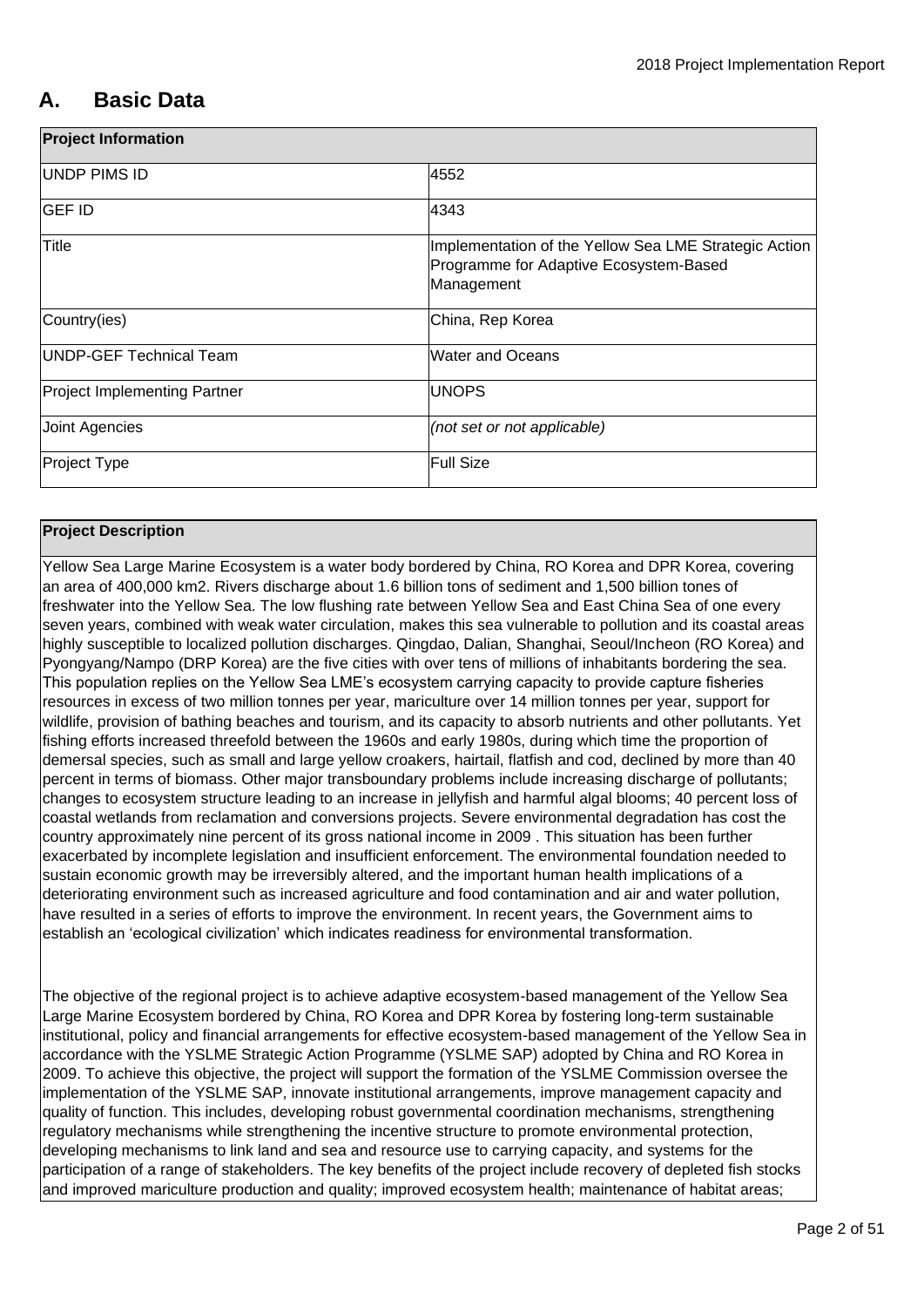# A. Basic Data

| Project Information | |
|---|---|
| UNDP PIMS ID | 4552 |
| GEF ID | 4343 |
| Title | Implementation of the Yellow Sea LME Strategic Action Programme for Adaptive Ecosystem-Based Management |
| Country(ies) | China, Rep Korea |
| UNDP-GEF Technical Team | Water and Oceans |
| Project Implementing Partner | UNOPS |
| Joint Agencies | *(not set or not applicable)* |
| Project Type | Full Size |

| Project Description |
|---|
| Yellow Sea Large Marine Ecosystem is a water body bordered by China, RO Korea and DPR Korea, covering an area of 400,000 km2. Rivers discharge about 1.6 billion tons of sediment and 1,500 billion tones of freshwater into the Yellow Sea. The low flushing rate between Yellow Sea and East China Sea of one every seven years, combined with weak water circulation, makes this sea vulnerable to pollution and its coastal areas highly susceptible to localized pollution discharges. Qingdao, Dalian, Shanghai, Seoul/Incheon (RO Korea) and Pyongyang/Nampo (DRP Korea) are the five cities with over tens of millions of inhabitants bordering the sea. This population replies on the Yellow Sea LME's ecosystem carrying capacity to provide capture fisheries resources in excess of two million tonnes per year, mariculture over 14 million tonnes per year, support for wildlife, provision of bathing beaches and tourism, and its capacity to absorb nutrients and other pollutants. Yet fishing efforts increased threefold between the 1960s and early 1980s, during which time the proportion of demersal species, such as small and large yellow croakers, hairtail, flatfish and cod, declined by more than 40 percent in terms of biomass. Other major transboundary problems include increasing discharge of pollutants; changes to ecosystem structure leading to an increase in jellyfish and harmful algal blooms; 40 percent loss of coastal wetlands from reclamation and conversions projects. Severe environmental degradation has cost the country approximately nine percent of its gross national income in 2009 . This situation has been further exacerbated by incomplete legislation and insufficient enforcement. The environmental foundation needed to sustain economic growth may be irreversibly altered, and the important human health implications of a deteriorating environment such as increased agriculture and food contamination and air and water pollution, have resulted in a series of efforts to improve the environment. In recent years, the Government aims to establish an 'ecological civilization' which indicates readiness for environmental transformation.<br><br>The objective of the regional project is to achieve adaptive ecosystem-based management of the Yellow Sea Large Marine Ecosystem bordered by China, RO Korea and DPR Korea by fostering long-term sustainable institutional, policy and financial arrangements for effective ecosystem-based management of the Yellow Sea in accordance with the YSLME Strategic Action Programme (YSLME SAP) adopted by China and RO Korea in 2009. To achieve this objective, the project will support the formation of the YSLME Commission oversee the implementation of the YSLME SAP, innovate institutional arrangements, improve management capacity and quality of function. This includes, developing robust governmental coordination mechanisms, strengthening regulatory mechanisms while strengthening the incentive structure to promote environmental protection, developing mechanisms to link land and sea and resource use to carrying capacity, and systems for the participation of a range of stakeholders. The key benefits of the project include recovery of depleted fish stocks and improved mariculture production and quality; improved ecosystem health; maintenance of habitat areas; |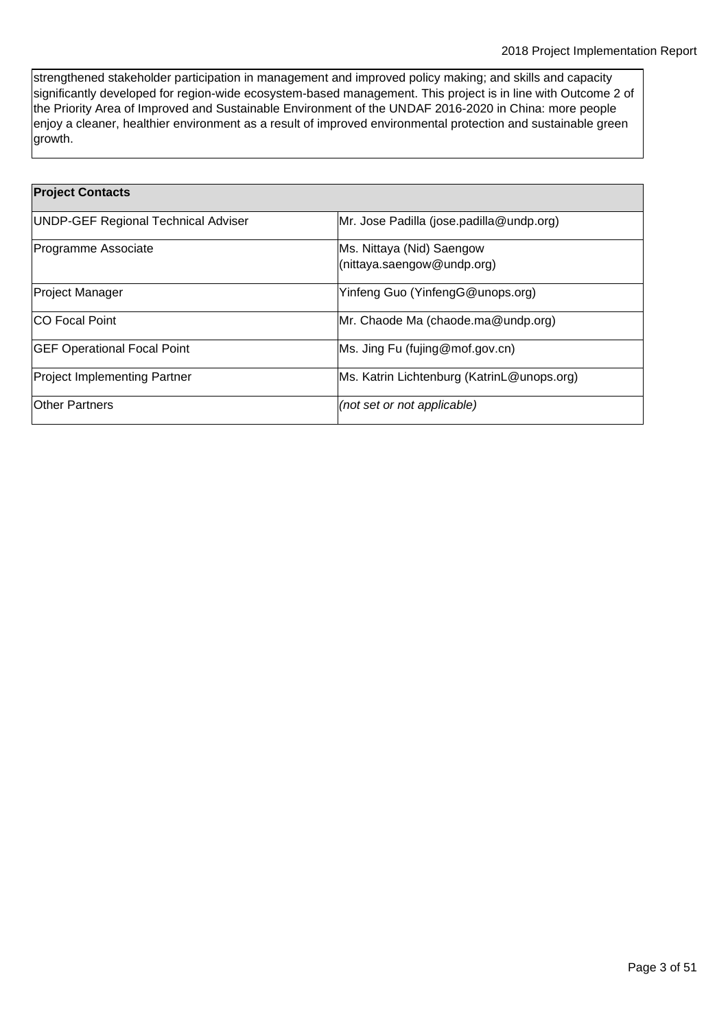strengthened stakeholder participation in management and improved policy making; and skills and capacity significantly developed for region-wide ecosystem-based management. This project is in line with Outcome 2 of the Priority Area of Improved and Sustainable Environment of the UNDAF 2016-2020 in China: more people enjoy a cleaner, healthier environment as a result of improved environmental protection and sustainable green growth.

| **Project Contacts** | |
|---|---|
| UNDP-GEF Regional Technical Adviser | Mr. Jose Padilla (jose.padilla@undp.org) |
| Programme Associate | Ms. Nittaya (Nid) Saengow (nittaya.saengow@undp.org) |
| Project Manager | Yinfeng Guo (YinfengG@unops.org) |
| CO Focal Point | Mr. Chaode Ma (chaode.ma@undp.org) |
| GEF Operational Focal Point | Ms. Jing Fu (fujing@mof.gov.cn) |
| Project Implementing Partner | Ms. Katrin Lichtenburg (KatrinL@unops.org) |
| Other Partners | *(not set or not applicable)* |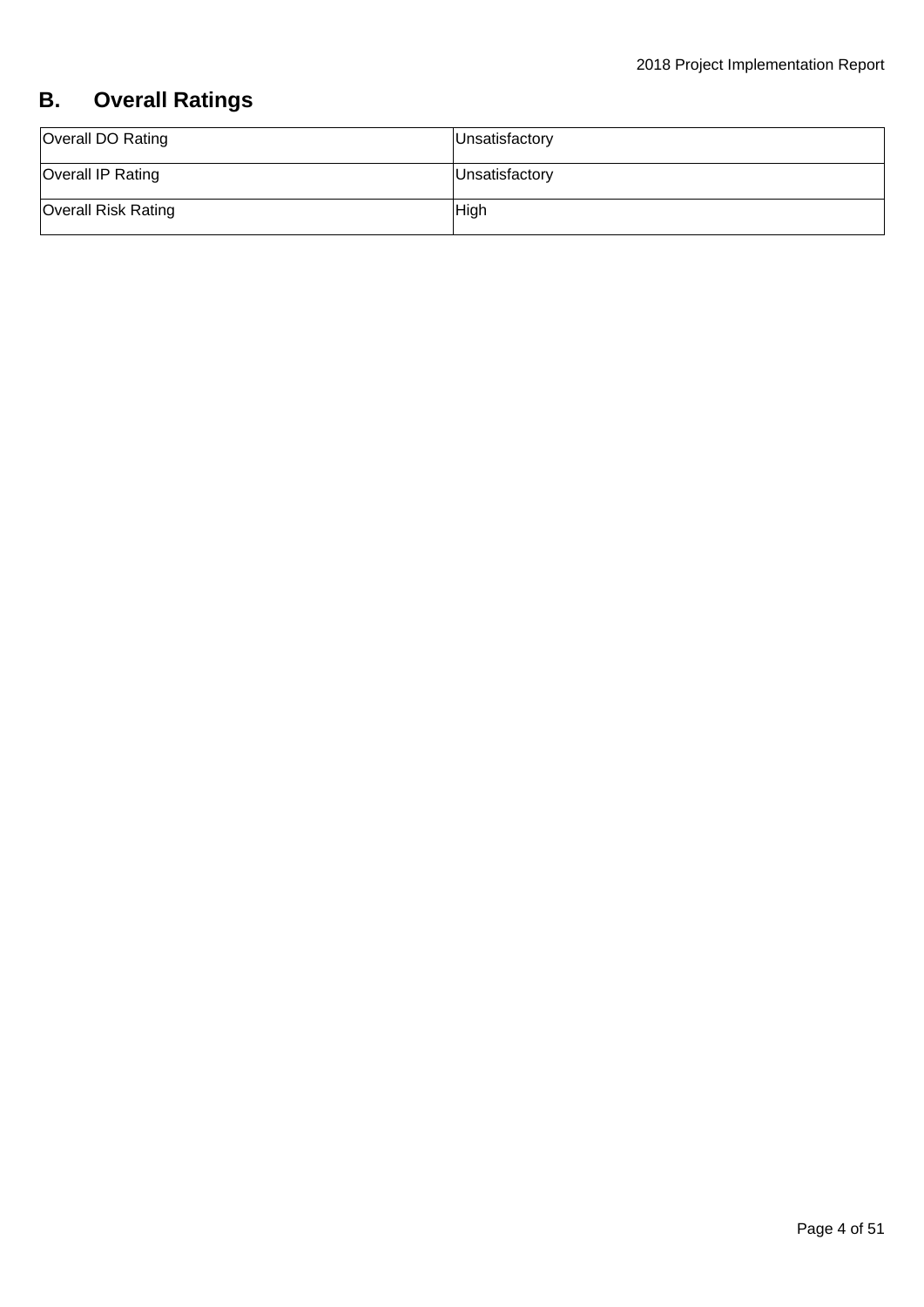## B. Overall Ratings

| Overall DO Rating | Unsatisfactory |
|---|---|
| Overall IP Rating | Unsatisfactory |
| Overall Risk Rating | High |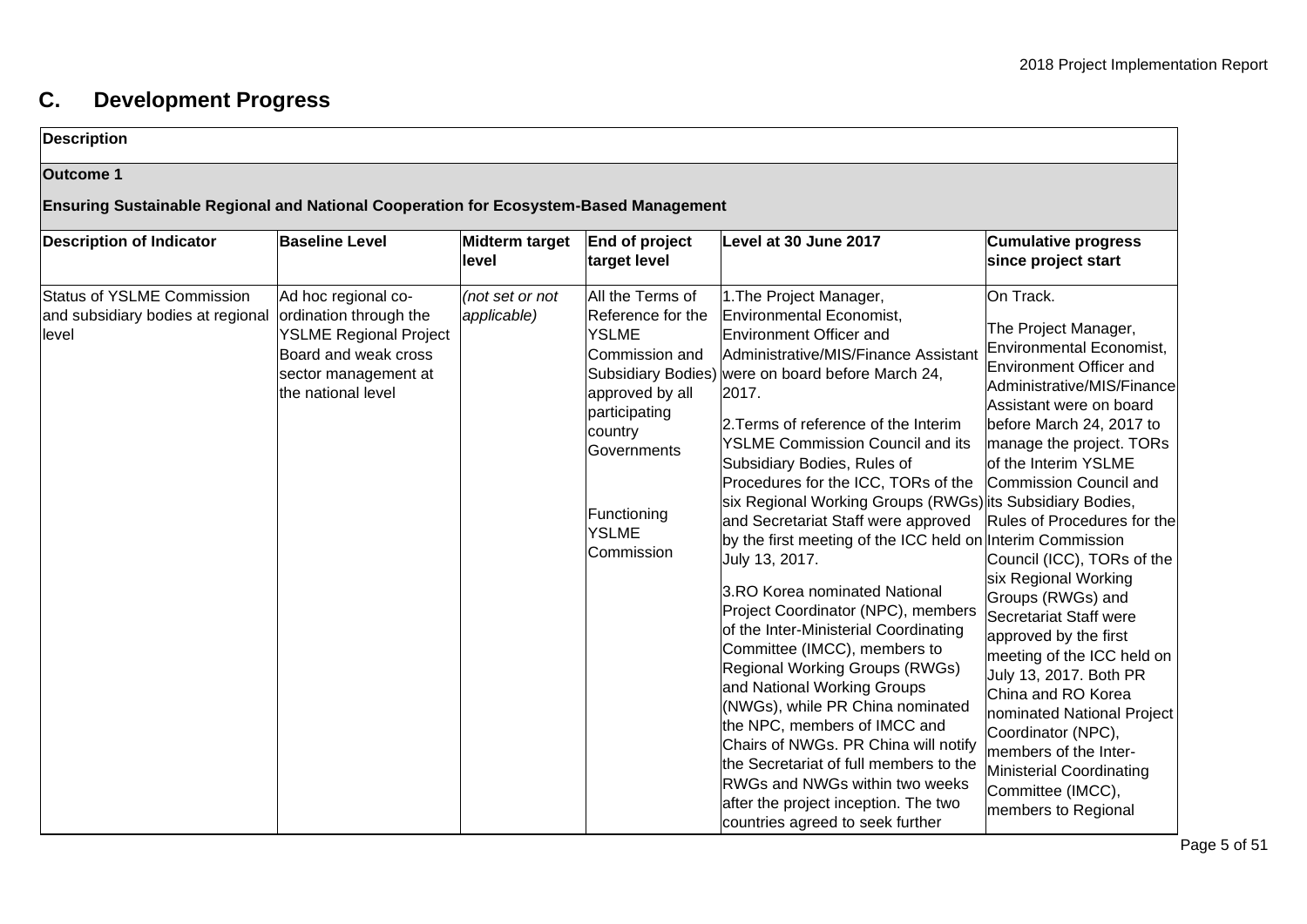## C. Development Progress

| Description | | | | | |
|---|---|---|---|---|---|
| **Outcome 1**<br><br>**Ensuring Sustainable Regional and National Cooperation for Ecosystem-Based Management** | | | | | |
| **Description of Indicator** | **Baseline Level** | **Midterm target level** | **End of project target level** | **Level at 30 June 2017** | **Cumulative progress since project start** |
| Status of YSLME Commission and subsidiary bodies at regional level | Ad hoc regional co-ordination through the YSLME Regional Project Board and weak cross sector management at the national level | *(not set or not applicable)* | All the Terms of Reference for the YSLME Commission and Subsidiary Bodies) approved by all participating country Governments<br><br>Functioning YSLME Commission | 1.The Project Manager, Environmental Economist, Environment Officer and Administrative/MIS/Finance Assistant were on board before March 24, 2017.<br><br>2.Terms of reference of the Interim YSLME Commission Council and its Subsidiary Bodies, Rules of Procedures for the ICC, TORs of the six Regional Working Groups (RWGs) and Secretariat Staff were approved by the first meeting of the ICC held on July 13, 2017.<br><br>3.RO Korea nominated National Project Coordinator (NPC), members of the Inter-Ministerial Coordinating Committee (IMCC), members to Regional Working Groups (RWGs) and National Working Groups (NWGs), while PR China nominated the NPC, members of IMCC and Chairs of NWGs. PR China will notify the Secretariat of full members to the RWGs and NWGs within two weeks after the project inception. The two countries agreed to seek further | On Track.<br><br>The Project Manager, Environmental Economist, Environment Officer and Administrative/MIS/Finance Assistant were on board before March 24, 2017 to manage the project. TORs of the Interim YSLME Commission Council and its Subsidiary Bodies, Rules of Procedures for the Interim Commission Council (ICC), TORs of the six Regional Working Groups (RWGs) and Secretariat Staff were approved by the first meeting of the ICC held on July 13, 2017. Both PR China and RO Korea nominated National Project Coordinator (NPC), members of the Inter-Ministerial Coordinating Committee (IMCC), members to Regional |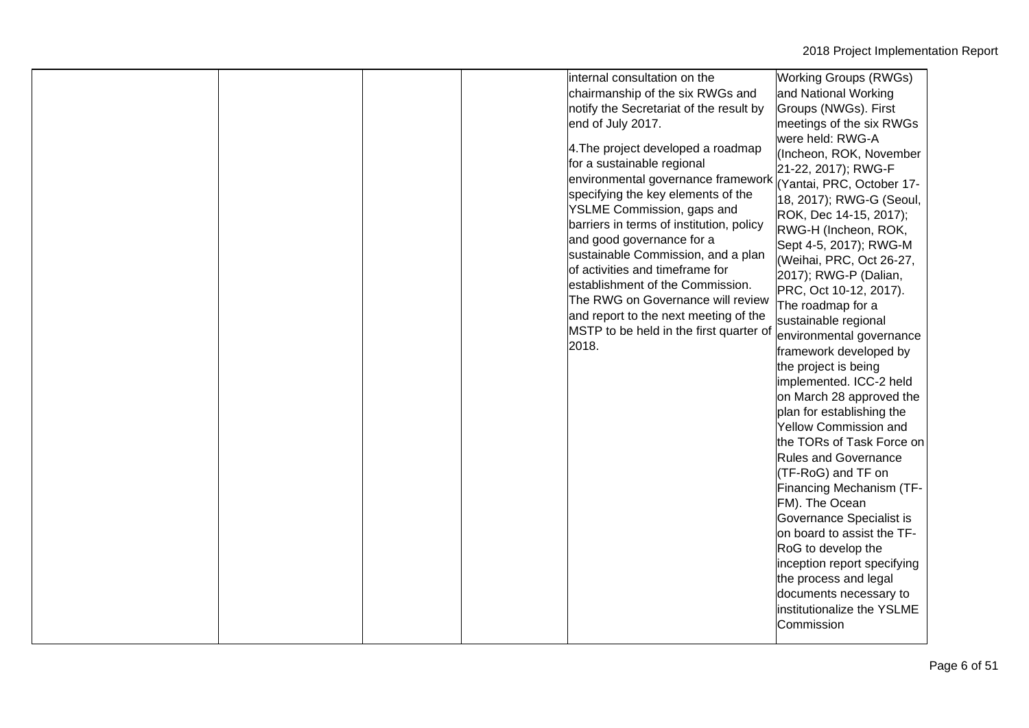| | | | | internal consultation on the chairmanship of the six RWGs and notify the Secretariat of the result by end of July 2017.<br><br>4.The project developed a roadmap for a sustainable regional environmental governance framework specifying the key elements of the YSLME Commission, gaps and barriers in terms of institution, policy and good governance for a sustainable Commission, and a plan of activities and timeframe for establishment of the Commission. The RWG on Governance will review and report to the next meeting of the MSTP to be held in the first quarter of 2018. | Working Groups (RWGs) and National Working Groups (NWGs). First meetings of the six RWGs were held: RWG-A (Incheon, ROK, November 21-22, 2017); RWG-F (Yantai, PRC, October 17-18, 2017); RWG-G (Seoul, ROK, Dec 14-15, 2017); RWG-H (Incheon, ROK, Sept 4-5, 2017); RWG-M (Weihai, PRC, Oct 26-27, 2017); RWG-P (Dalian, PRC, Oct 10-12, 2017). The roadmap for a sustainable regional environmental governance framework developed by the project is being implemented. ICC-2 held on March 28 approved the plan for establishing the Yellow Commission and the TORs of Task Force on Rules and Governance (TF-RoG) and TF on Financing Mechanism (TF-FM). The Ocean Governance Specialist is on board to assist the TF-RoG to develop the inception report specifying the process and legal documents necessary to institutionalize the YSLME Commission |
|---|---|---|---|---|---|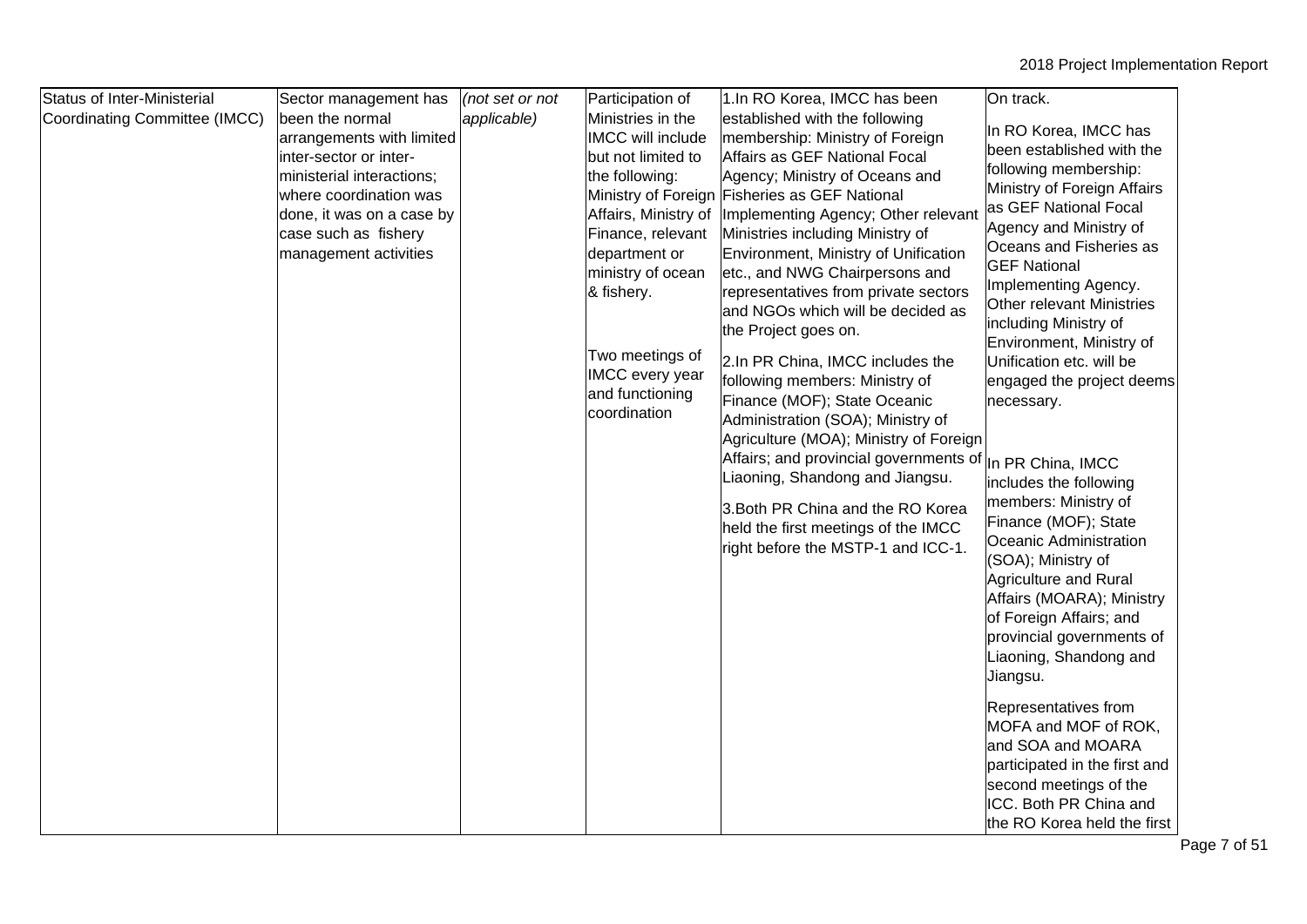| Status of Inter-Ministerial Coordinating Committee (IMCC) | Sector management has been the normal arrangements with limited inter-sector or inter-ministerial interactions; where coordination was done, it was on a case by case such as fishery management activities | *(not set or not applicable)* | Participation of Ministries in the IMCC will include but not limited to the following: Ministry of Foreign Affairs, Ministry of Finance, relevant department or ministry of ocean & fishery.<br><br>Two meetings of IMCC every year and functioning coordination | 1.In RO Korea, IMCC has been established with the following membership: Ministry of Foreign Affairs as GEF National Focal Agency; Ministry of Oceans and Fisheries as GEF National Implementing Agency; Other relevant Ministries including Ministry of Environment, Ministry of Unification etc., and NWG Chairpersons and representatives from private sectors and NGOs which will be decided as the Project goes on.<br><br>2.In PR China, IMCC includes the following members: Ministry of Finance (MOF); State Oceanic Administration (SOA); Ministry of Agriculture (MOA); Ministry of Foreign Affairs; and provincial governments of Liaoning, Shandong and Jiangsu.<br><br>3.Both PR China and the RO Korea held the first meetings of the IMCC right before the MSTP-1 and ICC-1. | On track.<br><br>In RO Korea, IMCC has been established with the following membership: Ministry of Foreign Affairs as GEF National Focal Agency and Ministry of Oceans and Fisheries as GEF National Implementing Agency. Other relevant Ministries including Ministry of Environment, Ministry of Unification etc. will be engaged the project deems necessary.<br><br>In PR China, IMCC includes the following members: Ministry of Finance (MOF); State Oceanic Administration (SOA); Ministry of Agriculture and Rural Affairs (MOARA); Ministry of Foreign Affairs; and provincial governments of Liaoning, Shandong and Jiangsu.<br><br>Representatives from MOFA and MOF of ROK, and SOA and MOARA participated in the first and second meetings of the ICC. Both PR China and the RO Korea held the first |
|---|---|---|---|---|---|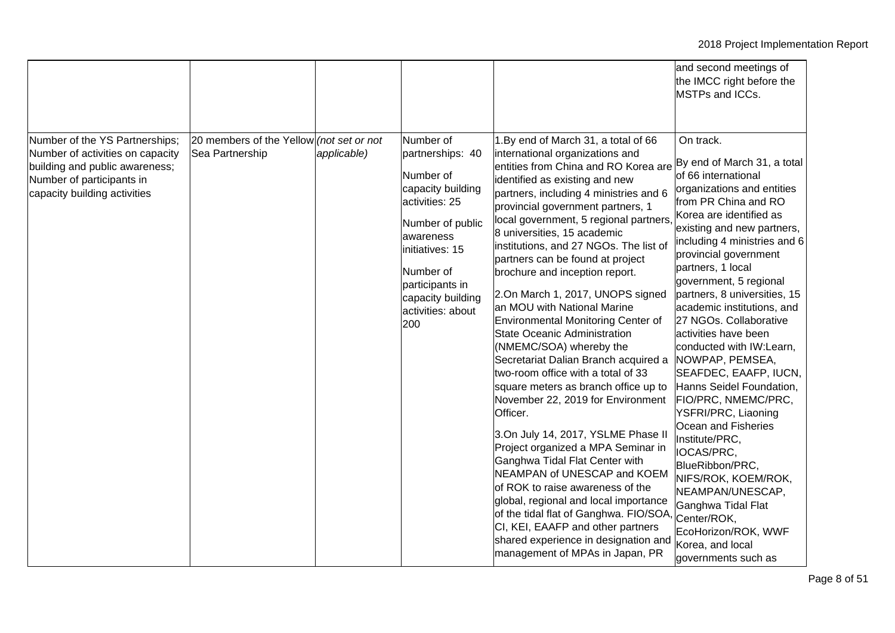| | | | | | |
|---|---|---|---|---|---|
| | | | | | and second meetings of the IMCC right before the MSTPs and ICCs. |
| Number of the YS Partnerships; Number of activities on capacity building and public awareness; Number of participants in capacity building activities | 20 members of the Yellow Sea Partnership | *(not set or not applicable)* | Number of partnerships: 40<br><br>Number of capacity building activities: 25<br><br>Number of public awareness initiatives: 15<br><br>Number of participants in capacity building activities: about 200 | 1.By end of March 31, a total of 66 international organizations and entities from China and RO Korea are identified as existing and new partners, including 4 ministries and 6 provincial government partners, 1 local government, 5 regional partners, 8 universities, 15 academic institutions, and 27 NGOs. The list of partners can be found at project brochure and inception report.<br><br>2.On March 1, 2017, UNOPS signed an MOU with National Marine Environmental Monitoring Center of State Oceanic Administration (NMEMC/SOA) whereby the Secretariat Dalian Branch acquired a two-room office with a total of 33 square meters as branch office up to November 22, 2019 for Environment Officer.<br><br>3.On July 14, 2017, YSLME Phase II Project organized a MPA Seminar in Ganghwa Tidal Flat Center with NEAMPAN of UNESCAP and KOEM of ROK to raise awareness of the global, regional and local importance of the tidal flat of Ganghwa. FIO/SOA, CI, KEI, EAAFP and other partners shared experience in designation and management of MPAs in Japan, PR | On track.<br><br>By end of March 31, a total of 66 international organizations and entities from PR China and RO Korea are identified as existing and new partners, including 4 ministries and 6 provincial government partners, 1 local government, 5 regional partners, 8 universities, 15 academic institutions, and 27 NGOs. Collaborative activities have been conducted with IW:Learn, NOWPAP, PEMSEA, SEAFDEC, EAAFP, IUCN, Hanns Seidel Foundation, FIO/PRC, NMEMC/PRC, YSFRI/PRC, Liaoning Ocean and Fisheries Institute/PRC, IOCAS/PRC, BlueRibbon/PRC, NIFS/ROK, KOEM/ROK, NEAMPAN/UNESCAP, Ganghwa Tidal Flat Center/ROK, EcoHorizon/ROK, WWF Korea, and local governments such as |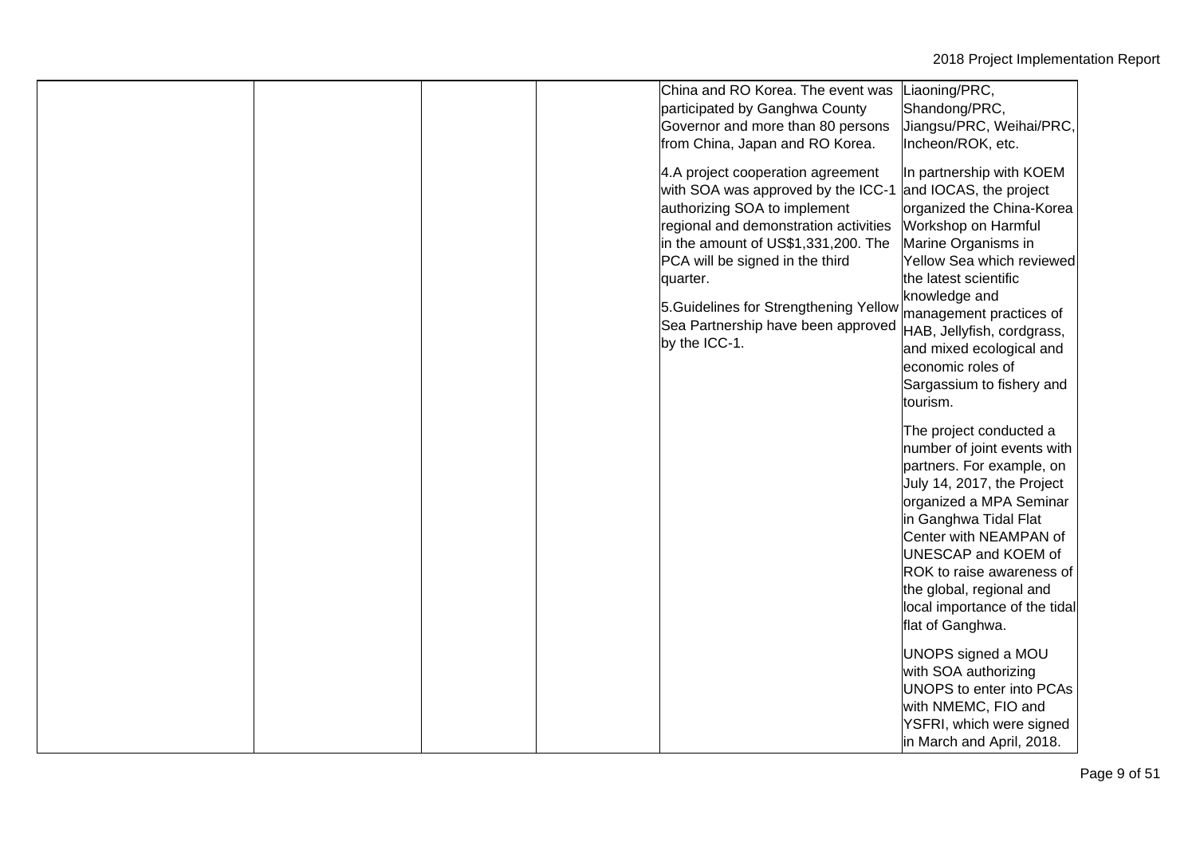|  |  |  |  | China and RO Korea. The event was participated by Ganghwa County Governor and more than 80 persons from China, Japan and RO Korea.<br><br>4.A project cooperation agreement with SOA was approved by the ICC-1 authorizing SOA to implement regional and demonstration activities in the amount of US$1,331,200. The PCA will be signed in the third quarter.<br><br>5.Guidelines for Strengthening Yellow Sea Partnership have been approved by the ICC-1. | Liaoning/PRC, Shandong/PRC, Jiangsu/PRC, Weihai/PRC, Incheon/ROK, etc.<br><br>In partnership with KOEM and IOCAS, the project organized the China-Korea Workshop on Harmful Marine Organisms in Yellow Sea which reviewed the latest scientific knowledge and management practices of HAB, Jellyfish, cordgrass, and mixed ecological and economic roles of Sargassium to fishery and tourism.<br><br>The project conducted a number of joint events with partners. For example, on July 14, 2017, the Project organized a MPA Seminar in Ganghwa Tidal Flat Center with NEAMPAN of UNESCAP and KOEM of ROK to raise awareness of the global, regional and local importance of the tidal flat of Ganghwa.<br><br>UNOPS signed a MOU with SOA authorizing UNOPS to enter into PCAs with NMEMC, FIO and YSFRI, which were signed in March and April, 2018. |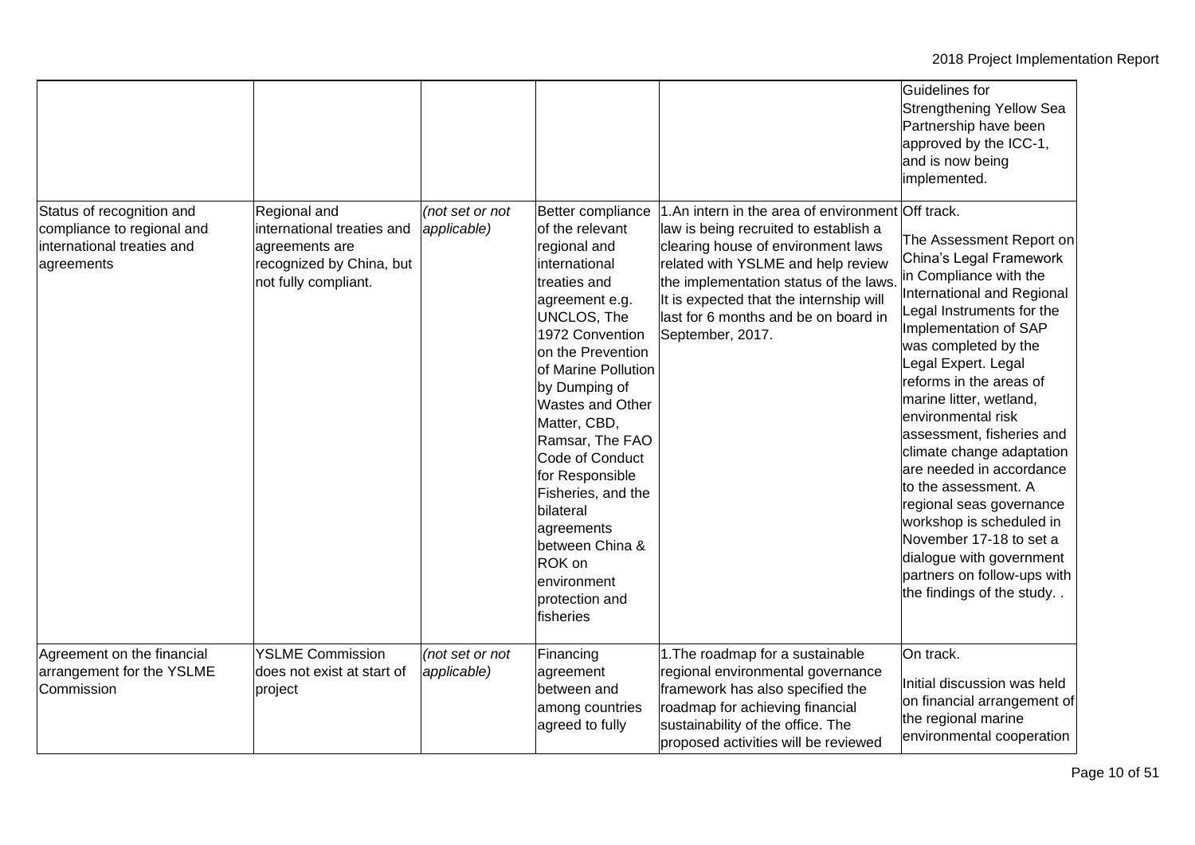| | | | | | |
|---|---|---|---|---|---|
| | | | | | Guidelines for Strengthening Yellow Sea Partnership have been approved by the ICC-1, and is now being implemented. |
| Status of recognition and compliance to regional and international treaties and agreements | Regional and international treaties and agreements are recognized by China, but not fully compliant. | *(not set or not applicable)* | Better compliance of the relevant regional and international treaties and agreement e.g. UNCLOS, The 1972 Convention on the Prevention of Marine Pollution by Dumping of Wastes and Other Matter, CBD, Ramsar, The FAO Code of Conduct for Responsible Fisheries, and the bilateral agreements between China & ROK on environment protection and fisheries | 1.An intern in the area of environment law is being recruited to establish a clearing house of environment laws related with YSLME and help review the implementation status of the laws. It is expected that the internship will last for 6 months and be on board in September, 2017. | Off track.<br><br>The Assessment Report on China's Legal Framework in Compliance with the International and Regional Legal Instruments for the Implementation of SAP was completed by the Legal Expert. Legal reforms in the areas of marine litter, wetland, environmental risk assessment, fisheries and climate change adaptation are needed in accordance to the assessment. A regional seas governance workshop is scheduled in November 17-18 to set a dialogue with government partners on follow-ups with the findings of the study. . |
| Agreement on the financial arrangement for the YSLME Commission | YSLME Commission does not exist at start of project | *(not set or not applicable)* | Financing agreement between and among countries agreed to fully | 1.The roadmap for a sustainable regional environmental governance framework has also specified the roadmap for achieving financial sustainability of the office. The proposed activities will be reviewed | On track.<br><br>Initial discussion was held on financial arrangement of the regional marine environmental cooperation |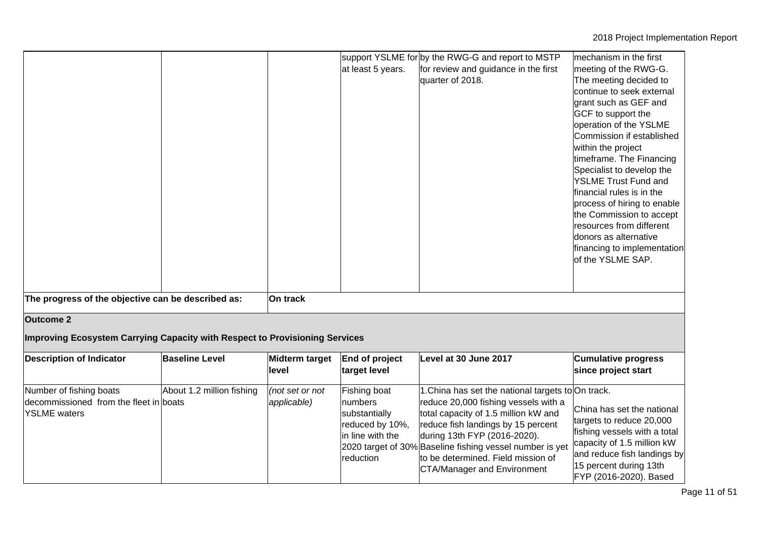| | | | support YSLME for at least 5 years. | by the RWG-G and report to MSTP for review and guidance in the first quarter of 2018. | mechanism in the first meeting of the RWG-G. The meeting decided to continue to seek external grant such as GEF and GCF to support the operation of the YSLME Commission if established within the project timeframe. The Financing Specialist to develop the YSLME Trust Fund and financial rules is in the process of hiring to enable the Commission to accept resources from different donors as alternative financing to implementation of the YSLME SAP. |
|---|---|---|---|---|---|
| **The progress of the objective can be described as:** | | **On track** | | | |

**Outcome 2**

**Improving Ecosystem Carrying Capacity with Respect to Provisioning Services**

| Description of Indicator | Baseline Level | Midterm target level | End of project target level | Level at 30 June 2017 | Cumulative progress since project start |
|---|---|---|---|---|---|
| Number of fishing boats decommissioned from the fleet in YSLME waters | About 1.2 million fishing boats | *(not set or not applicable)* | Fishing boat numbers substantially reduced by 10%, in line with the 2020 target of 30% reduction | 1.China has set the national targets to reduce 20,000 fishing vessels with a total capacity of 1.5 million kW and reduce fish landings by 15 percent during 13th FYP (2016-2020). Baseline fishing vessel number is yet to be determined. Field mission of CTA/Manager and Environment | On track.<br><br>China has set the national targets to reduce 20,000 fishing vessels with a total capacity of 1.5 million kW and reduce fish landings by 15 percent during 13th FYP (2016-2020). Based |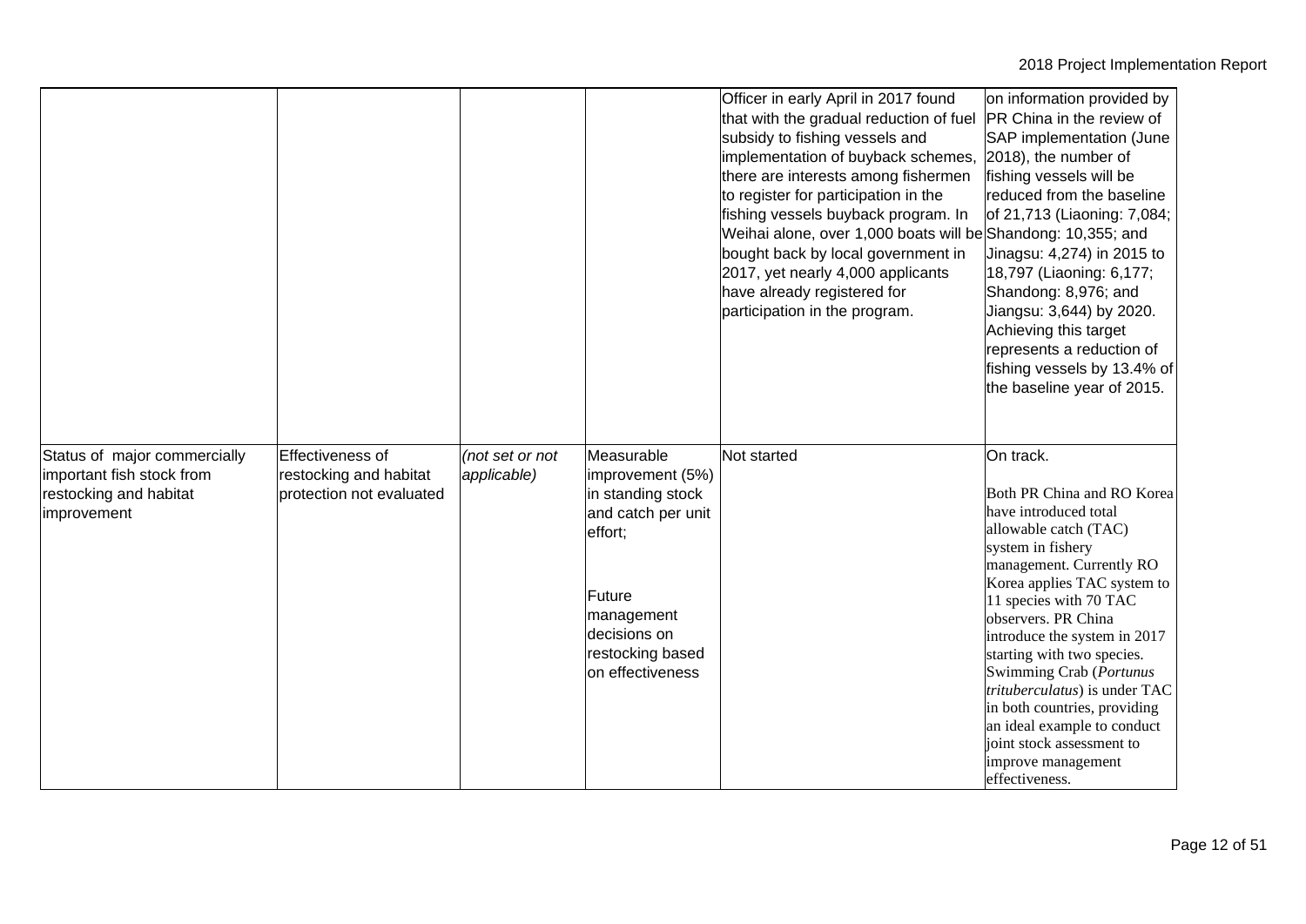| | | | | Officer in early April in 2017 found that with the gradual reduction of fuel subsidy to fishing vessels and implementation of buyback schemes, there are interests among fishermen to register for participation in the fishing vessels buyback program. In Weihai alone, over 1,000 boats will be bought back by local government in 2017, yet nearly 4,000 applicants have already registered for participation in the program. | on information provided by PR China in the review of SAP implementation (June 2018), the number of fishing vessels will be reduced from the baseline of 21,713 (Liaoning: 7,084; Shandong: 10,355; and Jinagsu: 4,274) in 2015 to 18,797 (Liaoning: 6,177; Shandong: 8,976; and Jiangsu: 3,644) by 2020. Achieving this target represents a reduction of fishing vessels by 13.4% of the baseline year of 2015. |
|---|---|---|---|---|---|
| Status of major commercially important fish stock from restocking and habitat improvement | Effectiveness of restocking and habitat protection not evaluated | *(not set or not applicable)* | Measurable improvement (5%) in standing stock and catch per unit effort;<br><br>Future management decisions on restocking based on effectiveness | Not started | On track.<br><br>Both PR China and RO Korea have introduced total allowable catch (TAC) system in fishery management. Currently RO Korea applies TAC system to 11 species with 70 TAC observers. PR China introduce the system in 2017 starting with two species. Swimming Crab (*Portunus trituberculatus*) is under TAC in both countries, providing an ideal example to conduct joint stock assessment to improve management effectiveness. |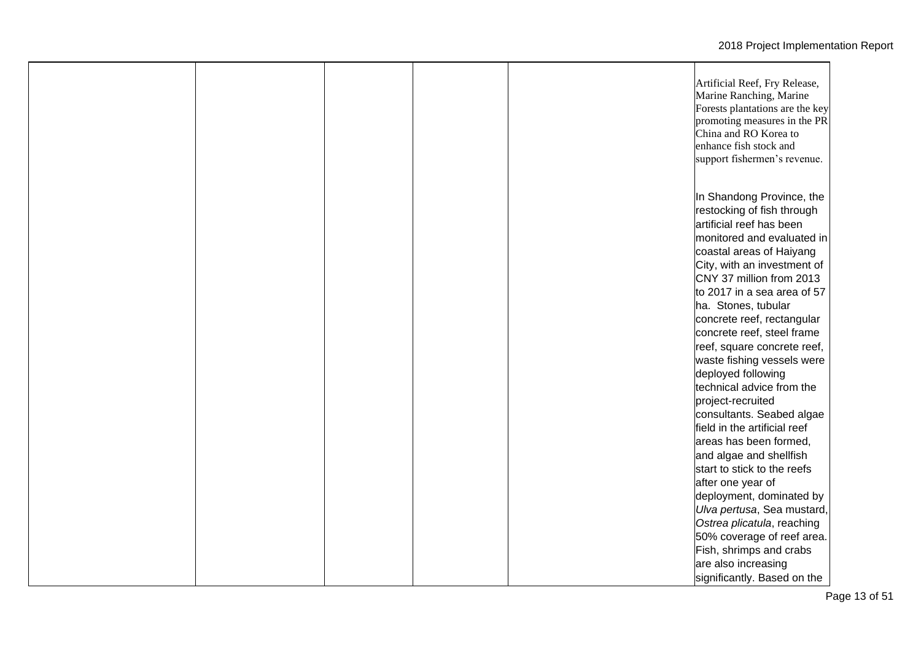| | | | | | |
|---|---|---|---|---|---|
| | | | | | Artificial Reef, Fry Release, Marine Ranching, Marine Forests plantations are the key promoting measures in the PR China and RO Korea to enhance fish stock and support fishermen's revenue.<br><br>In Shandong Province, the restocking of fish through artificial reef has been monitored and evaluated in coastal areas of Haiyang City, with an investment of CNY 37 million from 2013 to 2017 in a sea area of 57 ha. Stones, tubular concrete reef, rectangular concrete reef, steel frame reef, square concrete reef, waste fishing vessels were deployed following technical advice from the project-recruited consultants. Seabed algae field in the artificial reef areas has been formed, and algae and shellfish start to stick to the reefs after one year of deployment, dominated by *Ulva pertusa*, Sea mustard, *Ostrea plicatula*, reaching 50% coverage of reef area. Fish, shrimps and crabs are also increasing significantly. Based on the |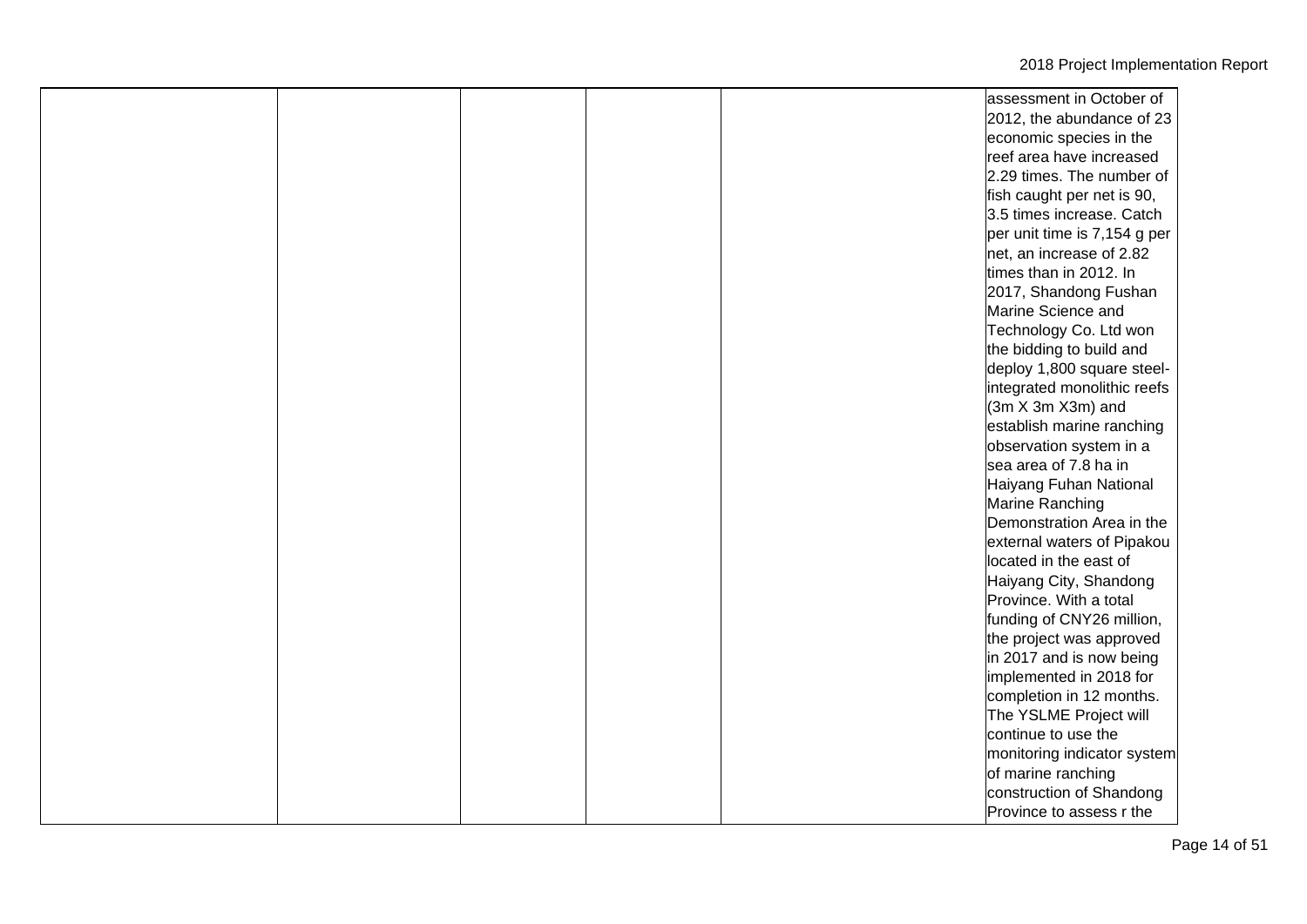| | | | | | |
|---|---|---|---|---|---|
| | | | | | assessment in October of 2012, the abundance of 23 economic species in the reef area have increased 2.29 times. The number of fish caught per net is 90, 3.5 times increase. Catch per unit time is 7,154 g per net, an increase of 2.82 times than in 2012. In 2017, Shandong Fushan Marine Science and Technology Co. Ltd won the bidding to build and deploy 1,800 square steel-integrated monolithic reefs (3m X 3m X3m) and establish marine ranching observation system in a sea area of 7.8 ha in Haiyang Fuhan National Marine Ranching Demonstration Area in the external waters of Pipakou located in the east of Haiyang City, Shandong Province. With a total funding of CNY26 million, the project was approved in 2017 and is now being implemented in 2018 for completion in 12 months. The YSLME Project will continue to use the monitoring indicator system of marine ranching construction of Shandong Province to assess r the |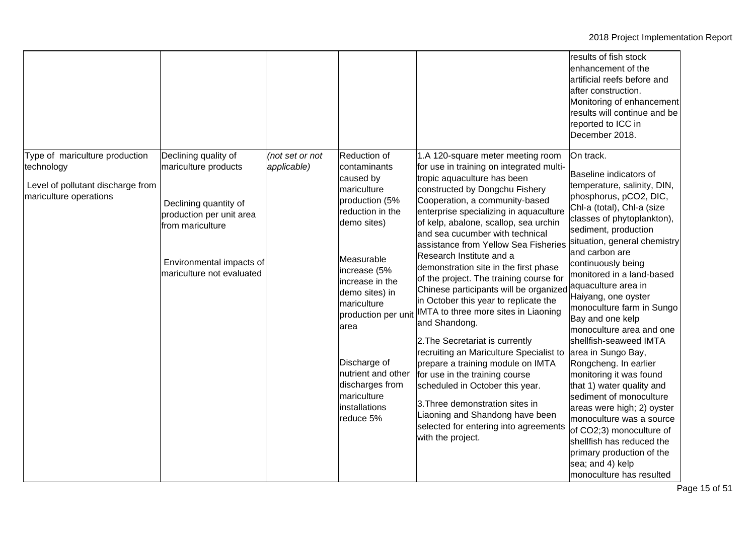| | | | | | |
|---|---|---|---|---|---|
| | | | | | results of fish stock enhancement of the artificial reefs before and after construction. Monitoring of enhancement results will continue and be reported to ICC in December 2018. |
| Type of mariculture production technology<br><br>Level of pollutant discharge from mariculture operations | Declining quality of mariculture products<br><br>Declining quantity of production per unit area from mariculture<br><br>Environmental impacts of mariculture not evaluated | *(not set or not applicable)* | Reduction of contaminants caused by mariculture production (5% reduction in the demo sites)<br><br>Measurable increase (5% increase in the demo sites) in mariculture production per unit area<br><br>Discharge of nutrient and other discharges from mariculture installations reduce 5% | 1.A 120-square meter meeting room for use in training on integrated multi-tropic aquaculture has been constructed by Dongchu Fishery Cooperation, a community-based enterprise specializing in aquaculture of kelp, abalone, scallop, sea urchin and sea cucumber with technical assistance from Yellow Sea Fisheries Research Institute and a demonstration site in the first phase of the project. The training course for Chinese participants will be organized in October this year to replicate the IMTA to three more sites in Liaoning and Shandong.<br><br>2.The Secretariat is currently recruiting an Mariculture Specialist to prepare a training module on IMTA for use in the training course scheduled in October this year.<br><br>3.Three demonstration sites in Liaoning and Shandong have been selected for entering into agreements with the project. | On track.<br><br>Baseline indicators of temperature, salinity, DIN, phosphorus, pCO2, DIC, Chl-a (total), Chl-a (size classes of phytoplankton), sediment, production situation, general chemistry and carbon are continuously being monitored in a land-based aquaculture area in Haiyang, one oyster monoculture farm in Sungo Bay and one kelp monoculture area and one shellfish-seaweed IMTA area in Sungo Bay, Rongcheng. In earlier monitoring it was found that 1) water quality and sediment of monoculture areas were high; 2) oyster monoculture was a source of $CO_2$;3) monoculture of shellfish has reduced the primary production of the sea; and 4) kelp monoculture has resulted |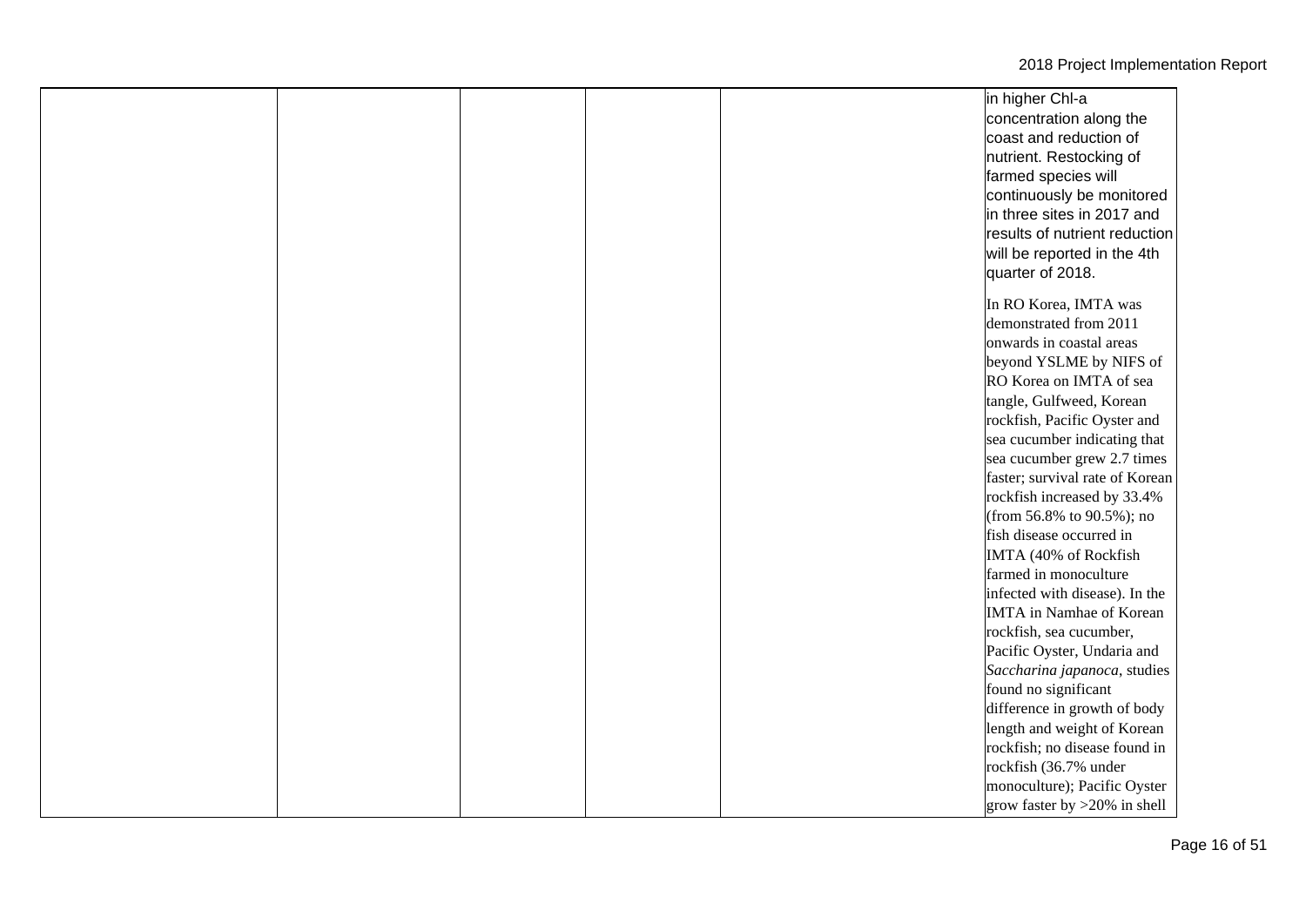| | | | | | |
|---|---|---|---|---|---|
| | | | | | in higher Chl-a concentration along the coast and reduction of nutrient. Restocking of farmed species will continuously be monitored in three sites in 2017 and results of nutrient reduction will be reported in the 4th quarter of 2018.<br><br>In RO Korea, IMTA was demonstrated from 2011 onwards in coastal areas beyond YSLME by NIFS of RO Korea on IMTA of sea tangle, Gulfweed, Korean rockfish, Pacific Oyster and sea cucumber indicating that sea cucumber grew 2.7 times faster; survival rate of Korean rockfish increased by 33.4% (from 56.8% to 90.5%); no fish disease occurred in IMTA (40% of Rockfish farmed in monoculture infected with disease). In the IMTA in Namhae of Korean rockfish, sea cucumber, Pacific Oyster, Undaria and *Saccharina japanoca*, studies found no significant difference in growth of body length and weight of Korean rockfish; no disease found in rockfish (36.7% under monoculture); Pacific Oyster grow faster by >20% in shell |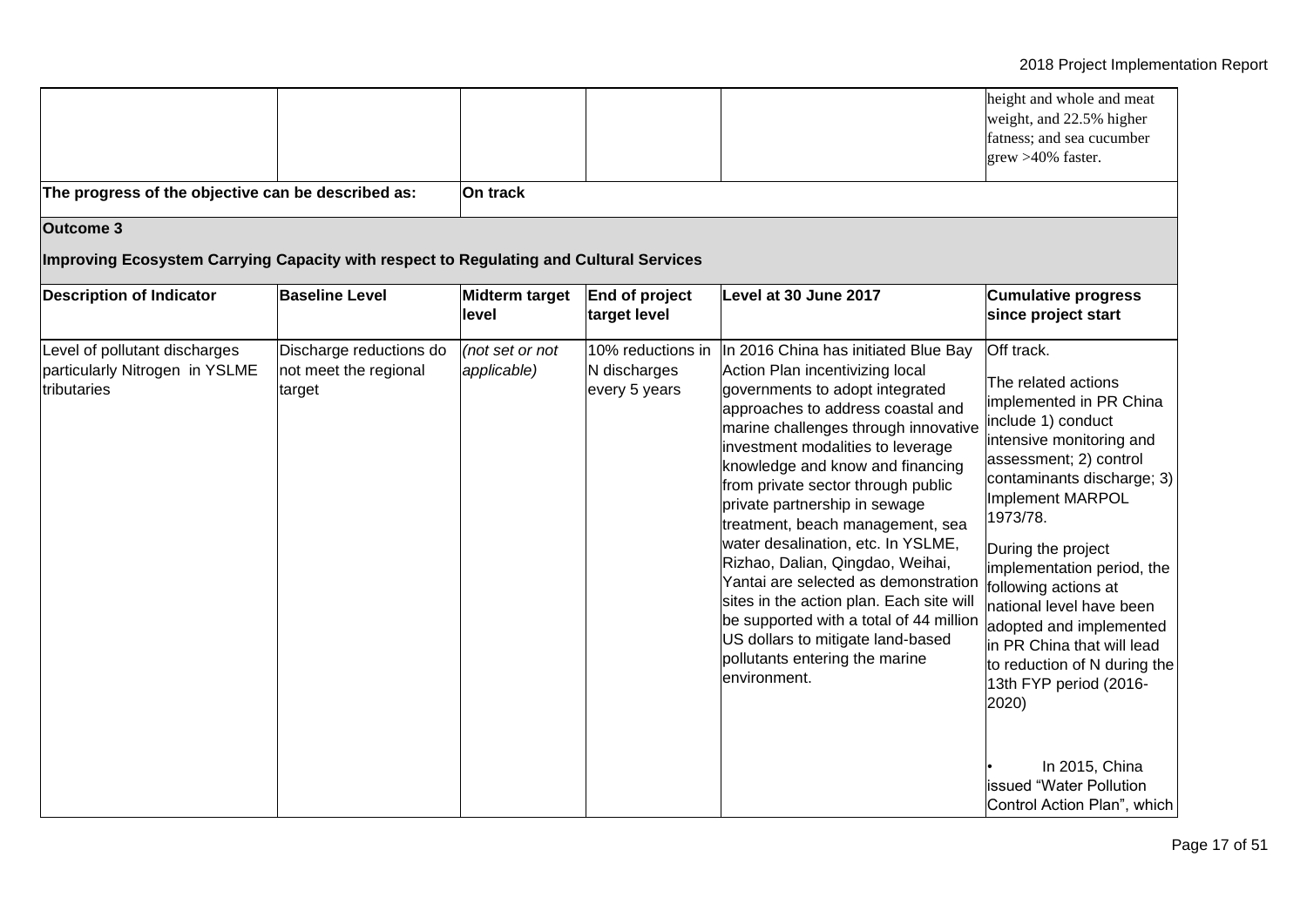| | | | | | height and whole and meat weight, and 22.5% higher fatness; and sea cucumber grew >40% faster. |
|---|---|---|---|---|---|
| **The progress of the objective can be described as:** | | **On track** | | | |

**Outcome 3**

**Improving Ecosystem Carrying Capacity with respect to Regulating and Cultural Services**

| Description of Indicator | Baseline Level | Midterm target level | End of project target level | Level at 30 June 2017 | Cumulative progress since project start |
|---|---|---|---|---|---|
| Level of pollutant discharges particularly Nitrogen in YSLME tributaries | Discharge reductions do not meet the regional target | *(not set or not applicable)* | 10% reductions in N discharges every 5 years | In 2016 China has initiated Blue Bay Action Plan incentivizing local governments to adopt integrated approaches to address coastal and marine challenges through innovative investment modalities to leverage knowledge and know and financing from private sector through public private partnership in sewage treatment, beach management, sea water desalination, etc. In YSLME, Rizhao, Dalian, Qingdao, Weihai, Yantai are selected as demonstration sites in the action plan. Each site will be supported with a total of 44 million US dollars to mitigate land-based pollutants entering the marine environment. | Off track.<br><br>The related actions implemented in PR China include 1) conduct intensive monitoring and assessment; 2) control contaminants discharge; 3) Implement MARPOL 1973/78.<br><br>During the project implementation period, the following actions at national level have been adopted and implemented in PR China that will lead to reduction of N during the 13th FYP period (2016-2020)<br><br>• In 2015, China issued "Water Pollution Control Action Plan", which |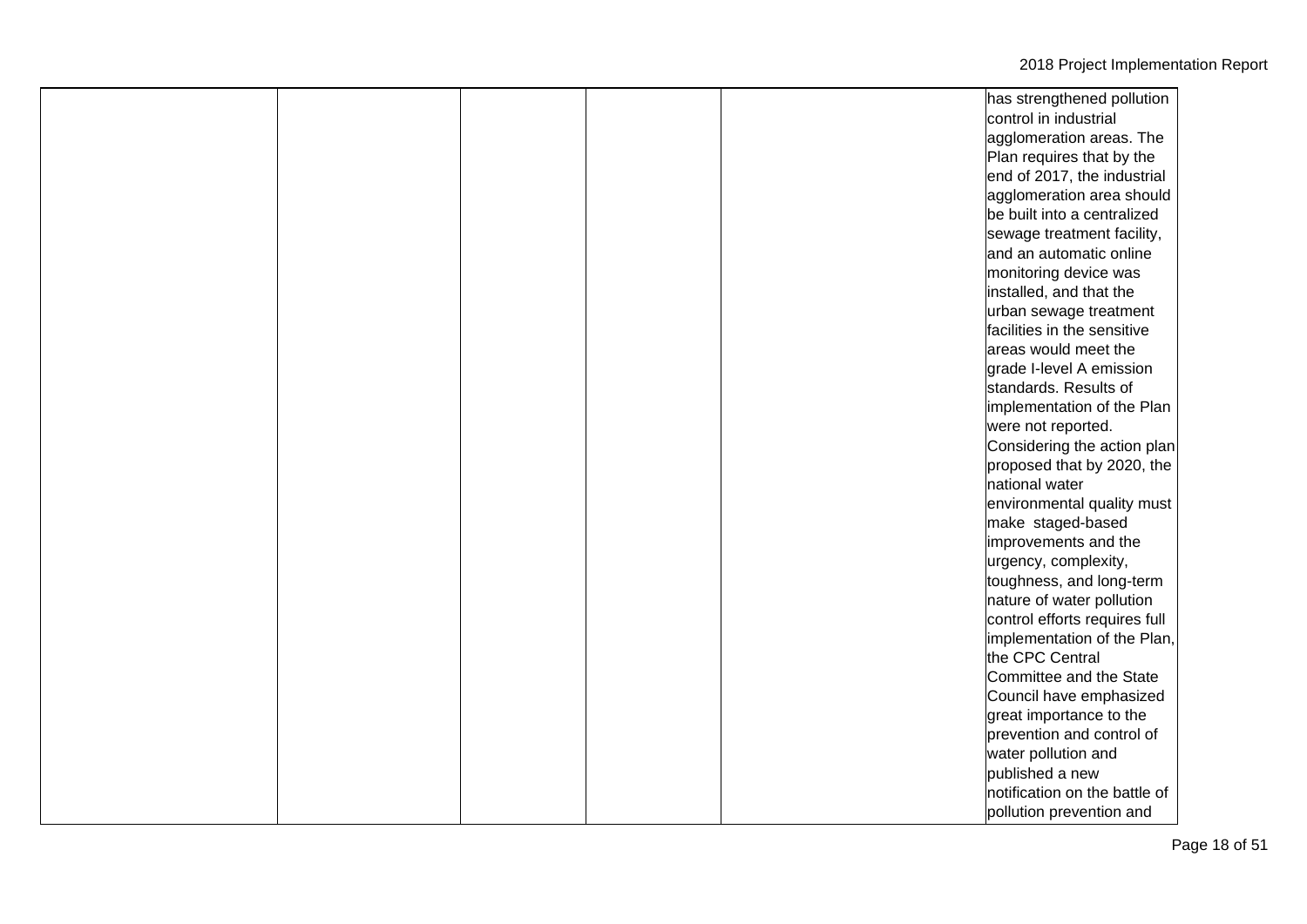| | | | | | |
|---|---|---|---|---|---|
| | | | | | has strengthened pollution control in industrial agglomeration areas. The Plan requires that by the end of 2017, the industrial agglomeration area should be built into a centralized sewage treatment facility, and an automatic online monitoring device was installed, and that the urban sewage treatment facilities in the sensitive areas would meet the grade I-level A emission standards. Results of implementation of the Plan were not reported. Considering the action plan proposed that by 2020, the national water environmental quality must make staged-based improvements and the urgency, complexity, toughness, and long-term nature of water pollution control efforts requires full implementation of the Plan, the CPC Central Committee and the State Council have emphasized great importance to the prevention and control of water pollution and published a new notification on the battle of pollution prevention and |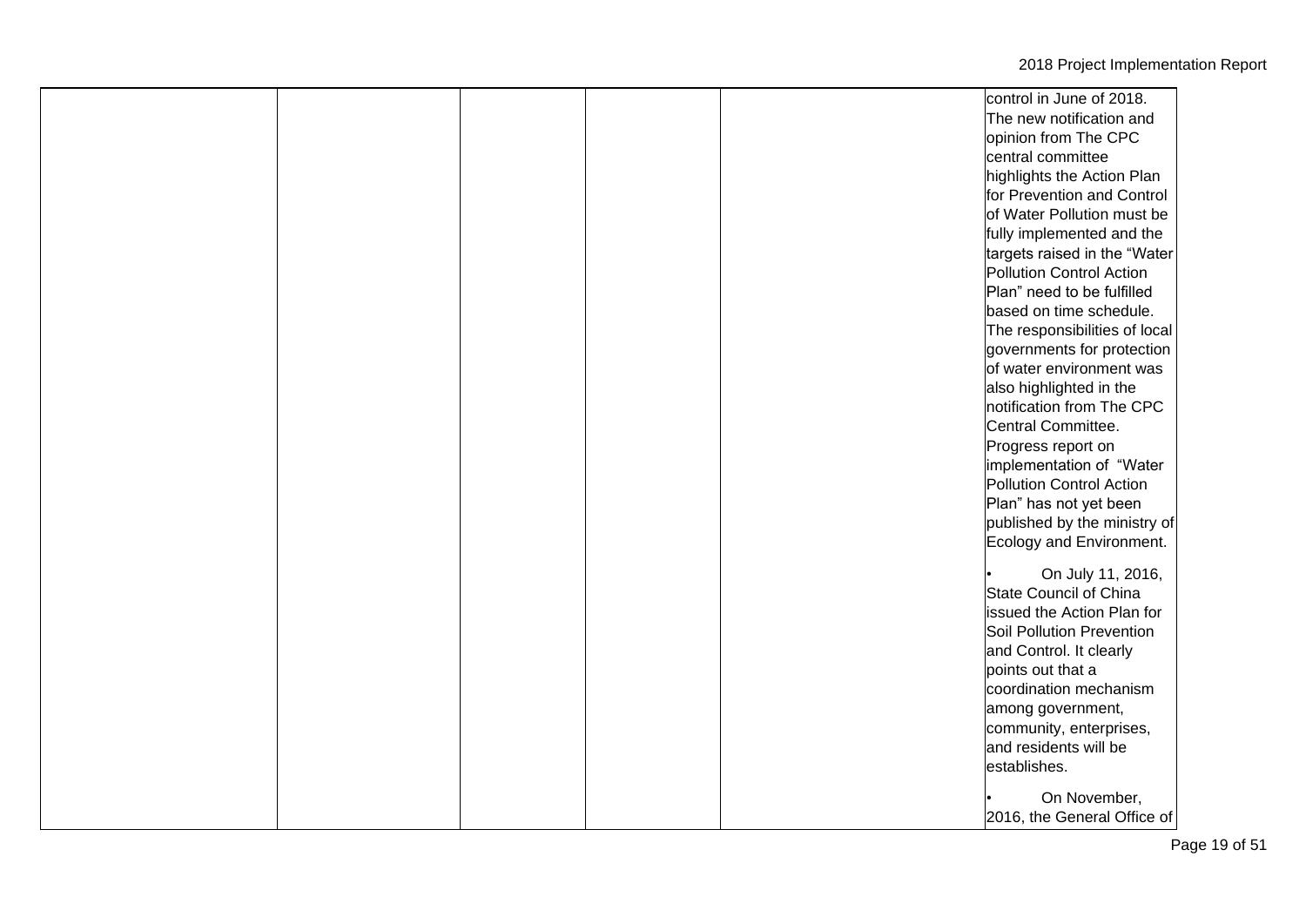| | | | | | |
|---|---|---|---|---|---|
| | | | | | control in June of 2018. The new notification and opinion from The CPC central committee highlights the Action Plan for Prevention and Control of Water Pollution must be fully implemented and the targets raised in the "Water Pollution Control Action Plan" need to be fulfilled based on time schedule. The responsibilities of local governments for protection of water environment was also highlighted in the notification from The CPC Central Committee. Progress report on implementation of "Water Pollution Control Action Plan" has not yet been published by the ministry of Ecology and Environment.<br><br>• On July 11, 2016, State Council of China issued the Action Plan for Soil Pollution Prevention and Control. It clearly points out that a coordination mechanism among government, community, enterprises, and residents will be establishes.<br><br>• On November, 2016, the General Office of |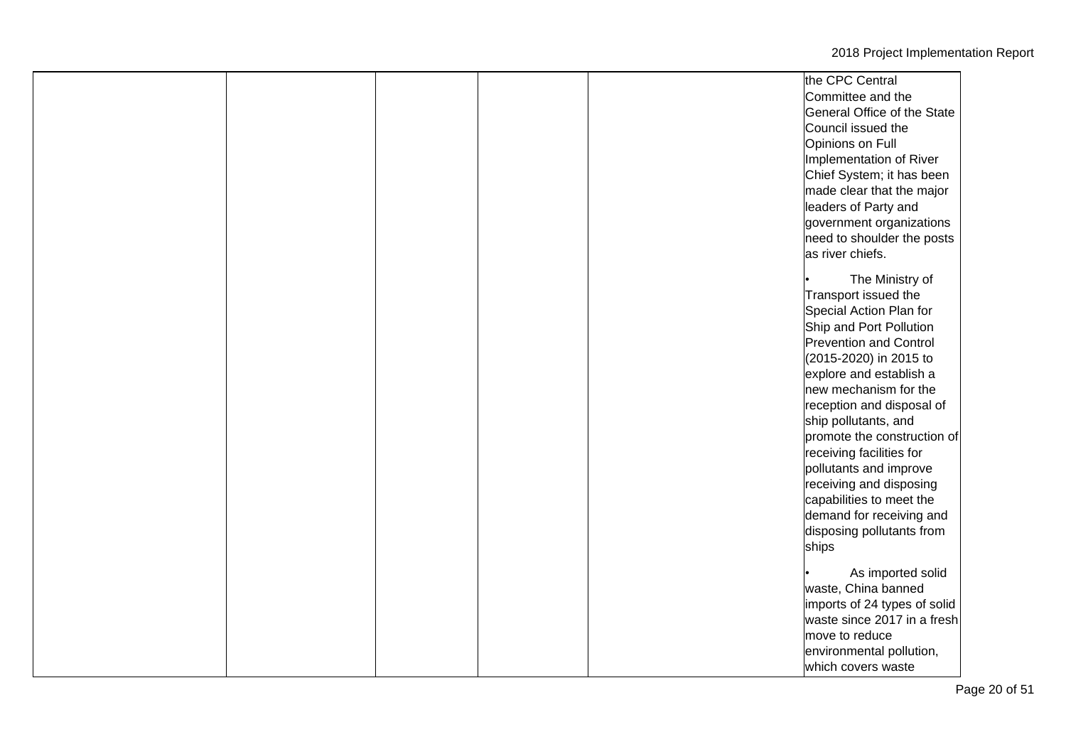| | | | | | |
|---|---|---|---|---|---|
| | | | | | the CPC Central Committee and the General Office of the State Council issued the Opinions on Full Implementation of River Chief System; it has been made clear that the major leaders of Party and government organizations need to shoulder the posts as river chiefs.<br><br>• The Ministry of Transport issued the Special Action Plan for Ship and Port Pollution Prevention and Control (2015-2020) in 2015 to explore and establish a new mechanism for the reception and disposal of ship pollutants, and promote the construction of receiving facilities for pollutants and improve receiving and disposing capabilities to meet the demand for receiving and disposing pollutants from ships<br><br>• As imported solid waste, China banned imports of 24 types of solid waste since 2017 in a fresh move to reduce environmental pollution, which covers waste |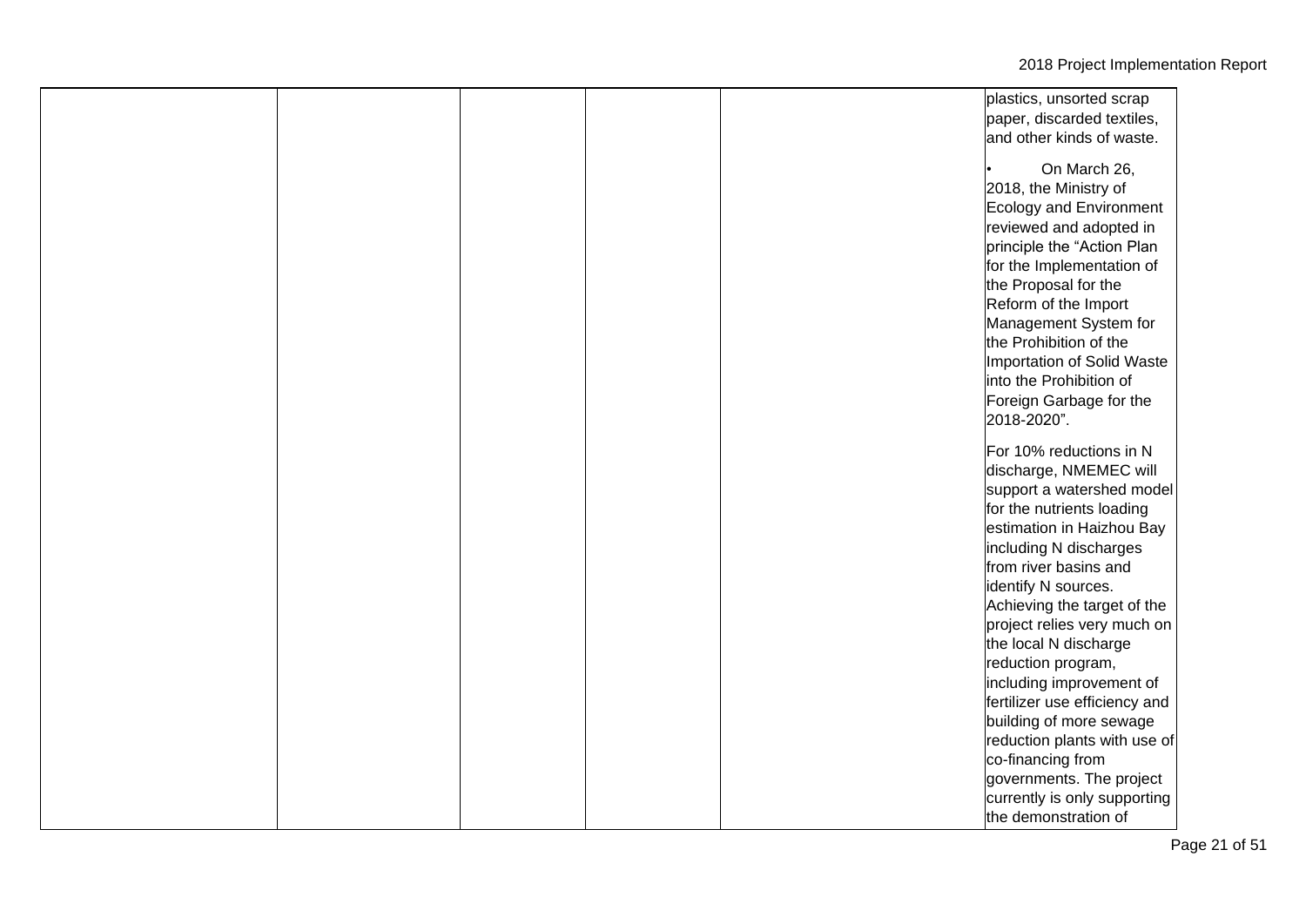|  |  |  |  |  | plastics, unsorted scrap paper, discarded textiles, and other kinds of waste.<br><br>• On March 26, 2018, the Ministry of Ecology and Environment reviewed and adopted in principle the "Action Plan for the Implementation of the Proposal for the Reform of the Import Management System for the Prohibition of the Importation of Solid Waste into the Prohibition of Foreign Garbage for the 2018-2020".<br><br>For 10% reductions in N discharge, NMEMEC will support a watershed model for the nutrients loading estimation in Haizhou Bay including N discharges from river basins and identify N sources. Achieving the target of the project relies very much on the local N discharge reduction program, including improvement of fertilizer use efficiency and building of more sewage reduction plants with use of co-financing from governments. The project currently is only supporting the demonstration of |
|---|---|---|---|---|---|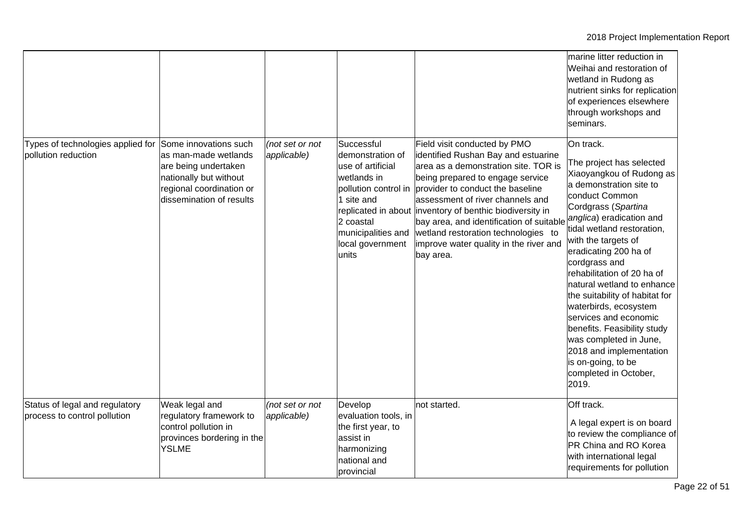| | | | | | |
|---|---|---|---|---|---|
| | | | | | marine litter reduction in Weihai and restoration of wetland in Rudong as nutrient sinks for replication of experiences elsewhere through workshops and seminars. |
| Types of technologies applied for pollution reduction | Some innovations such as man-made wetlands are being undertaken nationally but without regional coordination or dissemination of results | *(not set or not applicable)* | Successful demonstration of use of artificial wetlands in pollution control in 1 site and replicated in about 2 coastal municipalities and local government units | Field visit conducted by PMO identified Rushan Bay and estuarine area as a demonstration site. TOR is being prepared to engage service provider to conduct the baseline assessment of river channels and inventory of benthic biodiversity in bay area, and identification of suitable wetland restoration technologies to improve water quality in the river and bay area. | On track.<br><br>The project has selected Xiaoyangkou of Rudong as a demonstration site to conduct Common Cordgrass (*Spartina anglica*) eradication and tidal wetland restoration, with the targets of eradicating 200 ha of cordgrass and rehabilitation of 20 ha of natural wetland to enhance the suitability of habitat for waterbirds, ecosystem services and economic benefits. Feasibility study was completed in June, 2018 and implementation is on-going, to be completed in October, 2019. |
| Status of legal and regulatory process to control pollution | Weak legal and regulatory framework to control pollution in provinces bordering in the YSLME | *(not set or not applicable)* | Develop evaluation tools, in the first year, to assist in harmonizing national and provincial | not started. | Off track.<br><br>A legal expert is on board to review the compliance of PR China and RO Korea with international legal requirements for pollution |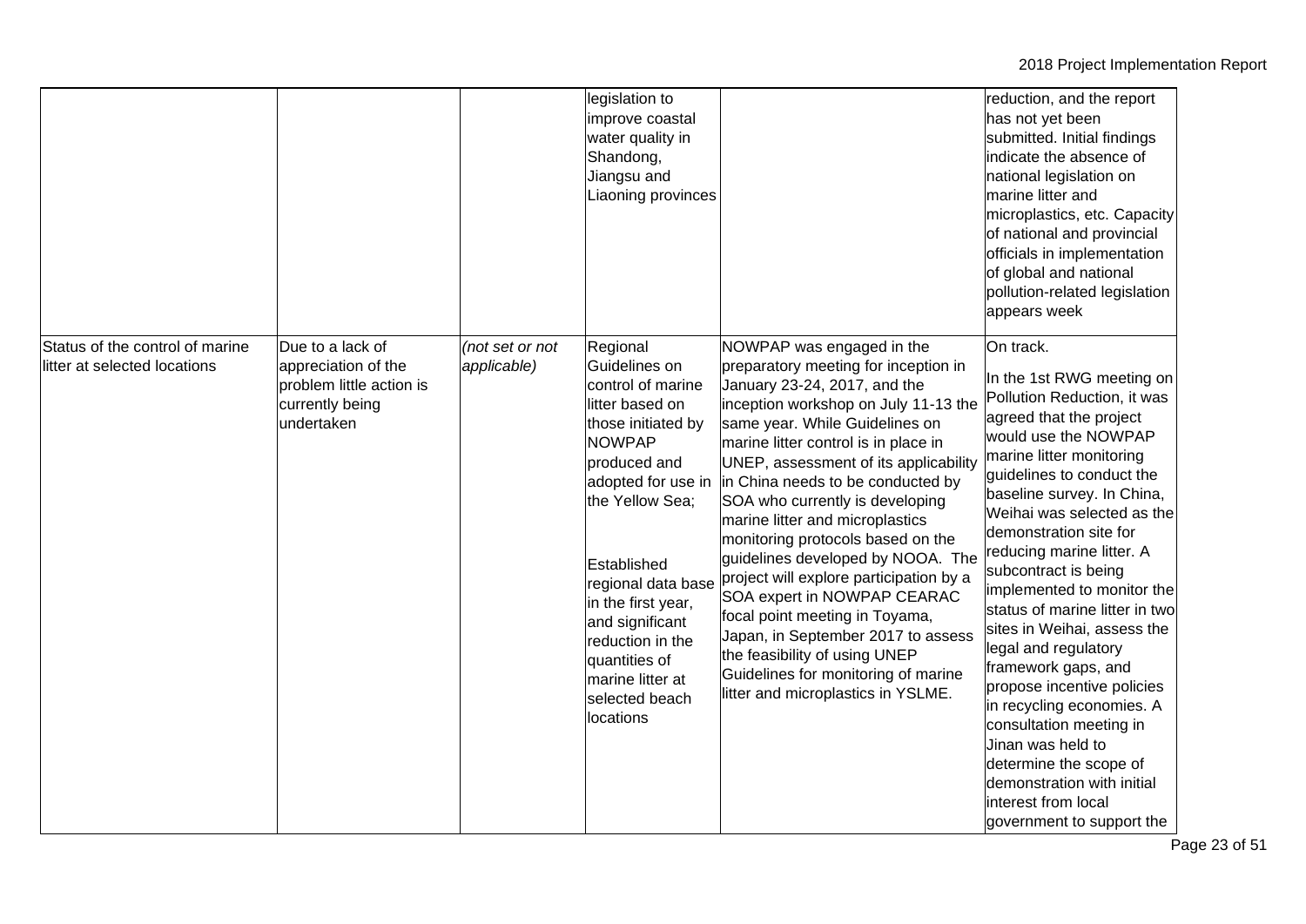| | | | | | |
|---|---|---|---|---|---|
| | | | legislation to improve coastal water quality in Shandong, Jiangsu and Liaoning provinces | | reduction, and the report has not yet been submitted. Initial findings indicate the absence of national legislation on marine litter and microplastics, etc. Capacity of national and provincial officials in implementation of global and national pollution-related legislation appears week |
| Status of the control of marine litter at selected locations | Due to a lack of appreciation of the problem little action is currently being undertaken | *(not set or not applicable)* | Regional Guidelines on control of marine litter based on those initiated by NOWPAP produced and adopted for use in the Yellow Sea;<br><br>Established regional data base in the first year, and significant reduction in the quantities of marine litter at selected beach locations | NOWPAP was engaged in the preparatory meeting for inception in January 23-24, 2017, and the inception workshop on July 11-13 the same year. While Guidelines on marine litter control is in place in UNEP, assessment of its applicability in China needs to be conducted by SOA who currently is developing marine litter and microplastics monitoring protocols based on the guidelines developed by NOOA. The project will explore participation by a SOA expert in NOWPAP CEARAC focal point meeting in Toyama, Japan, in September 2017 to assess the feasibility of using UNEP Guidelines for monitoring of marine litter and microplastics in YSLME. | On track.<br><br>In the 1st RWG meeting on Pollution Reduction, it was agreed that the project would use the NOWPAP marine litter monitoring guidelines to conduct the baseline survey. In China, Weihai was selected as the demonstration site for reducing marine litter. A subcontract is being implemented to monitor the status of marine litter in two sites in Weihai, assess the legal and regulatory framework gaps, and propose incentive policies in recycling economies. A consultation meeting in Jinan was held to determine the scope of demonstration with initial interest from local government to support the |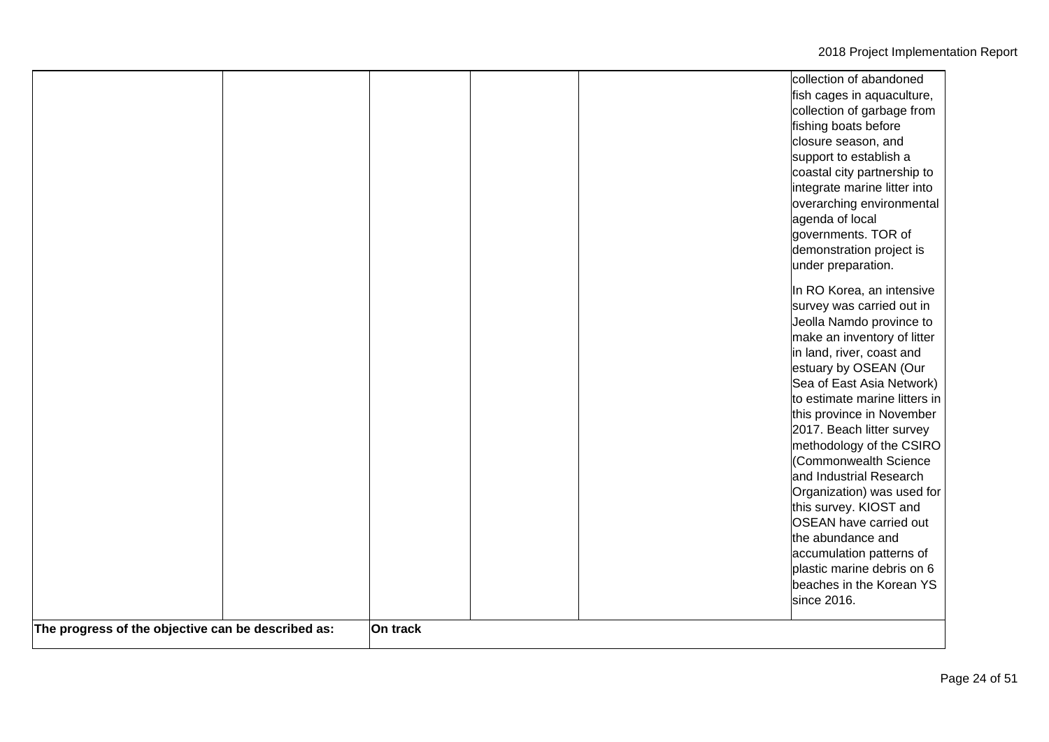| | | | | | |
|---|---|---|---|---|---|
| | | | | | collection of abandoned fish cages in aquaculture, collection of garbage from fishing boats before closure season, and support to establish a coastal city partnership to integrate marine litter into overarching environmental agenda of local governments. TOR of demonstration project is under preparation.<br><br>In RO Korea, an intensive survey was carried out in Jeolla Namdo province to make an inventory of litter in land, river, coast and estuary by OSEAN (Our Sea of East Asia Network) to estimate marine litters in this province in November 2017. Beach litter survey methodology of the CSIRO (Commonwealth Science and Industrial Research Organization) was used for this survey. KIOST and OSEAN have carried out the abundance and accumulation patterns of plastic marine debris on 6 beaches in the Korean YS since 2016. |
| **The progress of the objective can be described as:** | | **On track** | | | |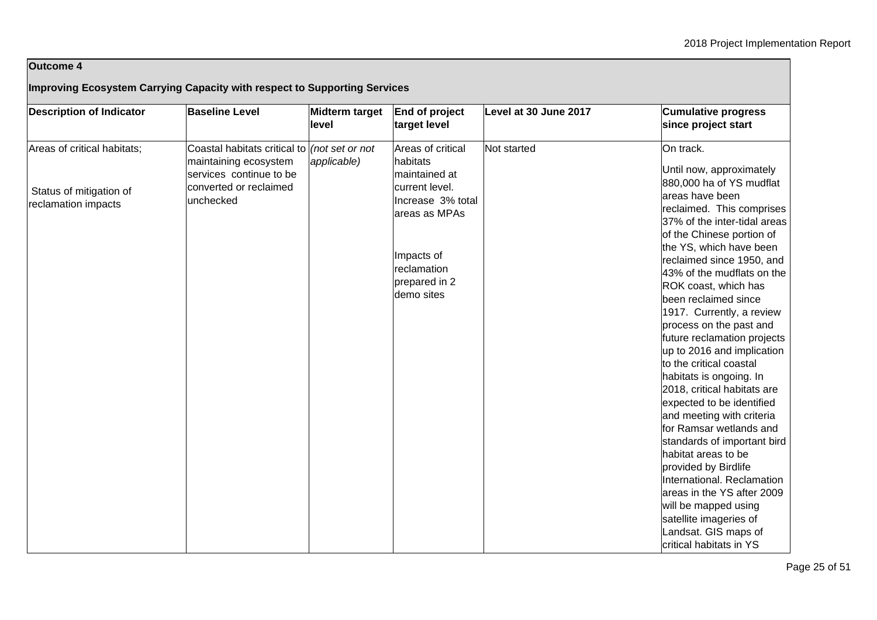**Outcome 4**

**Improving Ecosystem Carrying Capacity with respect to Supporting Services**

| Description of Indicator | Baseline Level | Midterm target level | End of project target level | Level at 30 June 2017 | Cumulative progress since project start |
|---|---|---|---|---|---|
| Areas of critical habitats;<br><br>Status of mitigation of reclamation impacts | Coastal habitats critical to maintaining ecosystem services continue to be converted or reclaimed unchecked | *(not set or not applicable)* | Areas of critical habitats maintained at current level. Increase 3% total areas as MPAs<br><br>Impacts of reclamation prepared in 2 demo sites | Not started | On track.<br><br>Until now, approximately 880,000 ha of YS mudflat areas have been reclaimed. This comprises 37% of the inter-tidal areas of the Chinese portion of the YS, which have been reclaimed since 1950, and 43% of the mudflats on the ROK coast, which has been reclaimed since 1917. Currently, a review process on the past and future reclamation projects up to 2016 and implication to the critical coastal habitats is ongoing. In 2018, critical habitats are expected to be identified and meeting with criteria for Ramsar wetlands and standards of important bird habitat areas to be provided by Birdlife International. Reclamation areas in the YS after 2009 will be mapped using satellite imageries of Landsat. GIS maps of critical habitats in YS |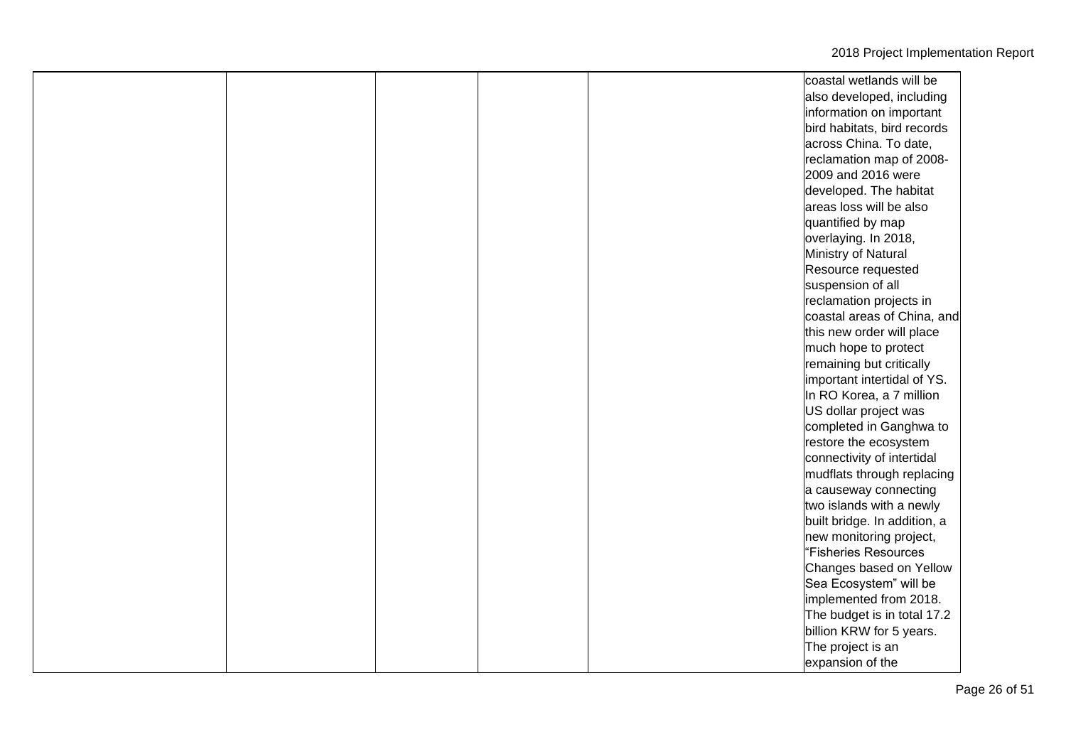|  |  |  |  |  |  |
| --- | --- | --- | --- | --- | --- |
|  |  |  |  |  | coastal wetlands will be also developed, including information on important bird habitats, bird records across China. To date, reclamation map of 2008-2009 and 2016 were developed. The habitat areas loss will be also quantified by map overlaying. In 2018, Ministry of Natural Resource requested suspension of all reclamation projects in coastal areas of China, and this new order will place much hope to protect remaining but critically important intertidal of YS. In RO Korea, a 7 million US dollar project was completed in Ganghwa to restore the ecosystem connectivity of intertidal mudflats through replacing a causeway connecting two islands with a newly built bridge. In addition, a new monitoring project, "Fisheries Resources Changes based on Yellow Sea Ecosystem" will be implemented from 2018. The budget is in total 17.2 billion KRW for 5 years. The project is an expansion of the |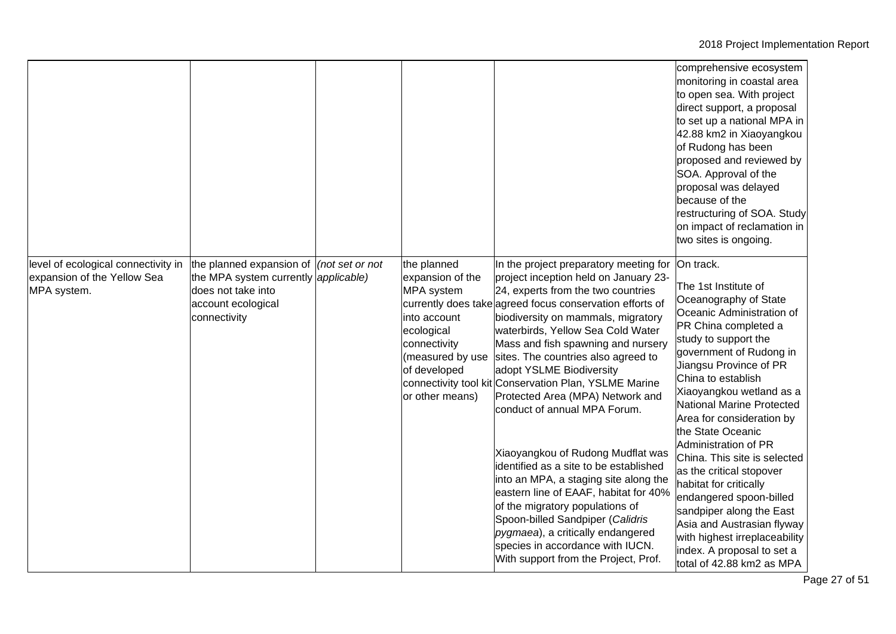|  |  |  |  |  | comprehensive ecosystem monitoring in coastal area to open sea. With project direct support, a proposal to set up a national MPA in 42.88 km2 in Xiaoyangkou of Rudong has been proposed and reviewed by SOA. Approval of the proposal was delayed because of the restructuring of SOA. Study on impact of reclamation in two sites is ongoing. |
|---|---|---|---|---|---|
| level of ecological connectivity in expansion of the Yellow Sea MPA system. | the planned expansion of the MPA system currently does not take into account ecological connectivity | *(not set or not applicable)* | the planned expansion of the MPA system currently does take into account ecological connectivity (measured by use of developed connectivity tool kit or other means) | In the project preparatory meeting for project inception held on January 23-24, experts from the two countries agreed focus conservation efforts of biodiversity on mammals, migratory waterbirds, Yellow Sea Cold Water Mass and fish spawning and nursery sites. The countries also agreed to adopt YSLME Biodiversity Conservation Plan, YSLME Marine Protected Area (MPA) Network and conduct of annual MPA Forum.<br><br>Xiaoyangkou of Rudong Mudflat was identified as a site to be established into an MPA, a staging site along the eastern line of EAAF, habitat for 40% of the migratory populations of Spoon-billed Sandpiper (*Calidris pygmaea*), a critically endangered species in accordance with IUCN. With support from the Project, Prof. | On track.<br><br>The 1st Institute of Oceanography of State Oceanic Administration of PR China completed a study to support the government of Rudong in Jiangsu Province of PR China to establish Xiaoyangkou wetland as a National Marine Protected Area for consideration by the State Oceanic Administration of PR China. This site is selected as the critical stopover habitat for critically endangered spoon-billed sandpiper along the East Asia and Austrasian flyway with highest irreplaceability index. A proposal to set a total of 42.88 km2 as MPA |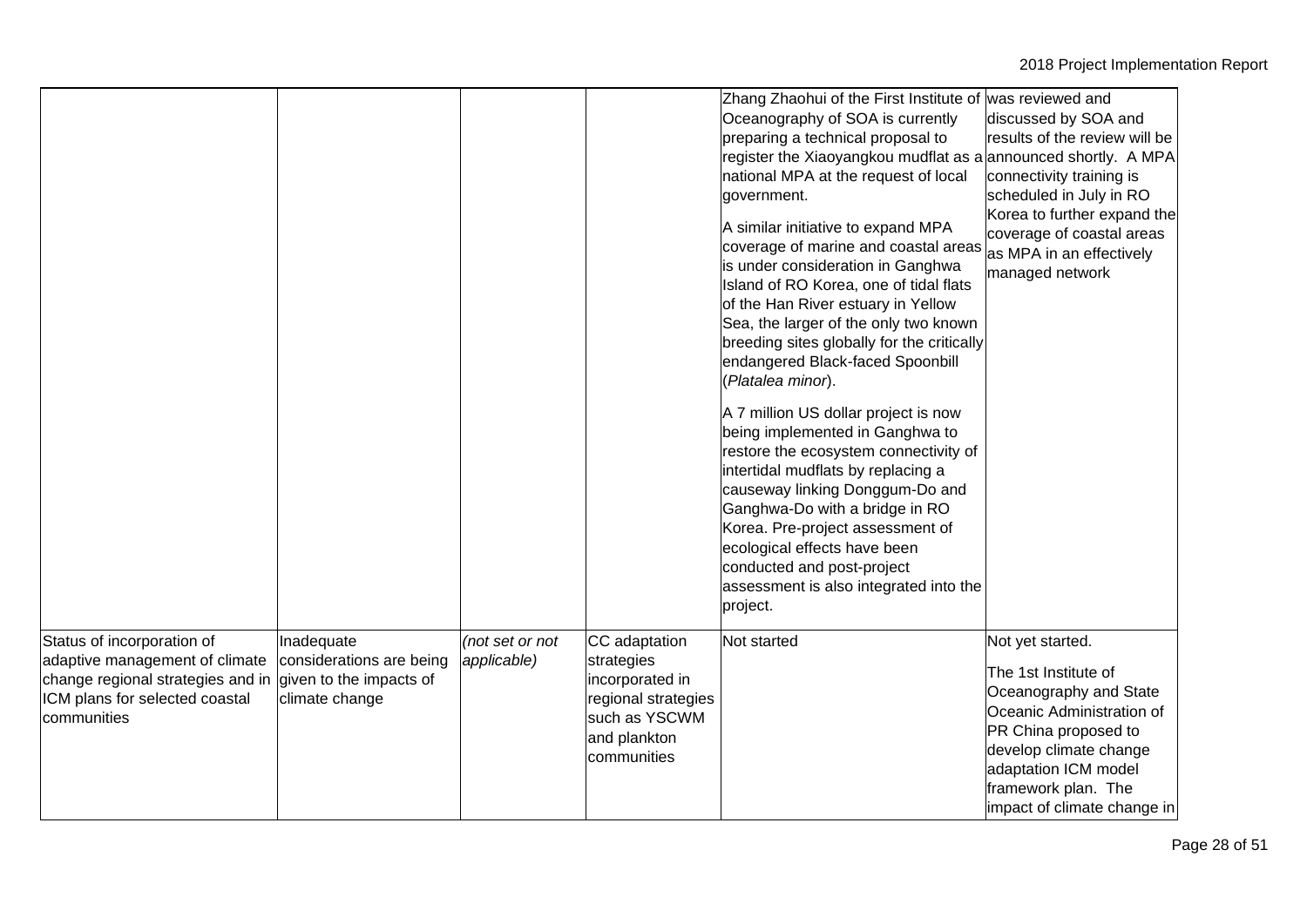| | | | | | |
|---|---|---|---|---|---|
| | | | | Zhang Zhaohui of the First Institute of Oceanography of SOA is currently preparing a technical proposal to register the Xiaoyangkou mudflat as a national MPA at the request of local government.<br><br>A similar initiative to expand MPA coverage of marine and coastal areas is under consideration in Ganghwa Island of RO Korea, one of tidal flats of the Han River estuary in Yellow Sea, the larger of the only two known breeding sites globally for the critically endangered Black-faced Spoonbill (*Platalea minor*).<br><br>A 7 million US dollar project is now being implemented in Ganghwa to restore the ecosystem connectivity of intertidal mudflats by replacing a causeway linking Donggum-Do and Ganghwa-Do with a bridge in RO Korea. Pre-project assessment of ecological effects have been conducted and post-project assessment is also integrated into the project. | was reviewed and discussed by SOA and results of the review will be announced shortly. A MPA connectivity training is scheduled in July in RO Korea to further expand the coverage of coastal areas as MPA in an effectively managed network |
| Status of incorporation of adaptive management of climate change regional strategies and in ICM plans for selected coastal communities | Inadequate considerations are being given to the impacts of climate change | *(not set or not applicable)* | CC adaptation strategies incorporated in regional strategies such as YSCWM and plankton communities | Not started | Not yet started.<br><br>The 1st Institute of Oceanography and State Oceanic Administration of PR China proposed to develop climate change adaptation ICM model framework plan. The impact of climate change in |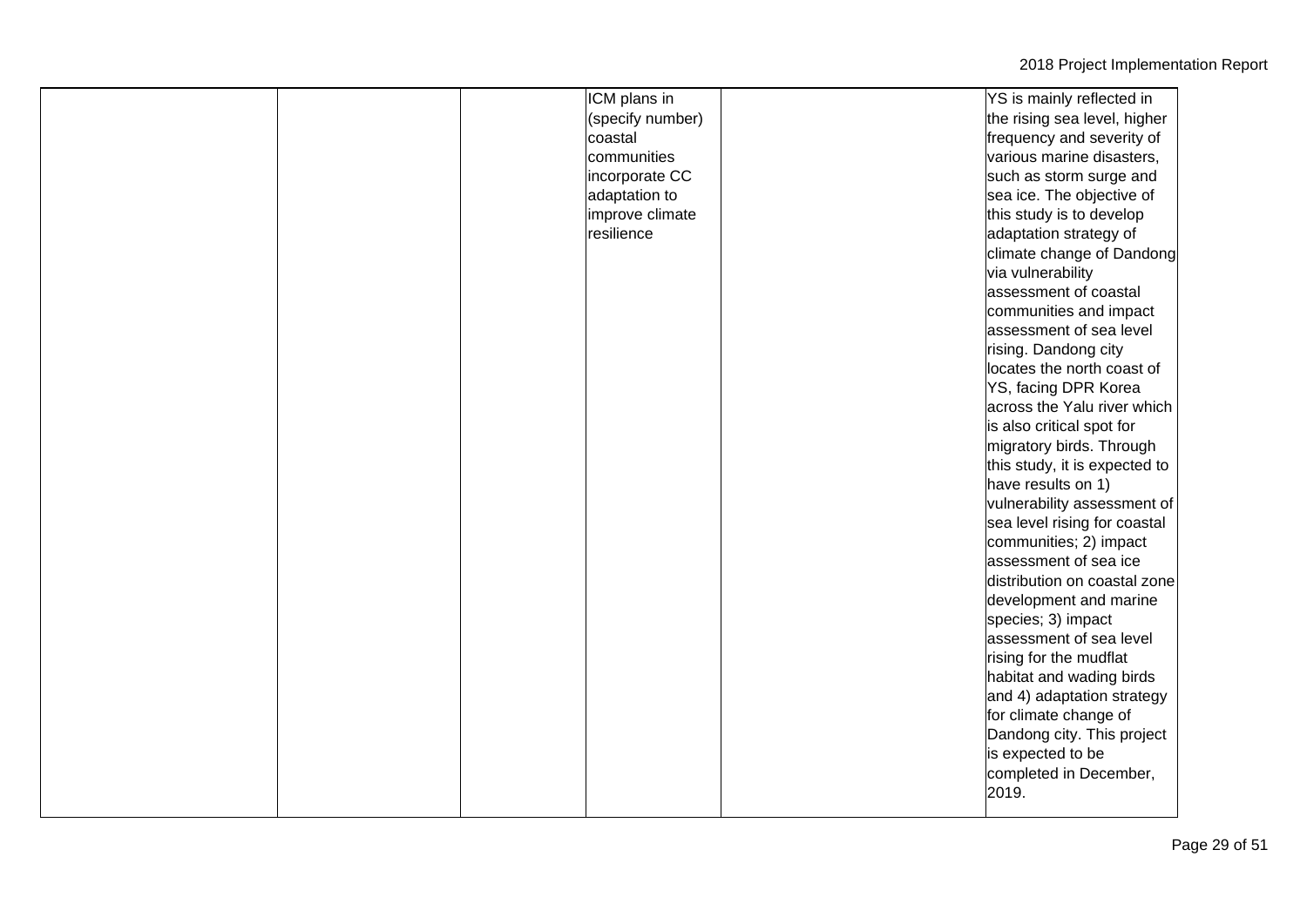|  |  |  | ICM plans in (specify number) coastal communities incorporate CC adaptation to improve climate resilience |  | YS is mainly reflected in the rising sea level, higher frequency and severity of various marine disasters, such as storm surge and sea ice. The objective of this study is to develop adaptation strategy of climate change of Dandong via vulnerability assessment of coastal communities and impact assessment of sea level rising. Dandong city locates the north coast of YS, facing DPR Korea across the Yalu river which is also critical spot for migratory birds. Through this study, it is expected to have results on 1) vulnerability assessment of sea level rising for coastal communities; 2) impact assessment of sea ice distribution on coastal zone development and marine species; 3) impact assessment of sea level rising for the mudflat habitat and wading birds and 4) adaptation strategy for climate change of Dandong city. This project is expected to be completed in December, 2019. |
| --- | --- | --- | --- | --- | --- |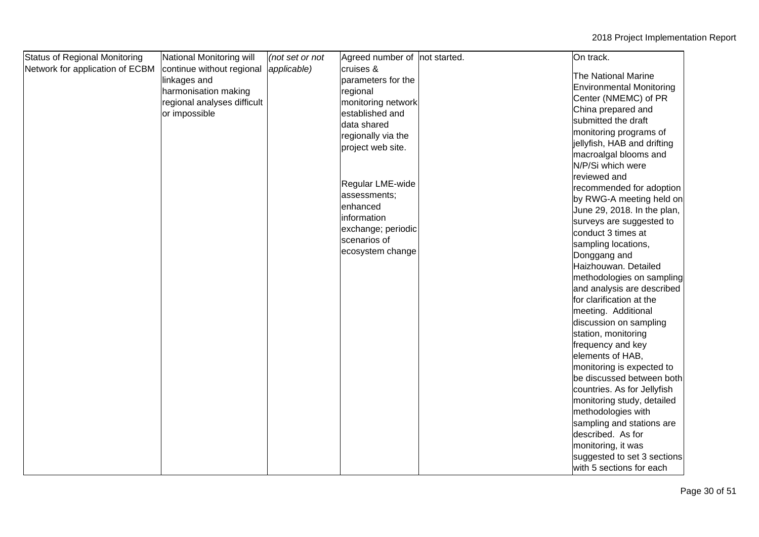| | | | | | |
|---|---|---|---|---|---|
| Status of Regional Monitoring Network for application of ECBM | National Monitoring will continue without regional linkages and harmonisation making regional analyses difficult or impossible | *(not set or not applicable)* | Agreed number of cruises & parameters for the regional monitoring network established and data shared regionally via the project web site.<br><br>Regular LME-wide assessments; enhanced information exchange; periodic scenarios of ecosystem change | not started. | On track.<br><br>The National Marine Environmental Monitoring Center (NMEMC) of PR China prepared and submitted the draft monitoring programs of jellyfish, HAB and drifting macroalgal blooms and N/P/Si which were reviewed and recommended for adoption by RWG-A meeting held on June 29, 2018. In the plan, surveys are suggested to conduct 3 times at sampling locations, Donggang and Haizhouwan. Detailed methodologies on sampling and analysis are described for clarification at the meeting. Additional discussion on sampling station, monitoring frequency and key elements of HAB, monitoring is expected to be discussed between both countries. As for Jellyfish monitoring study, detailed methodologies with sampling and stations are described. As for monitoring, it was suggested to set 3 sections with 5 sections for each |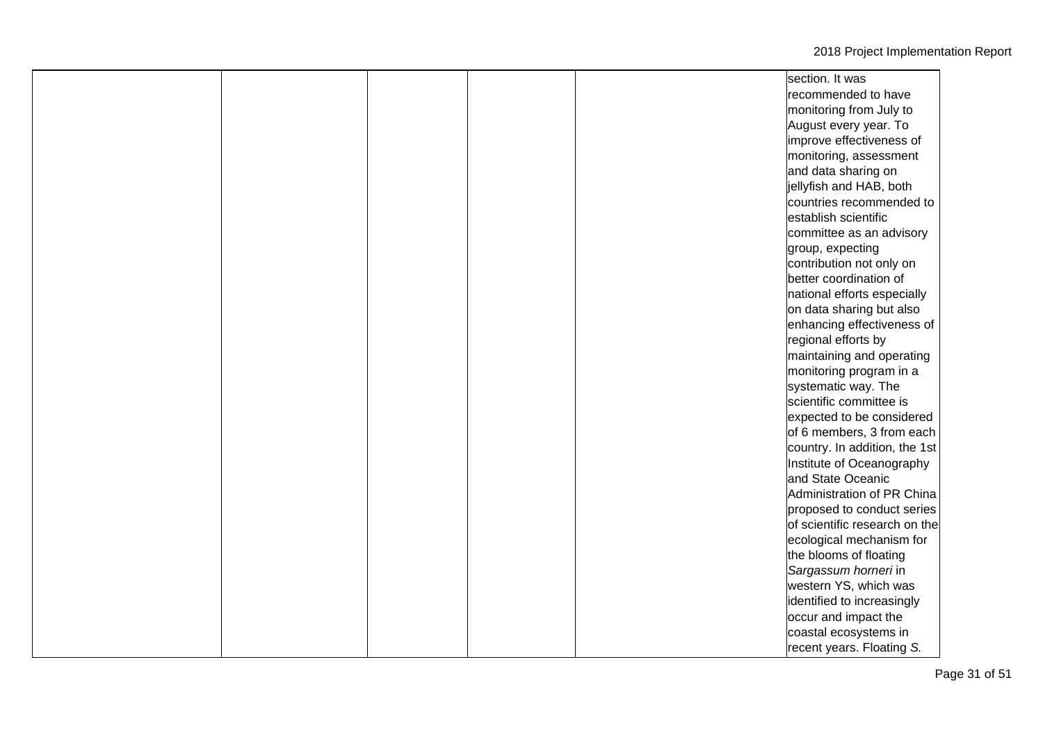| | | | | | |
|---|---|---|---|---|---|
| | | | | | section. It was recommended to have monitoring from July to August every year. To improve effectiveness of monitoring, assessment and data sharing on jellyfish and HAB, both countries recommended to establish scientific committee as an advisory group, expecting contribution not only on better coordination of national efforts especially on data sharing but also enhancing effectiveness of regional efforts by maintaining and operating monitoring program in a systematic way. The scientific committee is expected to be considered of 6 members, 3 from each country. In addition, the 1st Institute of Oceanography and State Oceanic Administration of PR China proposed to conduct series of scientific research on the ecological mechanism for the blooms of floating *Sargassum horneri* in western YS, which was identified to increasingly occur and impact the coastal ecosystems in recent years. Floating *S.* |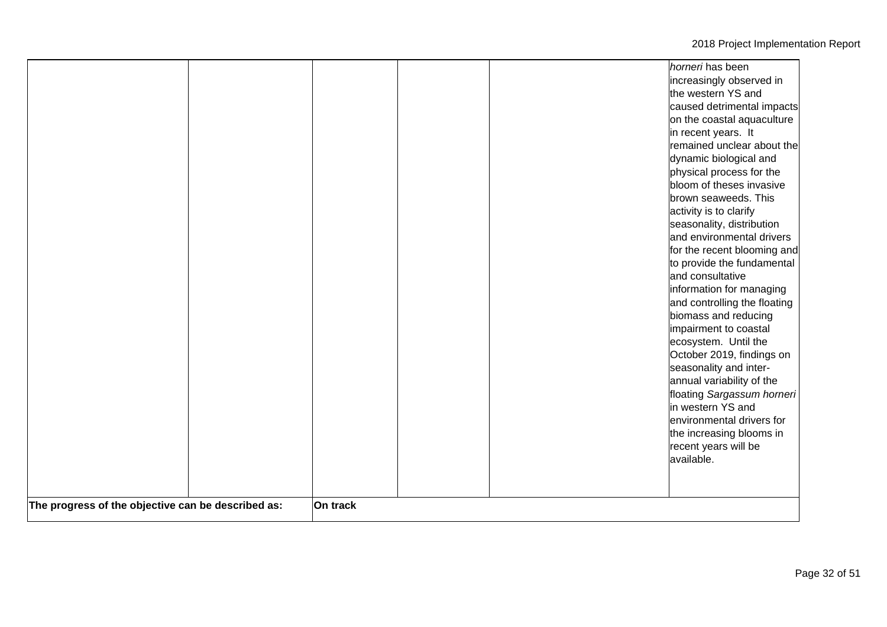| | | | | | |
|---|---|---|---|---|---|
| | | | | | *horneri* has been increasingly observed in the western YS and caused detrimental impacts on the coastal aquaculture in recent years. It remained unclear about the dynamic biological and physical process for the bloom of theses invasive brown seaweeds. This activity is to clarify seasonality, distribution and environmental drivers for the recent blooming and to provide the fundamental and consultative information for managing and controlling the floating biomass and reducing impairment to coastal ecosystem. Until the October 2019, findings on seasonality and inter-annual variability of the floating *Sargassum horneri* in western YS and environmental drivers for the increasing blooms in recent years will be available. |
| **The progress of the objective can be described as:** | | **On track** | | | |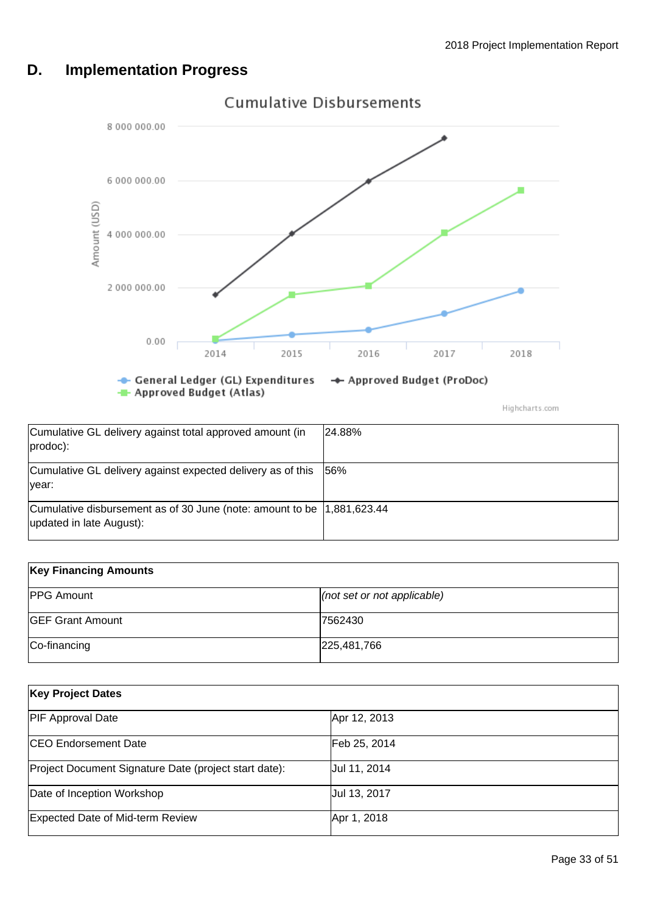## D. Implementation Progress

Cumulative Disbursements

| Cumulative GL delivery against total approved amount (in prodoc): | 24.88% |
|---|---|
| Cumulative GL delivery against expected delivery as of this year: | 56% |
| Cumulative disbursement as of 30 June (note: amount to be updated in late August): | 1,881,623.44 |

| Key Financing Amounts | |
|---|---|
| PPG Amount | *(not set or not applicable)* |
| GEF Grant Amount | 7562430 |
| Co-financing | 225,481,766 |

| Key Project Dates | |
|---|---|
| PIF Approval Date | Apr 12, 2013 |
| CEO Endorsement Date | Feb 25, 2014 |
| Project Document Signature Date (project start date): | Jul 11, 2014 |
| Date of Inception Workshop | Jul 13, 2017 |
| Expected Date of Mid-term Review | Apr 1, 2018 |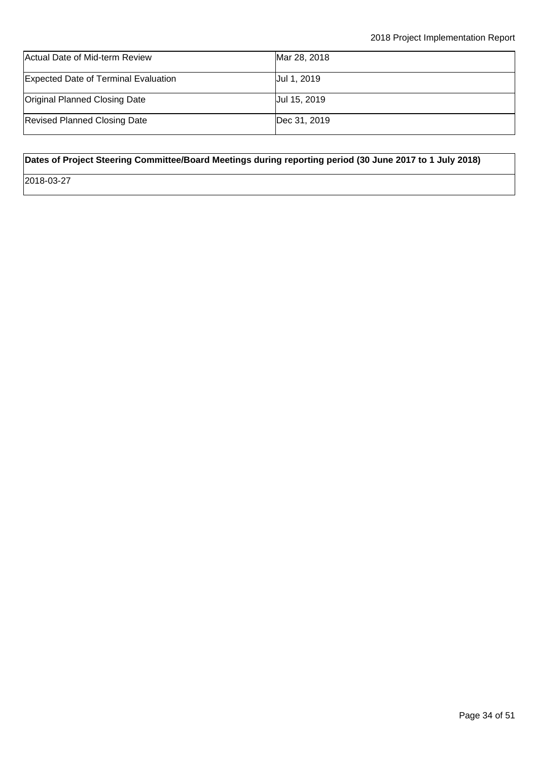| | |
|---|---|
| Actual Date of Mid-term Review | Mar 28, 2018 |
| Expected Date of Terminal Evaluation | Jul 1, 2019 |
| Original Planned Closing Date | Jul 15, 2019 |
| Revised Planned Closing Date | Dec 31, 2019 |

| Dates of Project Steering Committee/Board Meetings during reporting period (30 June 2017 to 1 July 2018) |
|---|
| 2018-03-27 |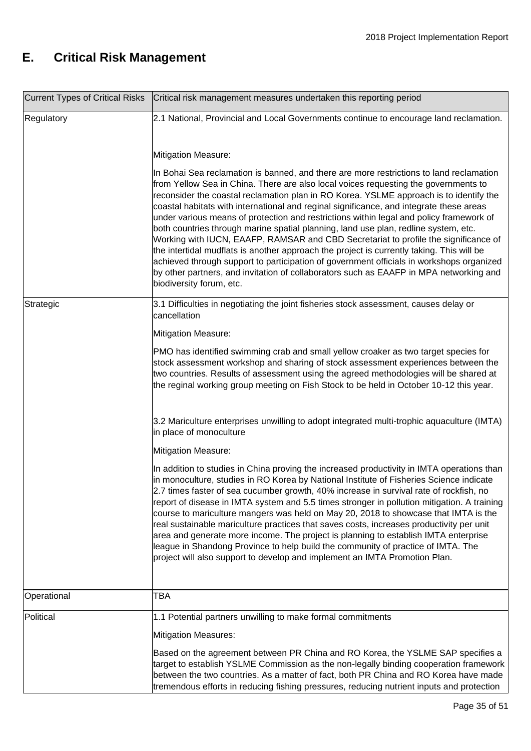# E. Critical Risk Management

| Current Types of Critical Risks | Critical risk management measures undertaken this reporting period |
|---|---|
| Regulatory | 2.1 National, Provincial and Local Governments continue to encourage land reclamation.<br><br>Mitigation Measure:<br><br>In Bohai Sea reclamation is banned, and there are more restrictions to land reclamation from Yellow Sea in China. There are also local voices requesting the governments to reconsider the coastal reclamation plan in RO Korea. YSLME approach is to identify the coastal habitats with international and reginal significance, and integrate these areas under various means of protection and restrictions within legal and policy framework of both countries through marine spatial planning, land use plan, redline system, etc. Working with IUCN, EAAFP, RAMSAR and CBD Secretariat to profile the significance of the intertidal mudflats is another approach the project is currently taking. This will be achieved through support to participation of government officials in workshops organized by other partners, and invitation of collaborators such as EAAFP in MPA networking and biodiversity forum, etc. |
| Strategic | 3.1 Difficulties in negotiating the joint fisheries stock assessment, causes delay or cancellation<br><br>Mitigation Measure:<br><br>PMO has identified swimming crab and small yellow croaker as two target species for stock assessment workshop and sharing of stock assessment experiences between the two countries. Results of assessment using the agreed methodologies will be shared at the reginal working group meeting on Fish Stock to be held in October 10-12 this year.<br><br>3.2 Mariculture enterprises unwilling to adopt integrated multi-trophic aquaculture (IMTA) in place of monoculture<br><br>Mitigation Measure:<br><br>In addition to studies in China proving the increased productivity in IMTA operations than in monoculture, studies in RO Korea by National Institute of Fisheries Science indicate 2.7 times faster of sea cucumber growth, 40% increase in survival rate of rockfish, no report of disease in IMTA system and 5.5 times stronger in pollution mitigation. A training course to mariculture mangers was held on May 20, 2018 to showcase that IMTA is the real sustainable mariculture practices that saves costs, increases productivity per unit area and generate more income. The project is planning to establish IMTA enterprise league in Shandong Province to help build the community of practice of IMTA. The project will also support to develop and implement an IMTA Promotion Plan. |
| Operational | TBA |
| Political | 1.1 Potential partners unwilling to make formal commitments<br><br>Mitigation Measures:<br><br>Based on the agreement between PR China and RO Korea, the YSLME SAP specifies a target to establish YSLME Commission as the non-legally binding cooperation framework between the two countries. As a matter of fact, both PR China and RO Korea have made tremendous efforts in reducing fishing pressures, reducing nutrient inputs and protection |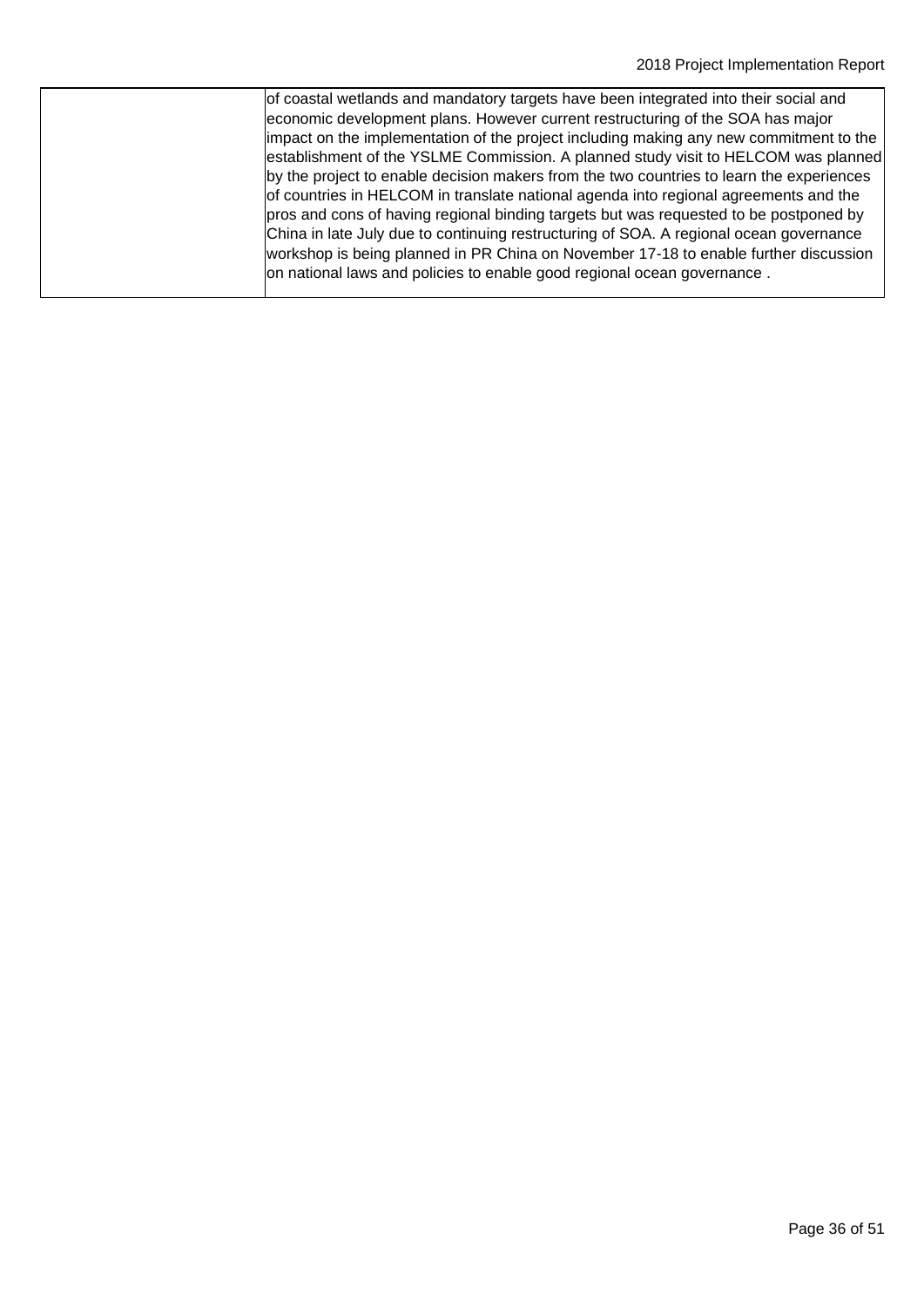|  | of coastal wetlands and mandatory targets have been integrated into their social and economic development plans. However current restructuring of the SOA has major impact on the implementation of the project including making any new commitment to the establishment of the YSLME Commission. A planned study visit to HELCOM was planned by the project to enable decision makers from the two countries to learn the experiences of countries in HELCOM in translate national agenda into regional agreements and the pros and cons of having regional binding targets but was requested to be postponed by China in late July due to continuing restructuring of SOA. A regional ocean governance workshop is being planned in PR China on November 17-18 to enable further discussion on national laws and policies to enable good regional ocean governance . |
|---|---|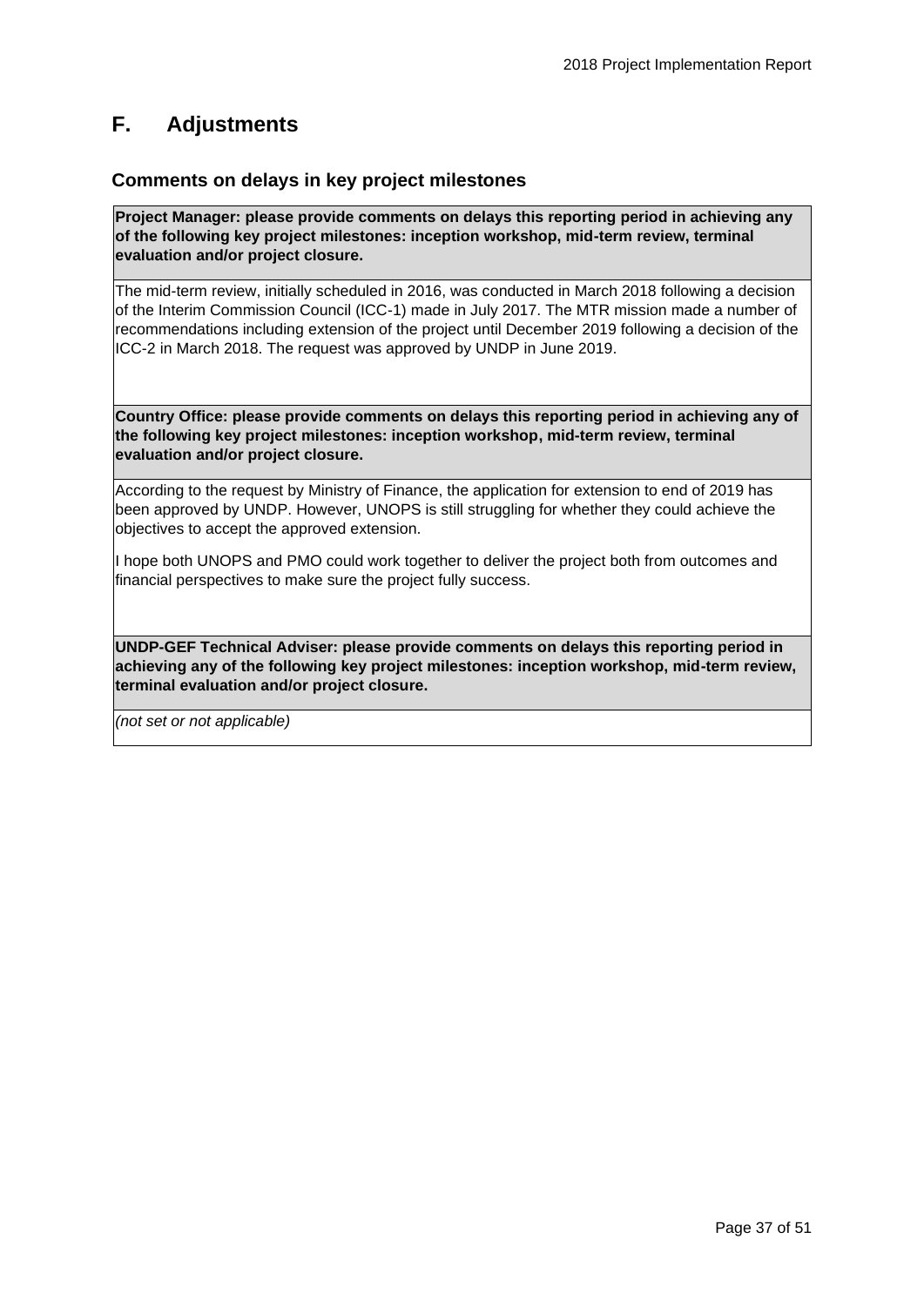## F. Adjustments

### Comments on delays in key project milestones

| **Project Manager: please provide comments on delays this reporting period in achieving any of the following key project milestones: inception workshop, mid-term review, terminal evaluation and/or project closure.** |
|---|
| The mid-term review, initially scheduled in 2016, was conducted in March 2018 following a decision of the Interim Commission Council (ICC-1) made in July 2017. The MTR mission made a number of recommendations including extension of the project until December 2019 following a decision of the ICC-2 in March 2018. The request was approved by UNDP in June 2019. |

| **Country Office: please provide comments on delays this reporting period in achieving any of the following key project milestones: inception workshop, mid-term review, terminal evaluation and/or project closure.** |
|---|
| According to the request by Ministry of Finance, the application for extension to end of 2019 has been approved by UNDP. However, UNOPS is still struggling for whether they could achieve the objectives to accept the approved extension.<br><br>I hope both UNOPS and PMO could work together to deliver the project both from outcomes and financial perspectives to make sure the project fully success. |

| **UNDP-GEF Technical Adviser: please provide comments on delays this reporting period in achieving any of the following key project milestones: inception workshop, mid-term review, terminal evaluation and/or project closure.** |
|---|
| *(not set or not applicable)* |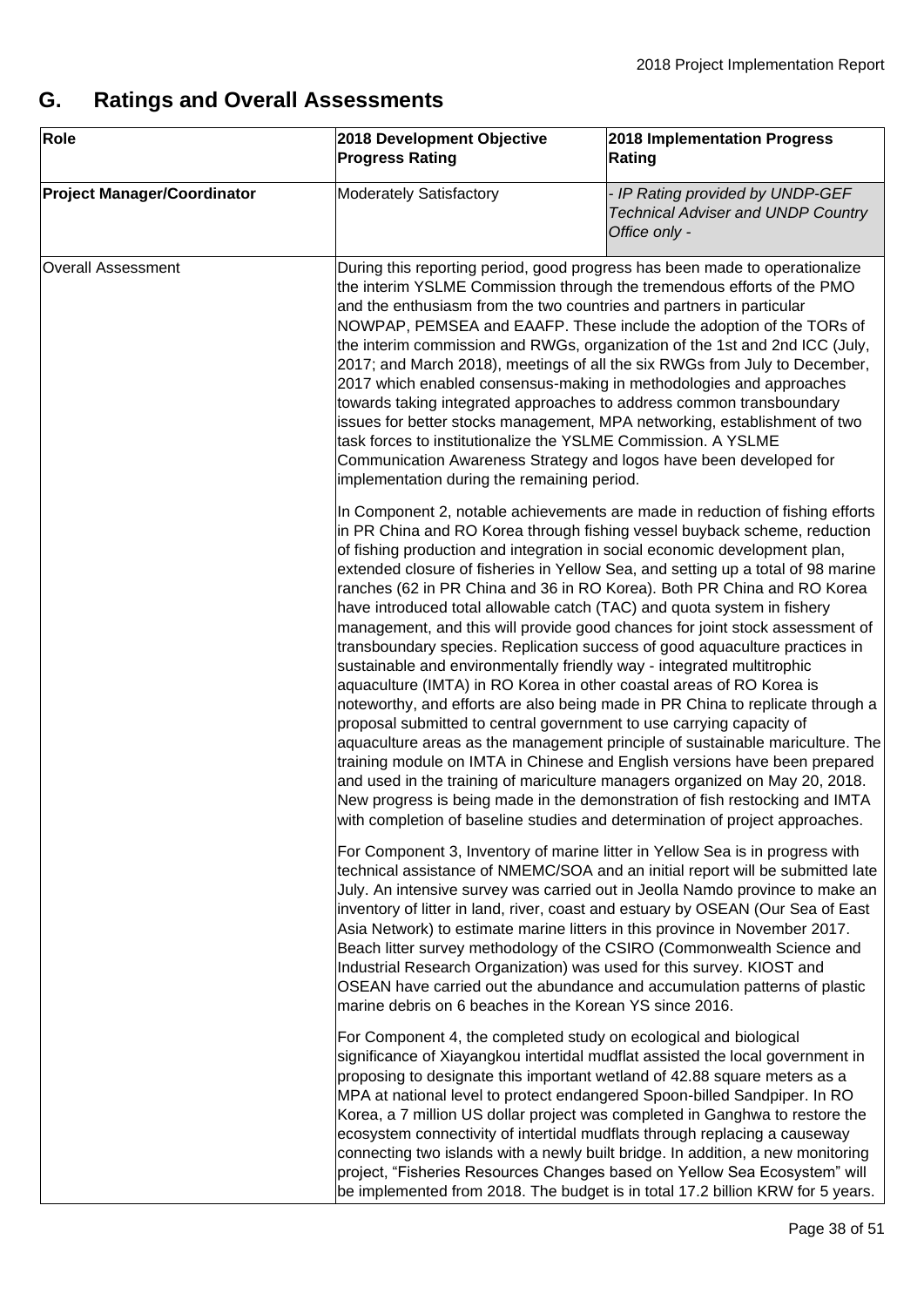## G. Ratings and Overall Assessments

| Role | 2018 Development Objective Progress Rating | 2018 Implementation Progress Rating |
|---|---|---|
| **Project Manager/Coordinator** | Moderately Satisfactory | *- IP Rating provided by UNDP-GEF Technical Adviser and UNDP Country Office only -* |
| Overall Assessment | During this reporting period, good progress has been made to operationalize the interim YSLME Commission through the tremendous efforts of the PMO and the enthusiasm from the two countries and partners in particular NOWPAP, PEMSEA and EAAFP. These include the adoption of the TORs of the interim commission and RWGs, organization of the 1st and 2nd ICC (July, 2017; and March 2018), meetings of all the six RWGs from July to December, 2017 which enabled consensus-making in methodologies and approaches towards taking integrated approaches to address common transboundary issues for better stocks management, MPA networking, establishment of two task forces to institutionalize the YSLME Commission. A YSLME Communication Awareness Strategy and logos have been developed for implementation during the remaining period.<br><br>In Component 2, notable achievements are made in reduction of fishing efforts in PR China and RO Korea through fishing vessel buyback scheme, reduction of fishing production and integration in social economic development plan, extended closure of fisheries in Yellow Sea, and setting up a total of 98 marine ranches (62 in PR China and 36 in RO Korea). Both PR China and RO Korea have introduced total allowable catch (TAC) and quota system in fishery management, and this will provide good chances for joint stock assessment of transboundary species. Replication success of good aquaculture practices in sustainable and environmentally friendly way - integrated multitrophic aquaculture (IMTA) in RO Korea in other coastal areas of RO Korea is noteworthy, and efforts are also being made in PR China to replicate through a proposal submitted to central government to use carrying capacity of aquaculture areas as the management principle of sustainable mariculture. The training module on IMTA in Chinese and English versions have been prepared and used in the training of mariculture managers organized on May 20, 2018. New progress is being made in the demonstration of fish restocking and IMTA with completion of baseline studies and determination of project approaches.<br><br>For Component 3, Inventory of marine litter in Yellow Sea is in progress with technical assistance of NMEMC/SOA and an initial report will be submitted late July. An intensive survey was carried out in Jeolla Namdo province to make an inventory of litter in land, river, coast and estuary by OSEAN (Our Sea of East Asia Network) to estimate marine litters in this province in November 2017. Beach litter survey methodology of the CSIRO (Commonwealth Science and Industrial Research Organization) was used for this survey. KIOST and OSEAN have carried out the abundance and accumulation patterns of plastic marine debris on 6 beaches in the Korean YS since 2016.<br><br>For Component 4, the completed study on ecological and biological significance of Xiayangkou intertidal mudflat assisted the local government in proposing to designate this important wetland of 42.88 square meters as a MPA at national level to protect endangered Spoon-billed Sandpiper. In RO Korea, a 7 million US dollar project was completed in Ganghwa to restore the ecosystem connectivity of intertidal mudflats through replacing a causeway connecting two islands with a newly built bridge. In addition, a new monitoring project, "Fisheries Resources Changes based on Yellow Sea Ecosystem" will be implemented from 2018. The budget is in total 17.2 billion KRW for 5 years. | |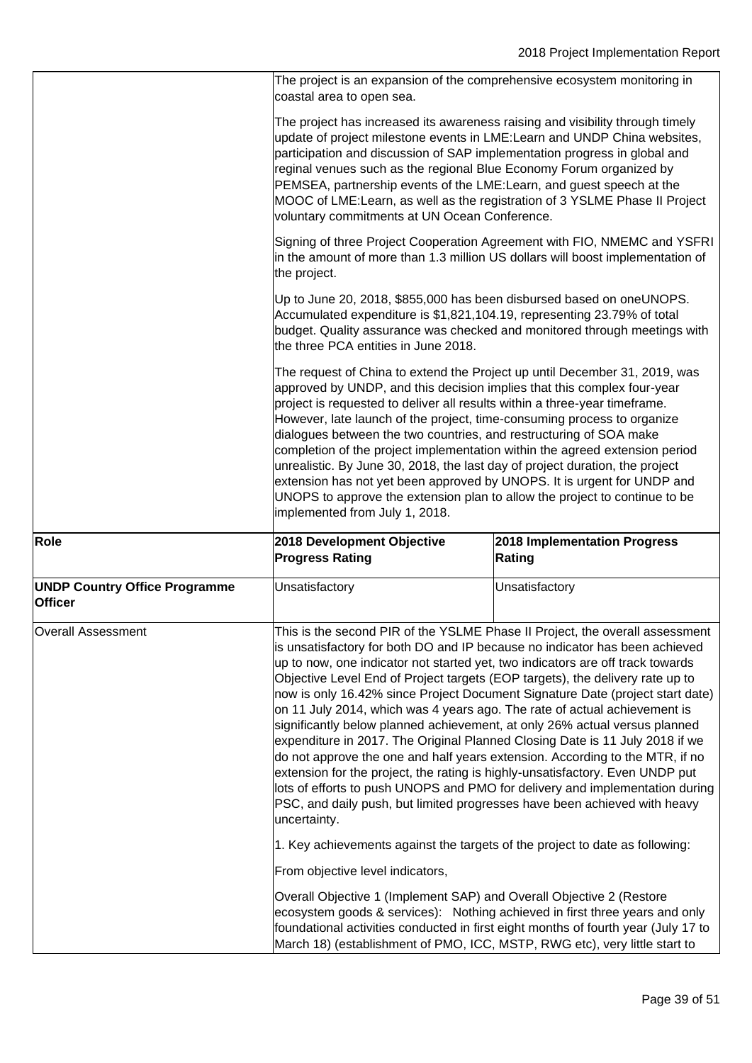| | | |
|---|---|---|
| | The project is an expansion of the comprehensive ecosystem monitoring in coastal area to open sea.<br><br>The project has increased its awareness raising and visibility through timely update of project milestone events in LME:Learn and UNDP China websites, participation and discussion of SAP implementation progress in global and reginal venues such as the regional Blue Economy Forum organized by PEMSEA, partnership events of the LME:Learn, and guest speech at the MOOC of LME:Learn, as well as the registration of 3 YSLME Phase II Project voluntary commitments at UN Ocean Conference.<br><br>Signing of three Project Cooperation Agreement with FIO, NMEMC and YSFRI in the amount of more than 1.3 million US dollars will boost implementation of the project.<br><br>Up to June 20, 2018, $855,000 has been disbursed based on oneUNOPS. Accumulated expenditure is $1,821,104.19, representing 23.79% of total budget. Quality assurance was checked and monitored through meetings with the three PCA entities in June 2018.<br><br>The request of China to extend the Project up until December 31, 2019, was approved by UNDP, and this decision implies that this complex four-year project is requested to deliver all results within a three-year timeframe. However, late launch of the project, time-consuming process to organize dialogues between the two countries, and restructuring of SOA make completion of the project implementation within the agreed extension period unrealistic. By June 30, 2018, the last day of project duration, the project extension has not yet been approved by UNOPS. It is urgent for UNDP and UNOPS to approve the extension plan to allow the project to continue to be implemented from July 1, 2018. | |
| **Role** | **2018 Development Objective Progress Rating** | **2018 Implementation Progress Rating** |
| **UNDP Country Office Programme Officer** | Unsatisfactory | Unsatisfactory |
| Overall Assessment | This is the second PIR of the YSLME Phase II Project, the overall assessment is unsatisfactory for both DO and IP because no indicator has been achieved up to now, one indicator not started yet, two indicators are off track towards Objective Level End of Project targets (EOP targets), the delivery rate up to now is only 16.42% since Project Document Signature Date (project start date) on 11 July 2014, which was 4 years ago. The rate of actual achievement is significantly below planned achievement, at only 26% actual versus planned expenditure in 2017. The Original Planned Closing Date is 11 July 2018 if we do not approve the one and half years extension. According to the MTR, if no extension for the project, the rating is highly-unsatisfactory. Even UNDP put lots of efforts to push UNOPS and PMO for delivery and implementation during PSC, and daily push, but limited progresses have been achieved with heavy uncertainty.<br><br>1. Key achievements against the targets of the project to date as following:<br><br>From objective level indicators,<br><br>Overall Objective 1 (Implement SAP) and Overall Objective 2 (Restore ecosystem goods & services): Nothing achieved in first three years and only foundational activities conducted in first eight months of fourth year (July 17 to March 18) (establishment of PMO, ICC, MSTP, RWG etc), very little start to | |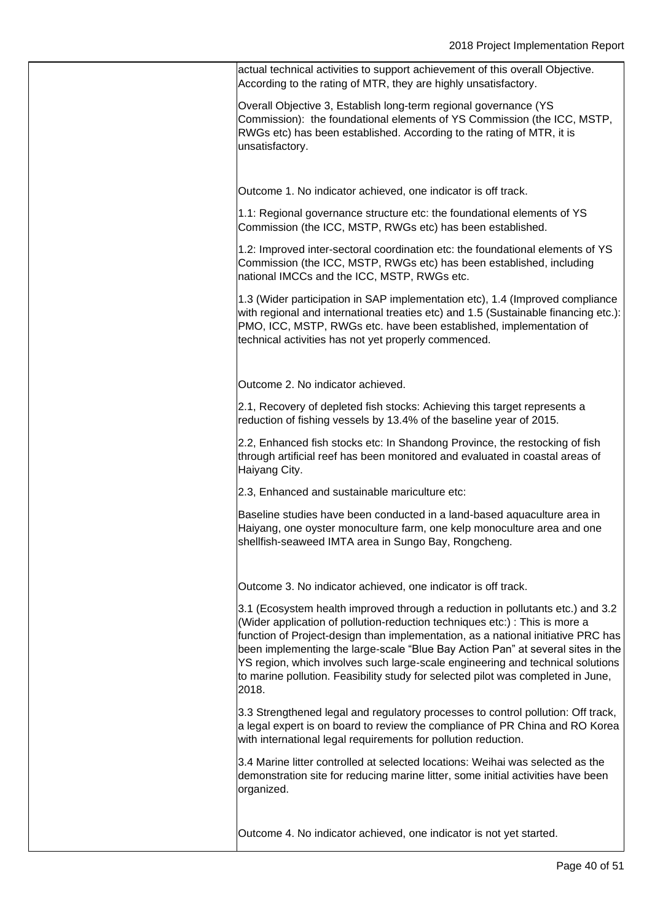| | |
|---|---|
| | actual technical activities to support achievement of this overall Objective. According to the rating of MTR, they are highly unsatisfactory.<br><br>Overall Objective 3, Establish long-term regional governance (YS Commission): the foundational elements of YS Commission (the ICC, MSTP, RWGs etc) has been established. According to the rating of MTR, it is unsatisfactory.<br><br>Outcome 1. No indicator achieved, one indicator is off track.<br><br>1.1: Regional governance structure etc: the foundational elements of YS Commission (the ICC, MSTP, RWGs etc) has been established.<br><br>1.2: Improved inter-sectoral coordination etc: the foundational elements of YS Commission (the ICC, MSTP, RWGs etc) has been established, including national IMCCs and the ICC, MSTP, RWGs etc.<br><br>1.3 (Wider participation in SAP implementation etc), 1.4 (Improved compliance with regional and international treaties etc) and 1.5 (Sustainable financing etc.): PMO, ICC, MSTP, RWGs etc. have been established, implementation of technical activities has not yet properly commenced.<br><br>Outcome 2. No indicator achieved.<br><br>2.1, Recovery of depleted fish stocks: Achieving this target represents a reduction of fishing vessels by 13.4% of the baseline year of 2015.<br><br>2.2, Enhanced fish stocks etc: In Shandong Province, the restocking of fish through artificial reef has been monitored and evaluated in coastal areas of Haiyang City.<br><br>2.3, Enhanced and sustainable mariculture etc:<br><br>Baseline studies have been conducted in a land-based aquaculture area in Haiyang, one oyster monoculture farm, one kelp monoculture area and one shellfish-seaweed IMTA area in Sungo Bay, Rongcheng.<br><br>Outcome 3. No indicator achieved, one indicator is off track.<br><br>3.1 (Ecosystem health improved through a reduction in pollutants etc.) and 3.2 (Wider application of pollution-reduction techniques etc:) : This is more a function of Project-design than implementation, as a national initiative PRC has been implementing the large-scale "Blue Bay Action Pan" at several sites in the YS region, which involves such large-scale engineering and technical solutions to marine pollution. Feasibility study for selected pilot was completed in June, 2018.<br><br>3.3 Strengthened legal and regulatory processes to control pollution: Off track, a legal expert is on board to review the compliance of PR China and RO Korea with international legal requirements for pollution reduction.<br><br>3.4 Marine litter controlled at selected locations: Weihai was selected as the demonstration site for reducing marine litter, some initial activities have been organized.<br><br>Outcome 4. No indicator achieved, one indicator is not yet started. |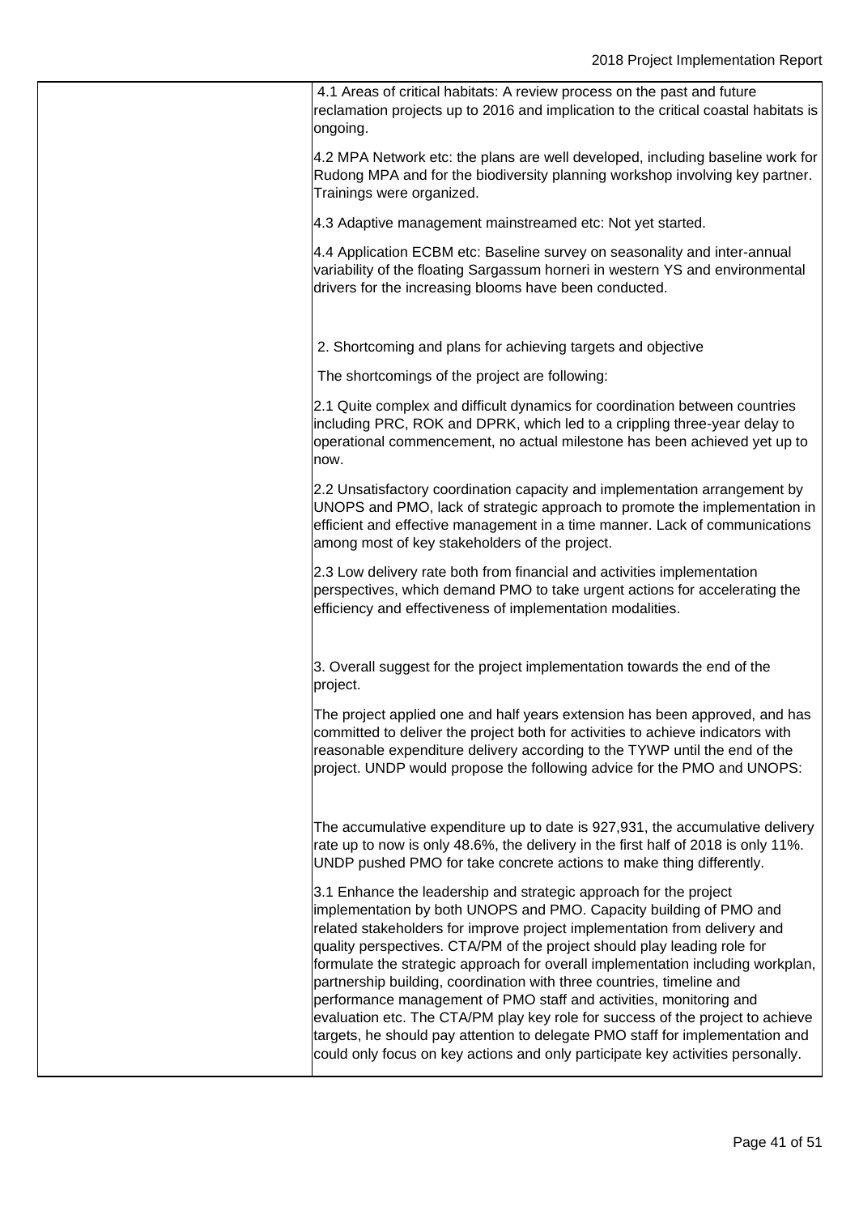| | |
|---|---|
| | 4.1 Areas of critical habitats: A review process on the past and future reclamation projects up to 2016 and implication to the critical coastal habitats is ongoing.<br><br>4.2 MPA Network etc: the plans are well developed, including baseline work for Rudong MPA and for the biodiversity planning workshop involving key partner. Trainings were organized.<br><br>4.3 Adaptive management mainstreamed etc: Not yet started.<br><br>4.4 Application ECBM etc: Baseline survey on seasonality and inter-annual variability of the floating Sargassum horneri in western YS and environmental drivers for the increasing blooms have been conducted.<br><br>2. Shortcoming and plans for achieving targets and objective<br><br>The shortcomings of the project are following:<br><br>2.1 Quite complex and difficult dynamics for coordination between countries including PRC, ROK and DPRK, which led to a crippling three-year delay to operational commencement, no actual milestone has been achieved yet up to now.<br><br>2.2 Unsatisfactory coordination capacity and implementation arrangement by UNOPS and PMO, lack of strategic approach to promote the implementation in efficient and effective management in a time manner. Lack of communications among most of key stakeholders of the project.<br><br>2.3 Low delivery rate both from financial and activities implementation perspectives, which demand PMO to take urgent actions for accelerating the efficiency and effectiveness of implementation modalities.<br><br>3. Overall suggest for the project implementation towards the end of the project.<br><br>The project applied one and half years extension has been approved, and has committed to deliver the project both for activities to achieve indicators with reasonable expenditure delivery according to the TYWP until the end of the project. UNDP would propose the following advice for the PMO and UNOPS:<br><br>The accumulative expenditure up to date is 927,931, the accumulative delivery rate up to now is only 48.6%, the delivery in the first half of 2018 is only 11%. UNDP pushed PMO for take concrete actions to make thing differently.<br><br>3.1 Enhance the leadership and strategic approach for the project implementation by both UNOPS and PMO. Capacity building of PMO and related stakeholders for improve project implementation from delivery and quality perspectives. CTA/PM of the project should play leading role for formulate the strategic approach for overall implementation including workplan, partnership building, coordination with three countries, timeline and performance management of PMO staff and activities, monitoring and evaluation etc. The CTA/PM play key role for success of the project to achieve targets, he should pay attention to delegate PMO staff for implementation and could only focus on key actions and only participate key activities personally. |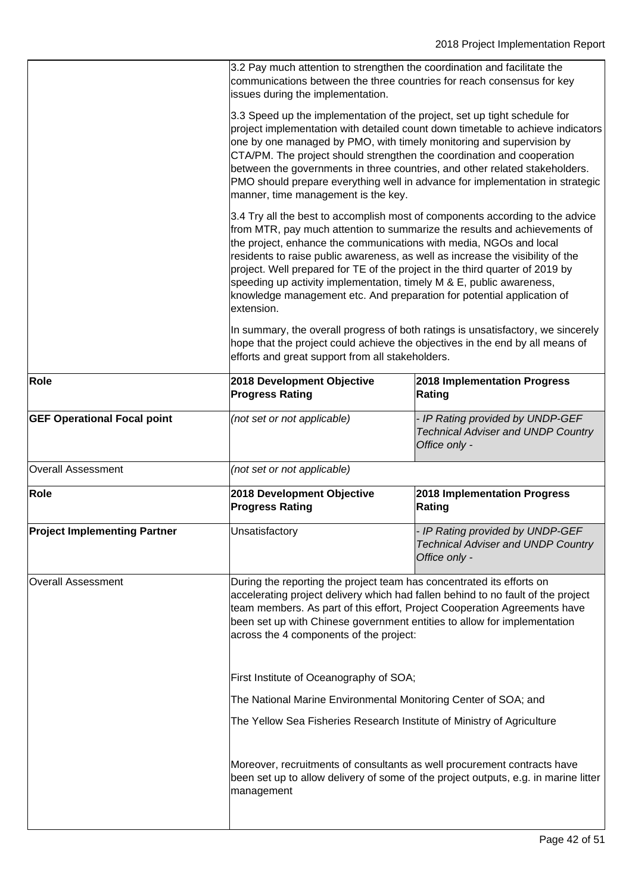| | | |
|---|---|---|
| | 3.2 Pay much attention to strengthen the coordination and facilitate the communications between the three countries for reach consensus for key issues during the implementation.<br><br>3.3 Speed up the implementation of the project, set up tight schedule for project implementation with detailed count down timetable to achieve indicators one by one managed by PMO, with timely monitoring and supervision by CTA/PM. The project should strengthen the coordination and cooperation between the governments in three countries, and other related stakeholders. PMO should prepare everything well in advance for implementation in strategic manner, time management is the key.<br><br>3.4 Try all the best to accomplish most of components according to the advice from MTR, pay much attention to summarize the results and achievements of the project, enhance the communications with media, NGOs and local residents to raise public awareness, as well as increase the visibility of the project. Well prepared for TE of the project in the third quarter of 2019 by speeding up activity implementation, timely M & E, public awareness, knowledge management etc. And preparation for potential application of extension.<br><br>In summary, the overall progress of both ratings is unsatisfactory, we sincerely hope that the project could achieve the objectives in the end by all means of efforts and great support from all stakeholders. | |
| **Role** | **2018 Development Objective Progress Rating** | **2018 Implementation Progress Rating** |
| **GEF Operational Focal point** | *(not set or not applicable)* | *- IP Rating provided by UNDP-GEF Technical Adviser and UNDP Country Office only -* |
| Overall Assessment | *(not set or not applicable)* | |
| **Role** | **2018 Development Objective Progress Rating** | **2018 Implementation Progress Rating** |
| **Project Implementing Partner** | Unsatisfactory | *- IP Rating provided by UNDP-GEF Technical Adviser and UNDP Country Office only -* |
| Overall Assessment | During the reporting the project team has concentrated its efforts on accelerating project delivery which had fallen behind to no fault of the project team members. As part of this effort, Project Cooperation Agreements have been set up with Chinese government entities to allow for implementation across the 4 components of the project:<br><br>First Institute of Oceanography of SOA;<br><br>The National Marine Environmental Monitoring Center of SOA; and<br><br>The Yellow Sea Fisheries Research Institute of Ministry of Agriculture<br><br>Moreover, recruitments of consultants as well procurement contracts have been set up to allow delivery of some of the project outputs, e.g. in marine litter management | |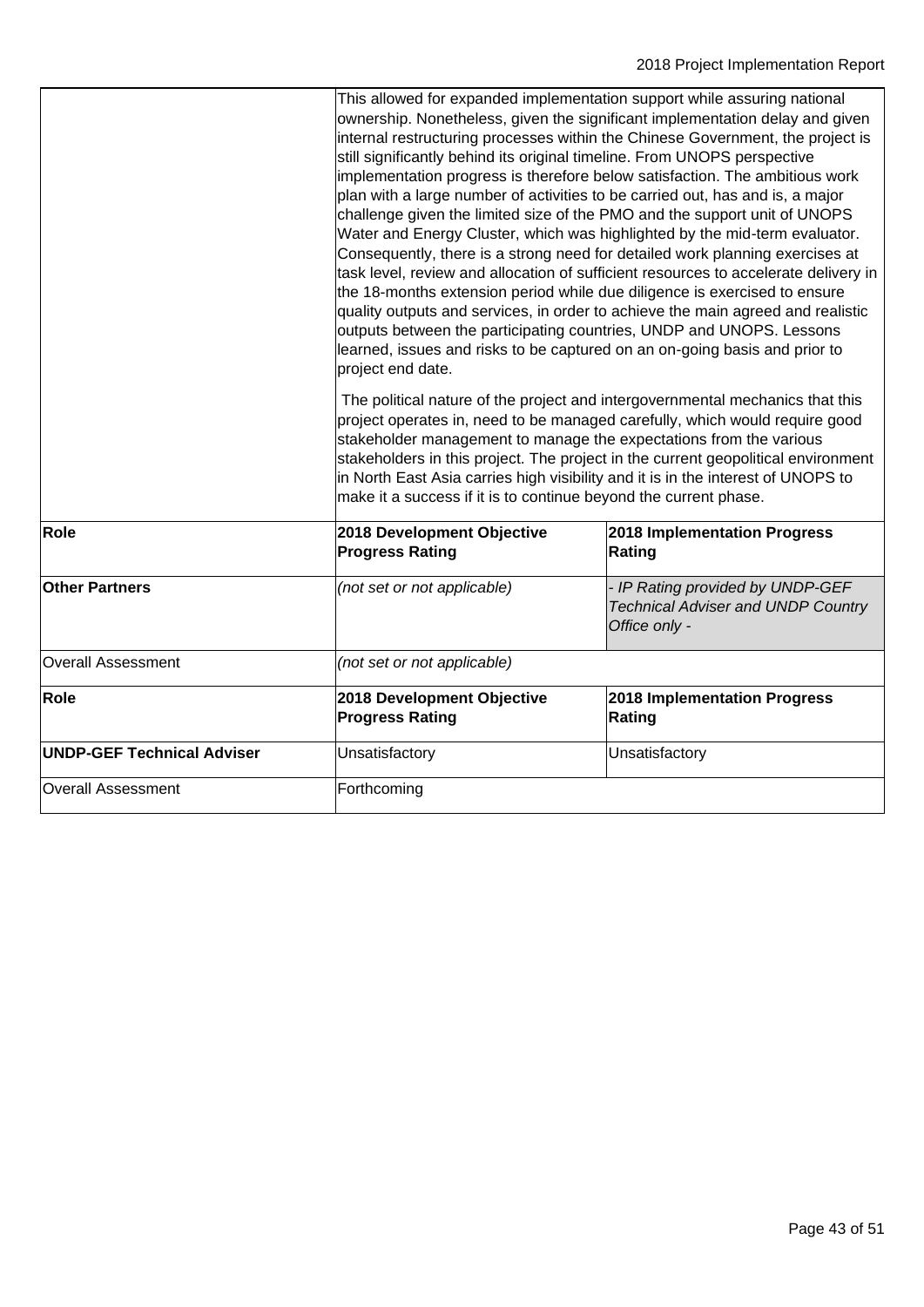| | | |
|---|---|---|
| | This allowed for expanded implementation support while assuring national ownership. Nonetheless, given the significant implementation delay and given internal restructuring processes within the Chinese Government, the project is still significantly behind its original timeline. From UNOPS perspective implementation progress is therefore below satisfaction. The ambitious work plan with a large number of activities to be carried out, has and is, a major challenge given the limited size of the PMO and the support unit of UNOPS Water and Energy Cluster, which was highlighted by the mid-term evaluator. Consequently, there is a strong need for detailed work planning exercises at task level, review and allocation of sufficient resources to accelerate delivery in the 18-months extension period while due diligence is exercised to ensure quality outputs and services, in order to achieve the main agreed and realistic outputs between the participating countries, UNDP and UNOPS. Lessons learned, issues and risks to be captured on an on-going basis and prior to project end date.<br><br>The political nature of the project and intergovernmental mechanics that this project operates in, need to be managed carefully, which would require good stakeholder management to manage the expectations from the various stakeholders in this project. The project in the current geopolitical environment in North East Asia carries high visibility and it is in the interest of UNOPS to make it a success if it is to continue beyond the current phase. | |
| **Role** | **2018 Development Objective Progress Rating** | **2018 Implementation Progress Rating** |
| **Other Partners** | *(not set or not applicable)* | *- IP Rating provided by UNDP-GEF Technical Adviser and UNDP Country Office only -* |
| Overall Assessment | *(not set or not applicable)* | |
| **Role** | **2018 Development Objective Progress Rating** | **2018 Implementation Progress Rating** |
| **UNDP-GEF Technical Adviser** | Unsatisfactory | Unsatisfactory |
| Overall Assessment | Forthcoming | |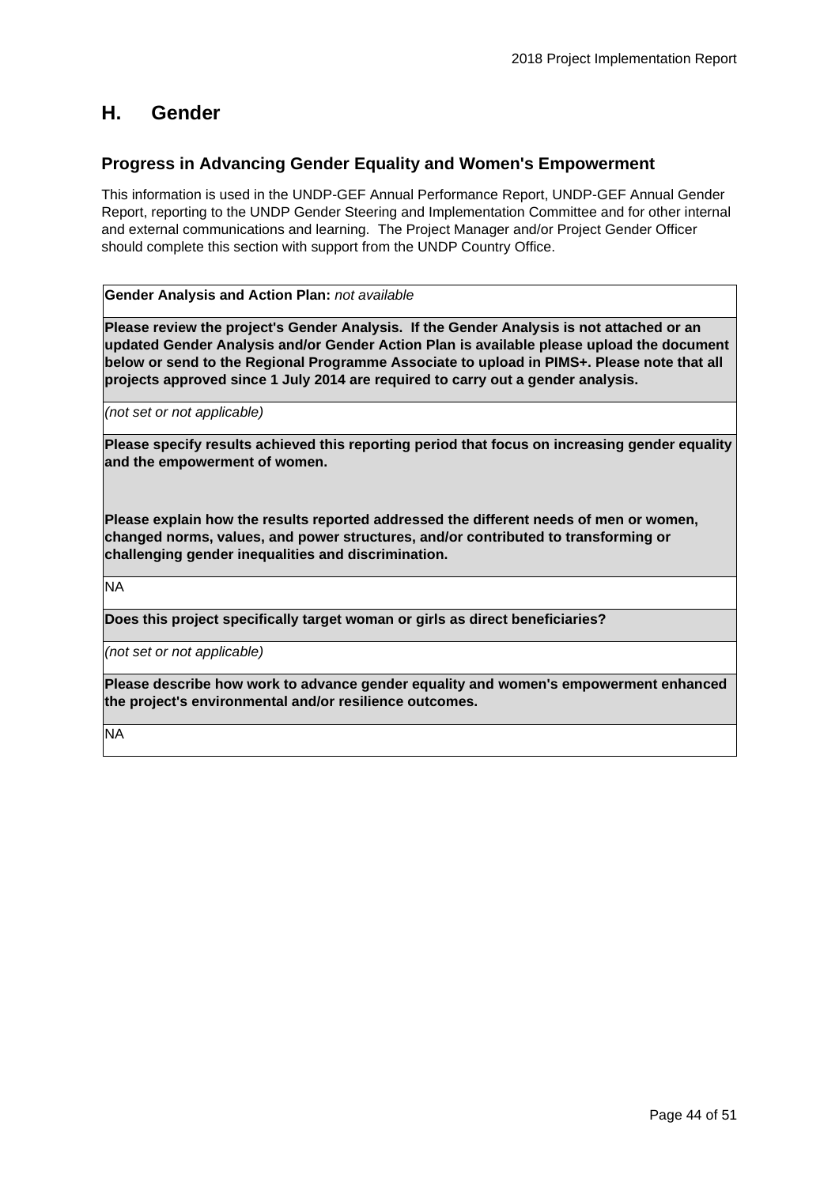## H. Gender

### Progress in Advancing Gender Equality and Women's Empowerment

This information is used in the UNDP-GEF Annual Performance Report, UNDP-GEF Annual Gender Report, reporting to the UNDP Gender Steering and Implementation Committee and for other internal and external communications and learning. The Project Manager and/or Project Gender Officer should complete this section with support from the UNDP Country Office.

| **Gender Analysis and Action Plan:** *not available* |
|---|
| **Please review the project's Gender Analysis. If the Gender Analysis is not attached or an updated Gender Analysis and/or Gender Action Plan is available please upload the document below or send to the Regional Programme Associate to upload in PIMS+. Please note that all projects approved since 1 July 2014 are required to carry out a gender analysis.** |
| *(not set or not applicable)* |
| **Please specify results achieved this reporting period that focus on increasing gender equality and the empowerment of women.**<br><br>**Please explain how the results reported addressed the different needs of men or women, changed norms, values, and power structures, and/or contributed to transforming or challenging gender inequalities and discrimination.** |
| NA |
| **Does this project specifically target woman or girls as direct beneficiaries?** |
| *(not set or not applicable)* |
| **Please describe how work to advance gender equality and women's empowerment enhanced the project's environmental and/or resilience outcomes.** |
| NA |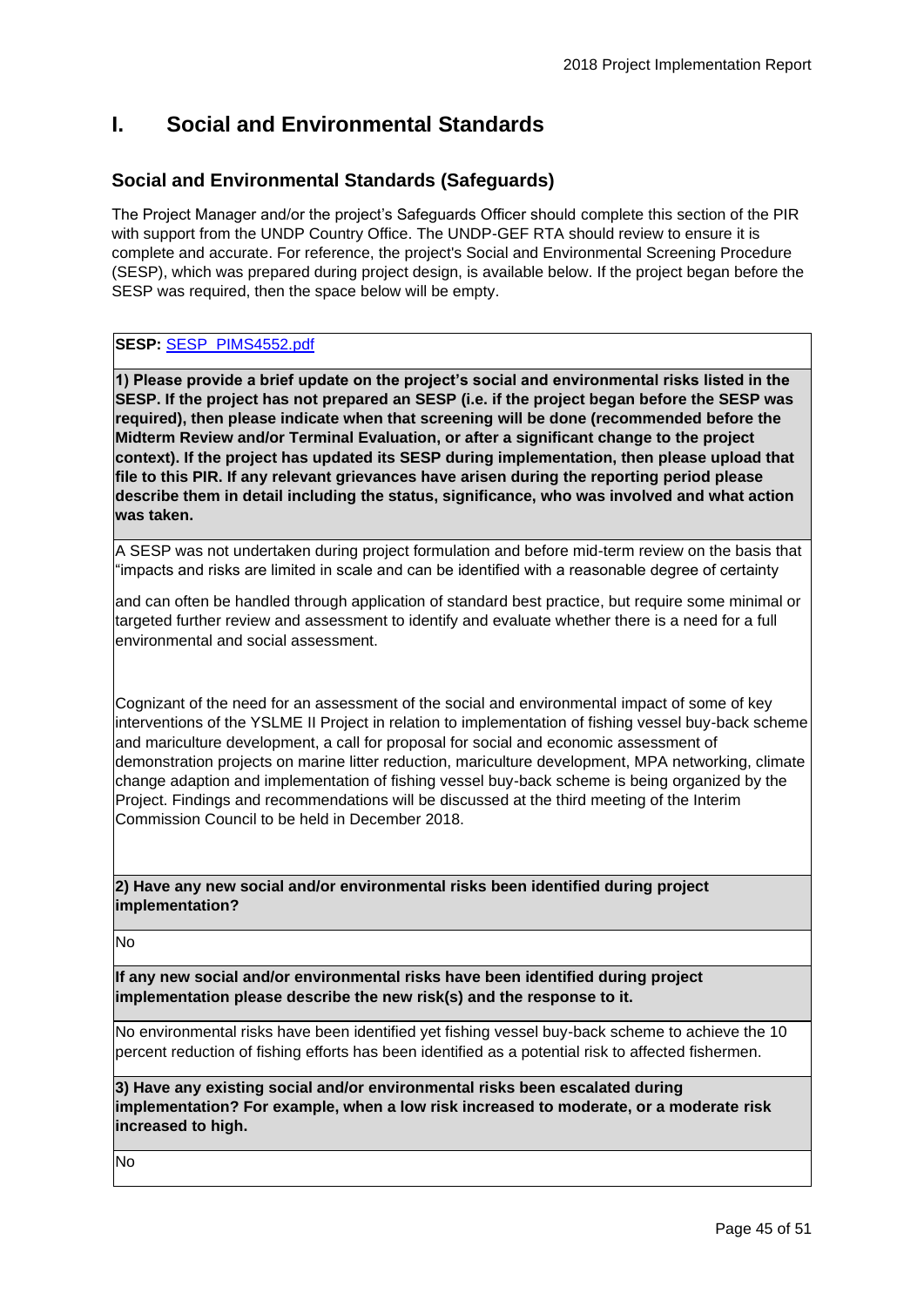# I. Social and Environmental Standards

## Social and Environmental Standards (Safeguards)

The Project Manager and/or the project's Safeguards Officer should complete this section of the PIR with support from the UNDP Country Office. The UNDP-GEF RTA should review to ensure it is complete and accurate. For reference, the project's Social and Environmental Screening Procedure (SESP), which was prepared during project design, is available below. If the project began before the SESP was required, then the space below will be empty.

**SESP:** SESP_PIMS4552.pdf

**1) Please provide a brief update on the project's social and environmental risks listed in the SESP. If the project has not prepared an SESP (i.e. if the project began before the SESP was required), then please indicate when that screening will be done (recommended before the Midterm Review and/or Terminal Evaluation, or after a significant change to the project context). If the project has updated its SESP during implementation, then please upload that file to this PIR. If any relevant grievances have arisen during the reporting period please describe them in detail including the status, significance, who was involved and what action was taken.**

A SESP was not undertaken during project formulation and before mid-term review on the basis that "impacts and risks are limited in scale and can be identified with a reasonable degree of certainty

and can often be handled through application of standard best practice, but require some minimal or targeted further review and assessment to identify and evaluate whether there is a need for a full environmental and social assessment.

Cognizant of the need for an assessment of the social and environmental impact of some of key interventions of the YSLME II Project in relation to implementation of fishing vessel buy-back scheme and mariculture development, a call for proposal for social and economic assessment of demonstration projects on marine litter reduction, mariculture development, MPA networking, climate change adaption and implementation of fishing vessel buy-back scheme is being organized by the Project. Findings and recommendations will be discussed at the third meeting of the Interim Commission Council to be held in December 2018.

**2) Have any new social and/or environmental risks been identified during project implementation?**

No

**If any new social and/or environmental risks have been identified during project implementation please describe the new risk(s) and the response to it.**

No environmental risks have been identified yet fishing vessel buy-back scheme to achieve the 10 percent reduction of fishing efforts has been identified as a potential risk to affected fishermen.

**3) Have any existing social and/or environmental risks been escalated during implementation? For example, when a low risk increased to moderate, or a moderate risk increased to high.**

No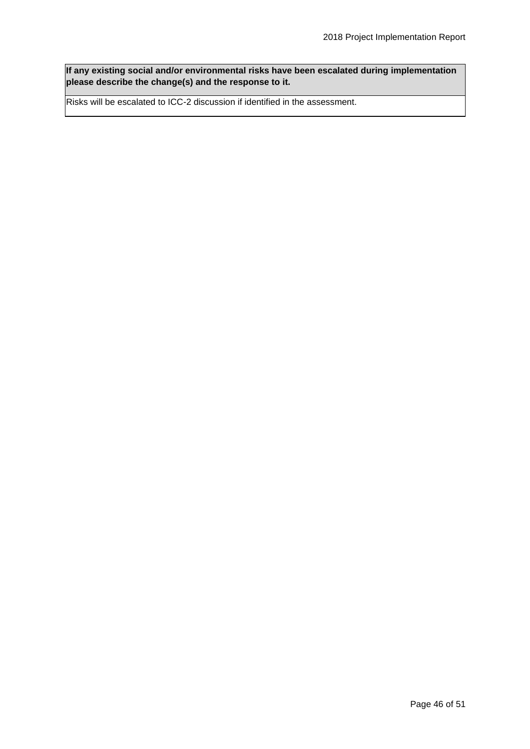| If any existing social and/or environmental risks have been escalated during implementation please describe the change(s) and the response to it. |
| --- |
| Risks will be escalated to ICC-2 discussion if identified in the assessment. |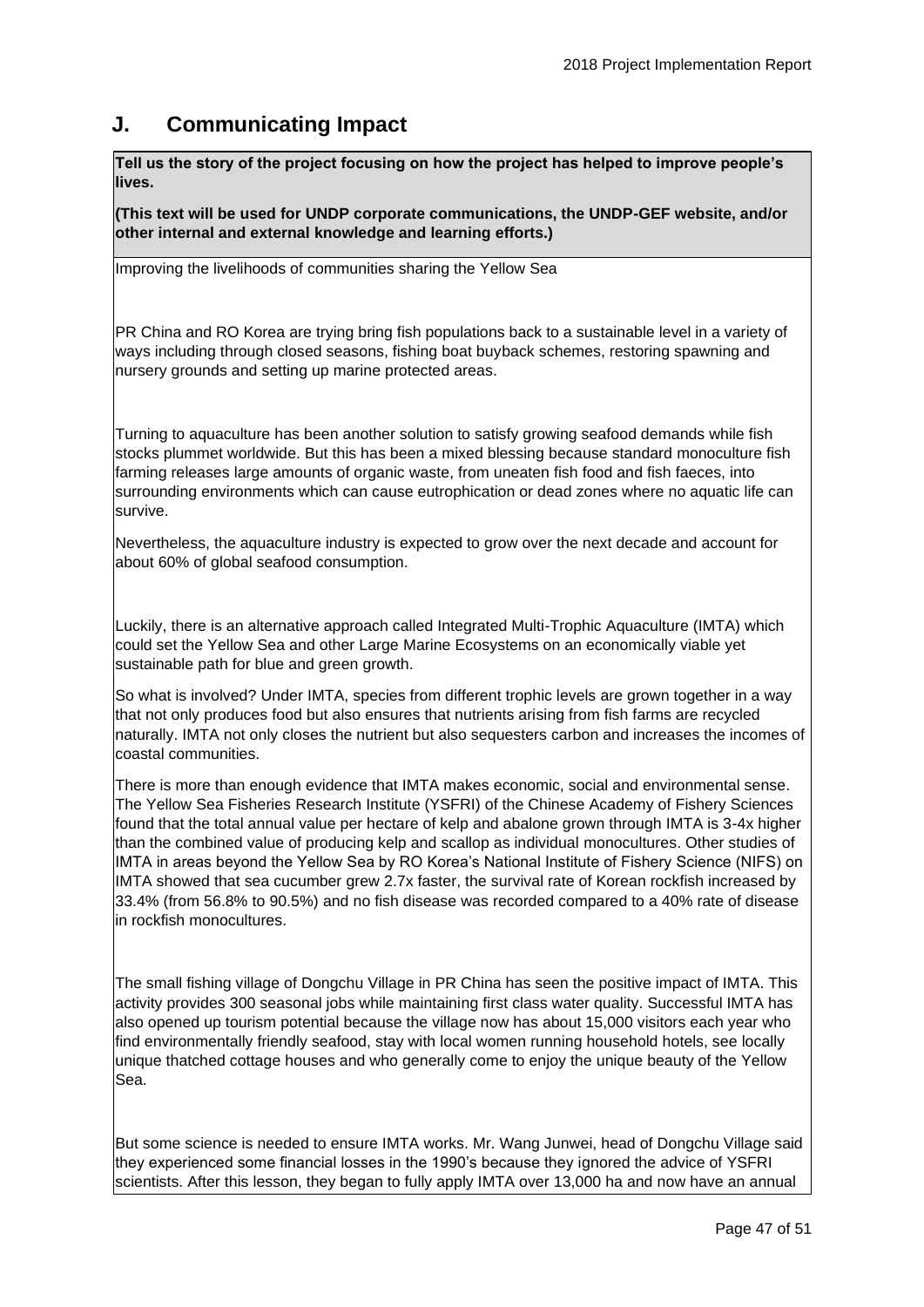## J. Communicating Impact

**Tell us the story of the project focusing on how the project has helped to improve people's lives.**

**(This text will be used for UNDP corporate communications, the UNDP-GEF website, and/or other internal and external knowledge and learning efforts.)**

Improving the livelihoods of communities sharing the Yellow Sea

PR China and RO Korea are trying bring fish populations back to a sustainable level in a variety of ways including through closed seasons, fishing boat buyback schemes, restoring spawning and nursery grounds and setting up marine protected areas.

Turning to aquaculture has been another solution to satisfy growing seafood demands while fish stocks plummet worldwide. But this has been a mixed blessing because standard monoculture fish farming releases large amounts of organic waste, from uneaten fish food and fish faeces, into surrounding environments which can cause eutrophication or dead zones where no aquatic life can survive.

Nevertheless, the aquaculture industry is expected to grow over the next decade and account for about 60% of global seafood consumption.

Luckily, there is an alternative approach called Integrated Multi-Trophic Aquaculture (IMTA) which could set the Yellow Sea and other Large Marine Ecosystems on an economically viable yet sustainable path for blue and green growth.

So what is involved? Under IMTA, species from different trophic levels are grown together in a way that not only produces food but also ensures that nutrients arising from fish farms are recycled naturally. IMTA not only closes the nutrient but also sequesters carbon and increases the incomes of coastal communities.

There is more than enough evidence that IMTA makes economic, social and environmental sense. The Yellow Sea Fisheries Research Institute (YSFRI) of the Chinese Academy of Fishery Sciences found that the total annual value per hectare of kelp and abalone grown through IMTA is 3-4x higher than the combined value of producing kelp and scallop as individual monocultures. Other studies of IMTA in areas beyond the Yellow Sea by RO Korea's National Institute of Fishery Science (NIFS) on IMTA showed that sea cucumber grew 2.7x faster, the survival rate of Korean rockfish increased by 33.4% (from 56.8% to 90.5%) and no fish disease was recorded compared to a 40% rate of disease in rockfish monocultures.

The small fishing village of Dongchu Village in PR China has seen the positive impact of IMTA. This activity provides 300 seasonal jobs while maintaining first class water quality. Successful IMTA has also opened up tourism potential because the village now has about 15,000 visitors each year who find environmentally friendly seafood, stay with local women running household hotels, see locally unique thatched cottage houses and who generally come to enjoy the unique beauty of the Yellow Sea.

But some science is needed to ensure IMTA works. Mr. Wang Junwei, head of Dongchu Village said they experienced some financial losses in the 1990's because they ignored the advice of YSFRI scientists. After this lesson, they began to fully apply IMTA over 13,000 ha and now have an annual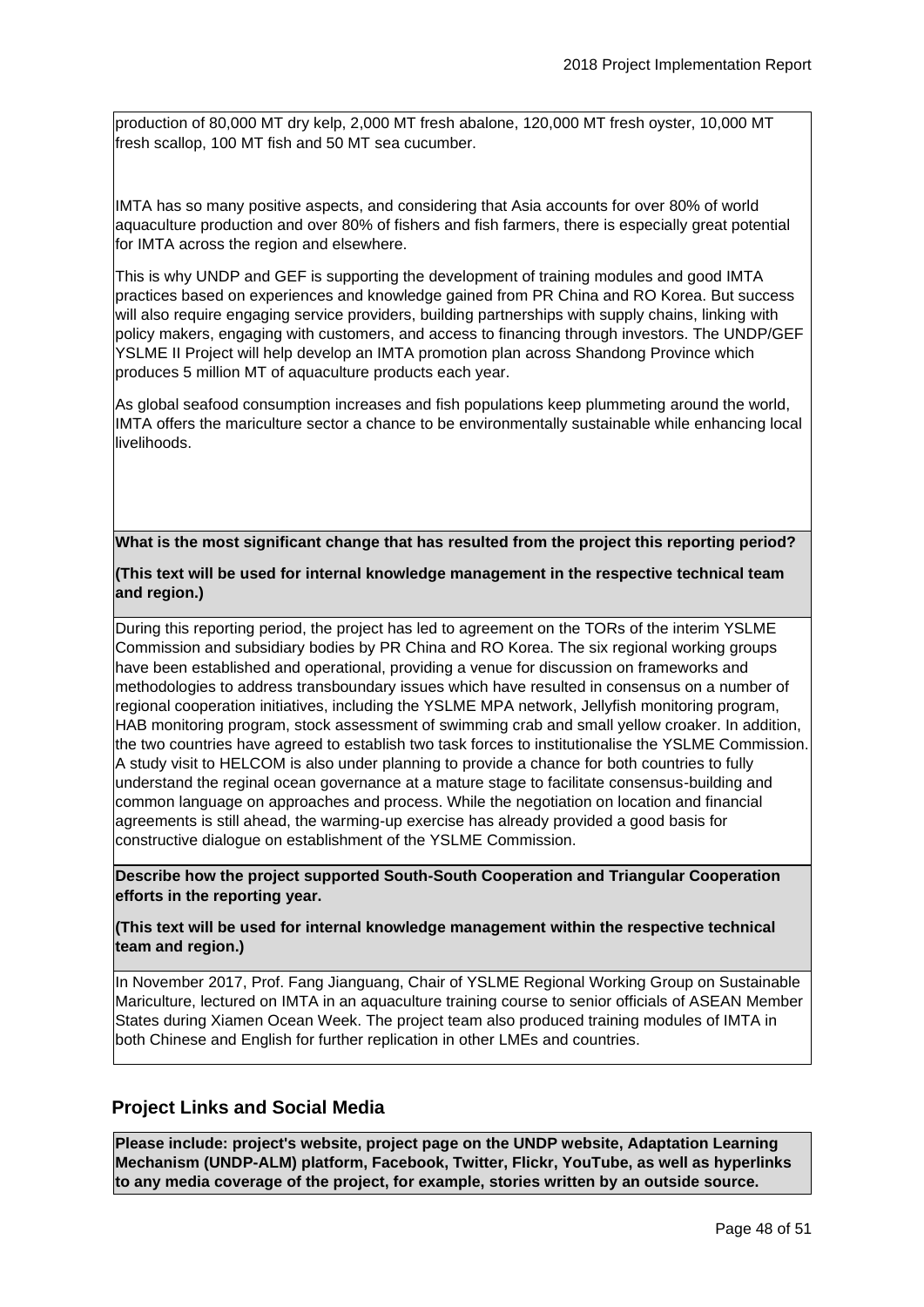production of 80,000 MT dry kelp, 2,000 MT fresh abalone, 120,000 MT fresh oyster, 10,000 MT fresh scallop, 100 MT fish and 50 MT sea cucumber.

IMTA has so many positive aspects, and considering that Asia accounts for over 80% of world aquaculture production and over 80% of fishers and fish farmers, there is especially great potential for IMTA across the region and elsewhere.

This is why UNDP and GEF is supporting the development of training modules and good IMTA practices based on experiences and knowledge gained from PR China and RO Korea. But success will also require engaging service providers, building partnerships with supply chains, linking with policy makers, engaging with customers, and access to financing through investors. The UNDP/GEF YSLME II Project will help develop an IMTA promotion plan across Shandong Province which produces 5 million MT of aquaculture products each year.

As global seafood consumption increases and fish populations keep plummeting around the world, IMTA offers the mariculture sector a chance to be environmentally sustainable while enhancing local livelihoods.

**What is the most significant change that has resulted from the project this reporting period?**

**(This text will be used for internal knowledge management in the respective technical team and region.)**

During this reporting period, the project has led to agreement on the TORs of the interim YSLME Commission and subsidiary bodies by PR China and RO Korea. The six regional working groups have been established and operational, providing a venue for discussion on frameworks and methodologies to address transboundary issues which have resulted in consensus on a number of regional cooperation initiatives, including the YSLME MPA network, Jellyfish monitoring program, HAB monitoring program, stock assessment of swimming crab and small yellow croaker. In addition, the two countries have agreed to establish two task forces to institutionalise the YSLME Commission. A study visit to HELCOM is also under planning to provide a chance for both countries to fully understand the reginal ocean governance at a mature stage to facilitate consensus-building and common language on approaches and process. While the negotiation on location and financial agreements is still ahead, the warming-up exercise has already provided a good basis for constructive dialogue on establishment of the YSLME Commission.

**Describe how the project supported South-South Cooperation and Triangular Cooperation efforts in the reporting year.**

**(This text will be used for internal knowledge management within the respective technical team and region.)**

In November 2017, Prof. Fang Jianguang, Chair of YSLME Regional Working Group on Sustainable Mariculture, lectured on IMTA in an aquaculture training course to senior officials of ASEAN Member States during Xiamen Ocean Week. The project team also produced training modules of IMTA in both Chinese and English for further replication in other LMEs and countries.

## Project Links and Social Media

**Please include: project's website, project page on the UNDP website, Adaptation Learning Mechanism (UNDP-ALM) platform, Facebook, Twitter, Flickr, YouTube, as well as hyperlinks to any media coverage of the project, for example, stories written by an outside source.**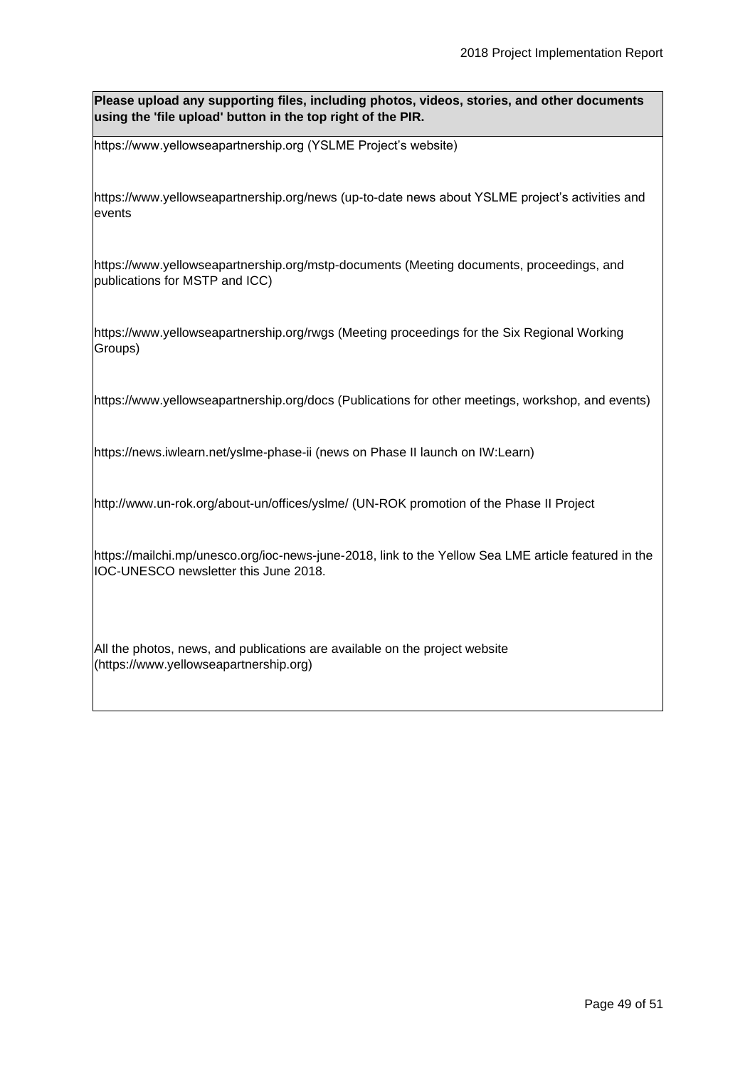**Please upload any supporting files, including photos, videos, stories, and other documents using the 'file upload' button in the top right of the PIR.**

https://www.yellowseapartnership.org (YSLME Project's website)

https://www.yellowseapartnership.org/news (up-to-date news about YSLME project's activities and events

https://www.yellowseapartnership.org/mstp-documents (Meeting documents, proceedings, and publications for MSTP and ICC)

https://www.yellowseapartnership.org/rwgs (Meeting proceedings for the Six Regional Working Groups)

https://www.yellowseapartnership.org/docs (Publications for other meetings, workshop, and events)

https://news.iwlearn.net/yslme-phase-ii (news on Phase II launch on IW:Learn)

http://www.un-rok.org/about-un/offices/yslme/ (UN-ROK promotion of the Phase II Project

https://mailchi.mp/unesco.org/ioc-news-june-2018, link to the Yellow Sea LME article featured in the IOC-UNESCO newsletter this June 2018.

All the photos, news, and publications are available on the project website (https://www.yellowseapartnership.org)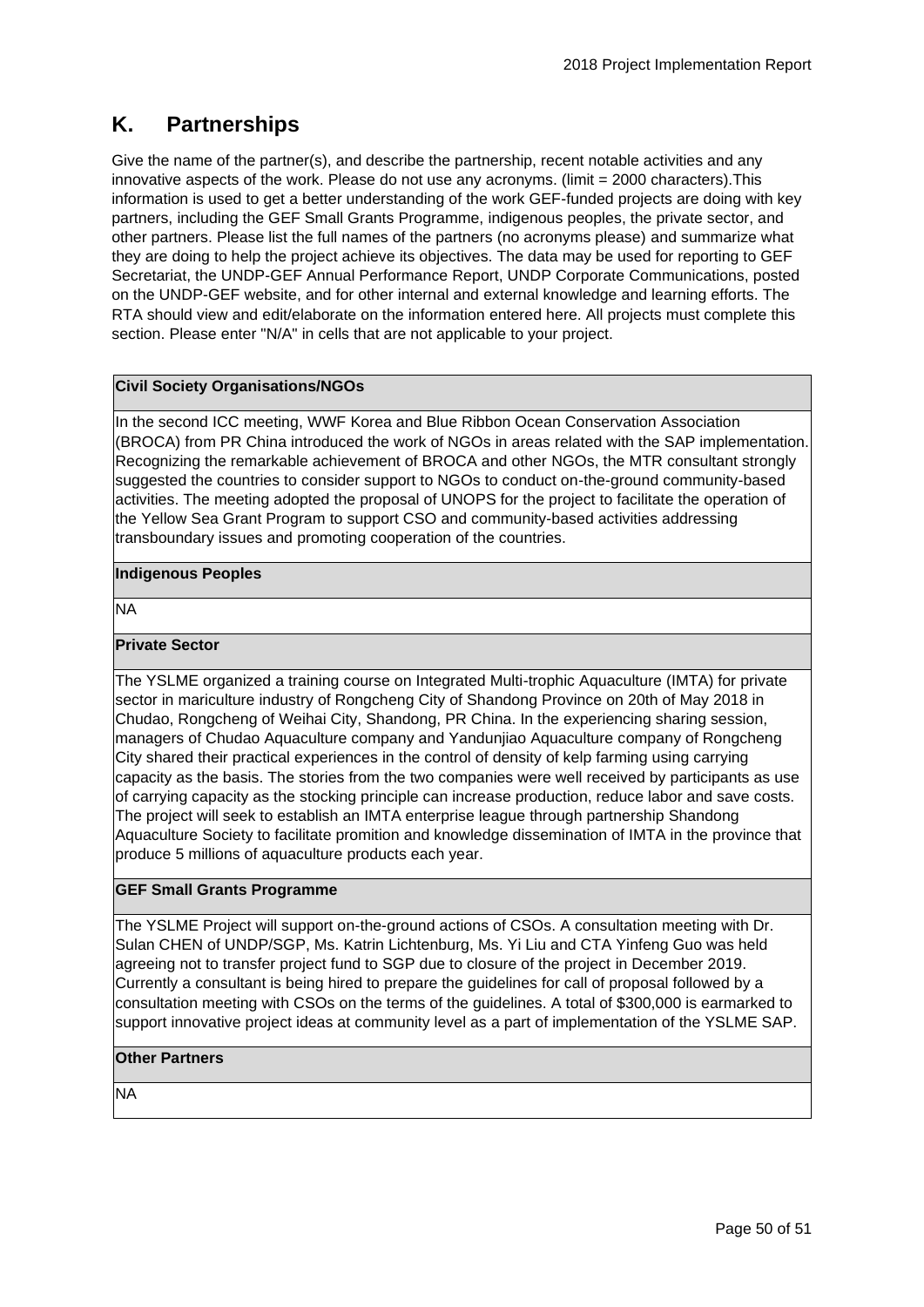## K. Partnerships

Give the name of the partner(s), and describe the partnership, recent notable activities and any innovative aspects of the work. Please do not use any acronyms. (limit = 2000 characters).This information is used to get a better understanding of the work GEF-funded projects are doing with key partners, including the GEF Small Grants Programme, indigenous peoples, the private sector, and other partners. Please list the full names of the partners (no acronyms please) and summarize what they are doing to help the project achieve its objectives. The data may be used for reporting to GEF Secretariat, the UNDP-GEF Annual Performance Report, UNDP Corporate Communications, posted on the UNDP-GEF website, and for other internal and external knowledge and learning efforts. The RTA should view and edit/elaborate on the information entered here. All projects must complete this section. Please enter "N/A" in cells that are not applicable to your project.

| **Civil Society Organisations/NGOs** |
|---|
| In the second ICC meeting, WWF Korea and Blue Ribbon Ocean Conservation Association (BROCA) from PR China introduced the work of NGOs in areas related with the SAP implementation. Recognizing the remarkable achievement of BROCA and other NGOs, the MTR consultant strongly suggested the countries to consider support to NGOs to conduct on-the-ground community-based activities. The meeting adopted the proposal of UNOPS for the project to facilitate the operation of the Yellow Sea Grant Program to support CSO and community-based activities addressing transboundary issues and promoting cooperation of the countries. |
| **Indigenous Peoples** |
| NA |
| **Private Sector** |
| The YSLME organized a training course on Integrated Multi-trophic Aquaculture (IMTA) for private sector in mariculture industry of Rongcheng City of Shandong Province on 20th of May 2018 in Chudao, Rongcheng of Weihai City, Shandong, PR China. In the experiencing sharing session, managers of Chudao Aquaculture company and Yandunjiao Aquaculture company of Rongcheng City shared their practical experiences in the control of density of kelp farming using carrying capacity as the basis. The stories from the two companies were well received by participants as use of carrying capacity as the stocking principle can increase production, reduce labor and save costs. The project will seek to establish an IMTA enterprise league through partnership Shandong Aquaculture Society to facilitate promition and knowledge dissemination of IMTA in the province that produce 5 millions of aquaculture products each year. |
| **GEF Small Grants Programme** |
| The YSLME Project will support on-the-ground actions of CSOs. A consultation meeting with Dr. Sulan CHEN of UNDP/SGP, Ms. Katrin Lichtenburg, Ms. Yi Liu and CTA Yinfeng Guo was held agreeing not to transfer project fund to SGP due to closure of the project in December 2019. Currently a consultant is being hired to prepare the guidelines for call of proposal followed by a consultation meeting with CSOs on the terms of the guidelines. A total of $300,000 is earmarked to support innovative project ideas at community level as a part of implementation of the YSLME SAP. |
| **Other Partners** |
| NA |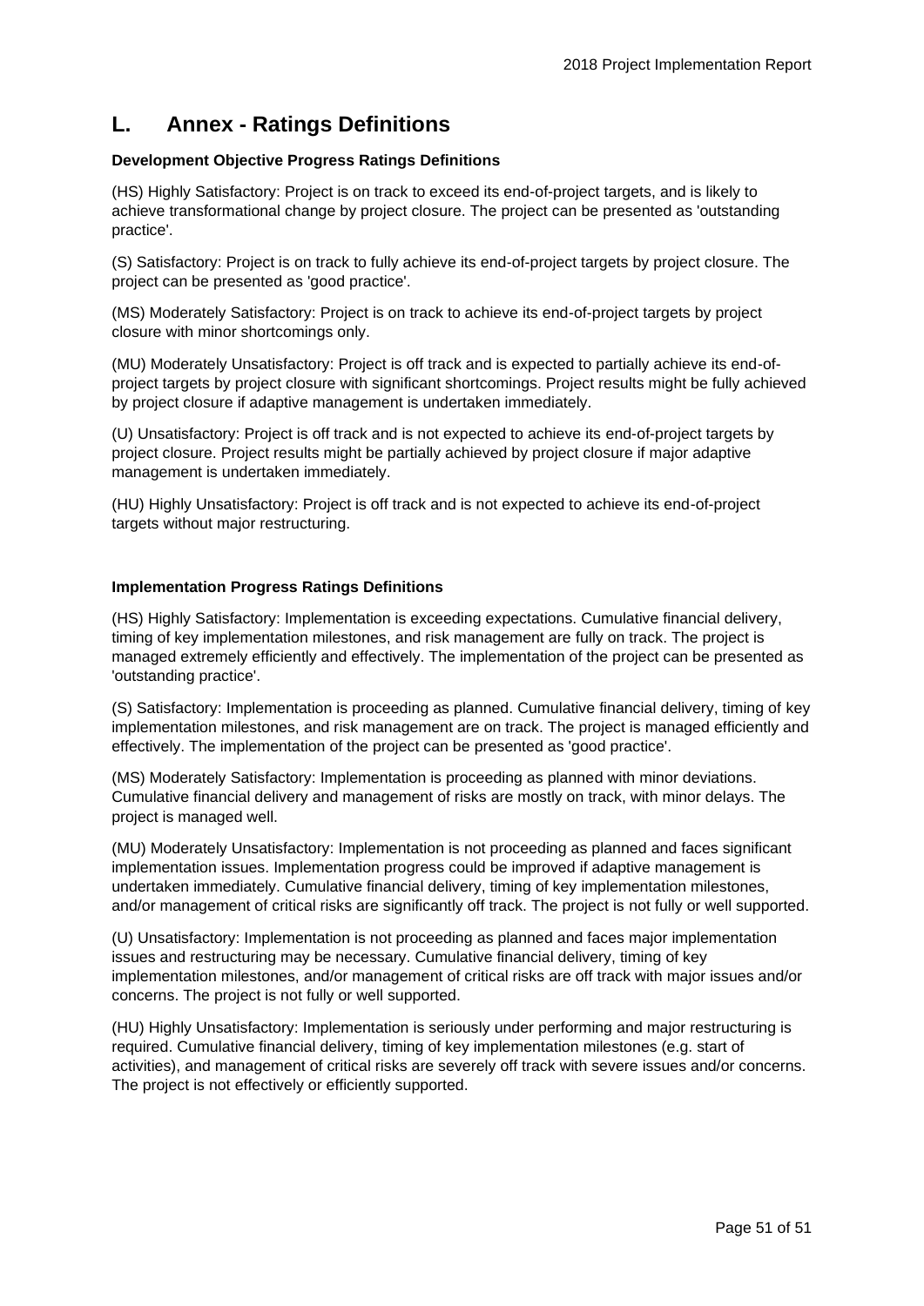## L. Annex - Ratings Definitions

**Development Objective Progress Ratings Definitions**

(HS) Highly Satisfactory: Project is on track to exceed its end-of-project targets, and is likely to achieve transformational change by project closure. The project can be presented as 'outstanding practice'.

(S) Satisfactory: Project is on track to fully achieve its end-of-project targets by project closure. The project can be presented as 'good practice'.

(MS) Moderately Satisfactory: Project is on track to achieve its end-of-project targets by project closure with minor shortcomings only.

(MU) Moderately Unsatisfactory: Project is off track and is expected to partially achieve its end-of-project targets by project closure with significant shortcomings. Project results might be fully achieved by project closure if adaptive management is undertaken immediately.

(U) Unsatisfactory: Project is off track and is not expected to achieve its end-of-project targets by project closure. Project results might be partially achieved by project closure if major adaptive management is undertaken immediately.

(HU) Highly Unsatisfactory: Project is off track and is not expected to achieve its end-of-project targets without major restructuring.

**Implementation Progress Ratings Definitions**

(HS) Highly Satisfactory: Implementation is exceeding expectations. Cumulative financial delivery, timing of key implementation milestones, and risk management are fully on track. The project is managed extremely efficiently and effectively. The implementation of the project can be presented as 'outstanding practice'.

(S) Satisfactory: Implementation is proceeding as planned. Cumulative financial delivery, timing of key implementation milestones, and risk management are on track. The project is managed efficiently and effectively. The implementation of the project can be presented as 'good practice'.

(MS) Moderately Satisfactory: Implementation is proceeding as planned with minor deviations. Cumulative financial delivery and management of risks are mostly on track, with minor delays. The project is managed well.

(MU) Moderately Unsatisfactory: Implementation is not proceeding as planned and faces significant implementation issues. Implementation progress could be improved if adaptive management is undertaken immediately. Cumulative financial delivery, timing of key implementation milestones, and/or management of critical risks are significantly off track. The project is not fully or well supported.

(U) Unsatisfactory: Implementation is not proceeding as planned and faces major implementation issues and restructuring may be necessary. Cumulative financial delivery, timing of key implementation milestones, and/or management of critical risks are off track with major issues and/or concerns. The project is not fully or well supported.

(HU) Highly Unsatisfactory: Implementation is seriously under performing and major restructuring is required. Cumulative financial delivery, timing of key implementation milestones (e.g. start of activities), and management of critical risks are severely off track with severe issues and/or concerns. The project is not effectively or efficiently supported.